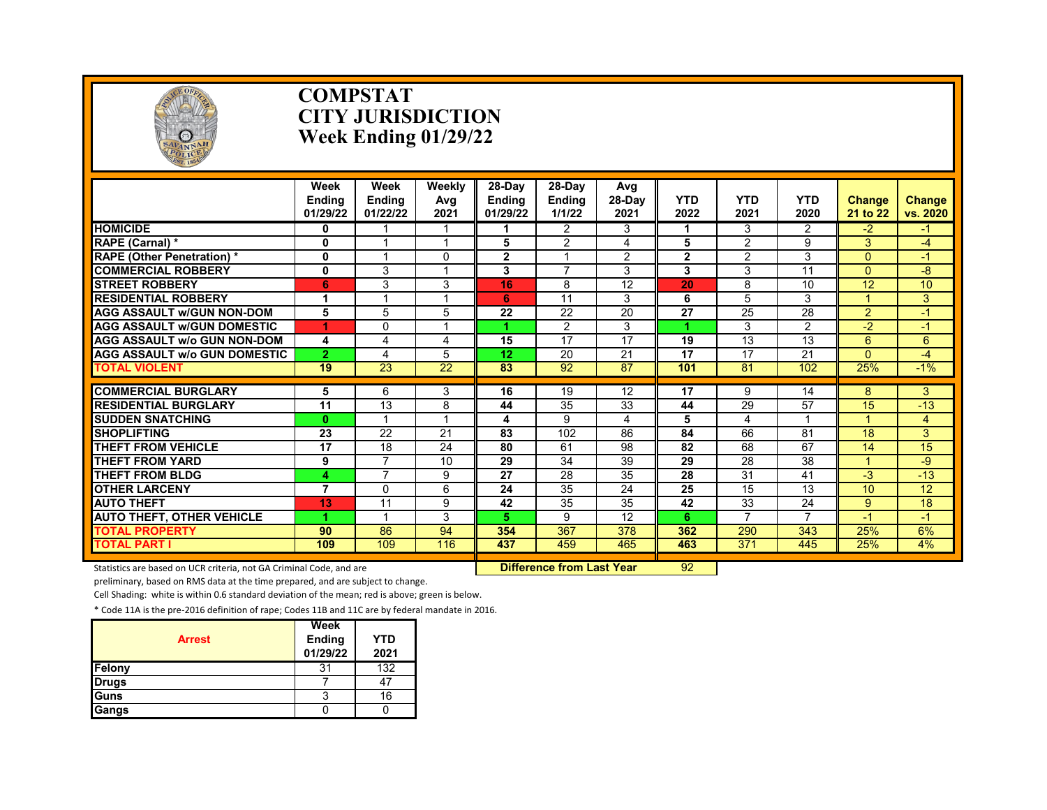# COMPSTAT
# CITY JURISDICTION
# Week Ending 01/29/22

| | Week Ending 01/29/22 | Week Ending 01/22/22 | Weekly Avg 2021 | 28-Day Ending 01/29/22 | 28-Day Ending 1/1/22 | Avg 28-Day 2021 | YTD 2022 | YTD 2021 | YTD 2020 | Change 21 to 22 | Change vs. 2020 |
|---|---|---|---|---|---|---|---|---|---|---|---|
| HOMICIDE | 0 | 1 | 1 | 1 | 2 | 3 | 1 | 3 | 2 | -2 | -1 |
| RAPE (Carnal) * | 0 | 1 | 1 | 5 | 2 | 4 | 5 | 2 | 9 | 3 | -4 |
| RAPE (Other Penetration) * | 0 | 1 | 0 | 2 | 1 | 2 | 2 | 2 | 3 | 0 | -1 |
| COMMERCIAL ROBBERY | 0 | 3 | 1 | 3 | 7 | 3 | 3 | 3 | 11 | 0 | -8 |
| STREET ROBBERY | 6 | 3 | 3 | 16 | 8 | 12 | 20 | 8 | 10 | 12 | 10 |
| RESIDENTIAL ROBBERY | 1 | 1 | 1 | 6 | 11 | 3 | 6 | 5 | 3 | 1 | 3 |
| AGG ASSAULT w/GUN NON-DOM | 5 | 5 | 5 | 22 | 22 | 20 | 27 | 25 | 28 | 2 | -1 |
| AGG ASSAULT w/GUN DOMESTIC | 1 | 0 | 1 | 1 | 2 | 3 | 1 | 3 | 2 | -2 | -1 |
| AGG ASSAULT w/o GUN NON-DOM | 4 | 4 | 4 | 15 | 17 | 17 | 19 | 13 | 13 | 6 | 6 |
| AGG ASSAULT w/o GUN DOMESTIC | 2 | 4 | 5 | 12 | 20 | 21 | 17 | 17 | 21 | 0 | -4 |
| TOTAL VIOLENT | 19 | 23 | 22 | 83 | 92 | 87 | 101 | 81 | 102 | 25% | -1% |
| COMMERCIAL BURGLARY | 5 | 6 | 3 | 16 | 19 | 12 | 17 | 9 | 14 | 8 | 3 |
| RESIDENTIAL BURGLARY | 11 | 13 | 8 | 44 | 35 | 33 | 44 | 29 | 57 | 15 | -13 |
| SUDDEN SNATCHING | 0 | 1 | 1 | 4 | 9 | 4 | 5 | 4 | 1 | 1 | 4 |
| SHOPLIFTING | 23 | 22 | 21 | 83 | 102 | 86 | 84 | 66 | 81 | 18 | 3 |
| THEFT FROM VEHICLE | 17 | 18 | 24 | 80 | 61 | 98 | 82 | 68 | 67 | 14 | 15 |
| THEFT FROM YARD | 9 | 7 | 10 | 29 | 34 | 39 | 29 | 28 | 38 | 1 | -9 |
| THEFT FROM BLDG | 4 | 7 | 9 | 27 | 28 | 35 | 28 | 31 | 41 | -3 | -13 |
| OTHER LARCENY | 7 | 0 | 6 | 24 | 35 | 24 | 25 | 15 | 13 | 10 | 12 |
| AUTO THEFT | 13 | 11 | 9 | 42 | 35 | 35 | 42 | 33 | 24 | 9 | 18 |
| AUTO THEFT, OTHER VEHICLE | 1 | 1 | 3 | 5 | 9 | 12 | 6 | 7 | 7 | -1 | -1 |
| TOTAL PROPERTY | 90 | 86 | 94 | 354 | 367 | 378 | 362 | 290 | 343 | 25% | 6% |
| TOTAL PART I | 109 | 109 | 116 | 437 | 459 | 465 | 463 | 371 | 445 | 25% | 4% |
| | | | | Difference from Last Year | | | 92 | | | | |

Statistics are based on UCR criteria, not GA Criminal Code, and are preliminary, based on RMS data at the time prepared, and are subject to change.

Cell Shading: white is within 0.6 standard deviation of the mean; red is above; green is below.

* Code 11A is the pre-2016 definition of rape; Codes 11B and 11C are by federal mandate in 2016.

| Arrest | Week Ending 01/29/22 | YTD 2021 |
|---|---|---|
| Felony | 31 | 132 |
| Drugs | 7 | 47 |
| Guns | 3 | 16 |
| Gangs | 0 | 0 |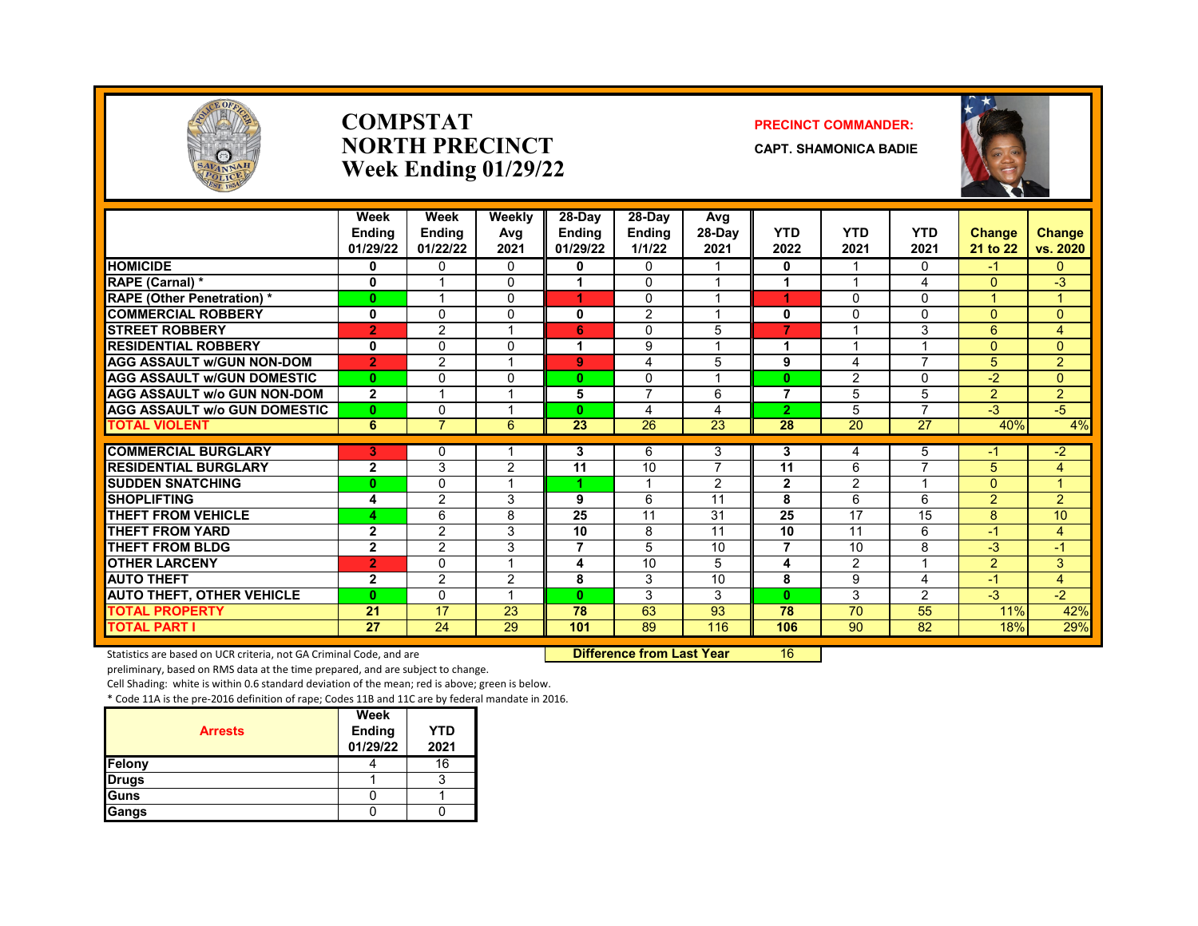# COMPSTAT NORTH PRECINCT Week Ending 01/29/22

**PRECINCT COMMANDER:**

**CAPT. SHAMONICA BADIE**

| | Week Ending 01/29/22 | Week Ending 01/22/22 | Weekly Avg 2021 | 28-Day Ending 01/29/22 | 28-Day Ending 1/1/22 | Avg 28-Day 2021 | YTD 2022 | YTD 2021 | YTD 2021 | Change 21 to 22 | Change vs. 2020 |
|---|---|---|---|---|---|---|---|---|---|---|---|
| HOMICIDE | 0 | 0 | 0 | 0 | 0 | 1 | 0 | 1 | 0 | -1 | 0 |
| RAPE (Carnal) * | 0 | 1 | 0 | 1 | 0 | 1 | 1 | 1 | 4 | 0 | -3 |
| RAPE (Other Penetration) * | 0 | 1 | 0 | 1 | 0 | 1 | 1 | 0 | 0 | 1 | 1 |
| COMMERCIAL ROBBERY | 0 | 0 | 0 | 0 | 2 | 1 | 0 | 0 | 0 | 0 | 0 |
| STREET ROBBERY | 2 | 2 | 1 | 6 | 0 | 5 | 7 | 1 | 3 | 6 | 4 |
| RESIDENTIAL ROBBERY | 0 | 0 | 0 | 1 | 9 | 1 | 1 | 1 | 1 | 0 | 0 |
| AGG ASSAULT w/GUN NON-DOM | 2 | 2 | 1 | 9 | 4 | 5 | 9 | 4 | 7 | 5 | 2 |
| AGG ASSAULT w/GUN DOMESTIC | 0 | 0 | 0 | 0 | 0 | 1 | 0 | 2 | 0 | -2 | 0 |
| AGG ASSAULT w/o GUN NON-DOM | 2 | 1 | 1 | 5 | 7 | 6 | 7 | 5 | 5 | 2 | 2 |
| AGG ASSAULT w/o GUN DOMESTIC | 0 | 0 | 1 | 0 | 4 | 4 | 2 | 5 | 7 | -3 | -5 |
| TOTAL VIOLENT | 6 | 7 | 6 | 23 | 26 | 23 | 28 | 20 | 27 | 40% | 4% |
| COMMERCIAL BURGLARY | 3 | 0 | 1 | 3 | 6 | 3 | 3 | 4 | 5 | -1 | -2 |
| RESIDENTIAL BURGLARY | 2 | 3 | 2 | 11 | 10 | 7 | 11 | 6 | 7 | 5 | 4 |
| SUDDEN SNATCHING | 0 | 0 | 1 | 1 | 1 | 2 | 2 | 2 | 1 | 0 | 1 |
| SHOPLIFTING | 4 | 2 | 3 | 9 | 6 | 11 | 8 | 6 | 6 | 2 | 2 |
| THEFT FROM VEHICLE | 4 | 6 | 8 | 25 | 11 | 31 | 25 | 17 | 15 | 8 | 10 |
| THEFT FROM YARD | 2 | 2 | 3 | 10 | 8 | 11 | 10 | 11 | 6 | -1 | 4 |
| THEFT FROM BLDG | 2 | 2 | 3 | 7 | 5 | 10 | 7 | 10 | 8 | -3 | -1 |
| OTHER LARCENY | 2 | 0 | 1 | 4 | 10 | 5 | 4 | 2 | 1 | 2 | 3 |
| AUTO THEFT | 2 | 2 | 2 | 8 | 3 | 10 | 8 | 9 | 4 | -1 | 4 |
| AUTO THEFT, OTHER VEHICLE | 0 | 0 | 1 | 0 | 3 | 3 | 0 | 3 | 2 | -3 | -2 |
| TOTAL PROPERTY | 21 | 17 | 23 | 78 | 63 | 93 | 78 | 70 | 55 | 11% | 42% |
| TOTAL PART I | 27 | 24 | 29 | 101 | 89 | 116 | 106 | 90 | 82 | 18% | 29% |

**Difference from Last Year** 16

Statistics are based on UCR criteria, not GA Criminal Code, and are preliminary, based on RMS data at the time prepared, and are subject to change.

Cell Shading: white is within 0.6 standard deviation of the mean; red is above; green is below.

* Code 11A is the pre-2016 definition of rape; Codes 11B and 11C are by federal mandate in 2016.

| Arrests | Week Ending 01/29/22 | YTD 2021 |
|---|---|---|
| Felony | 4 | 16 |
| Drugs | 1 | 3 |
| Guns | 0 | 1 |
| Gangs | 0 | 0 |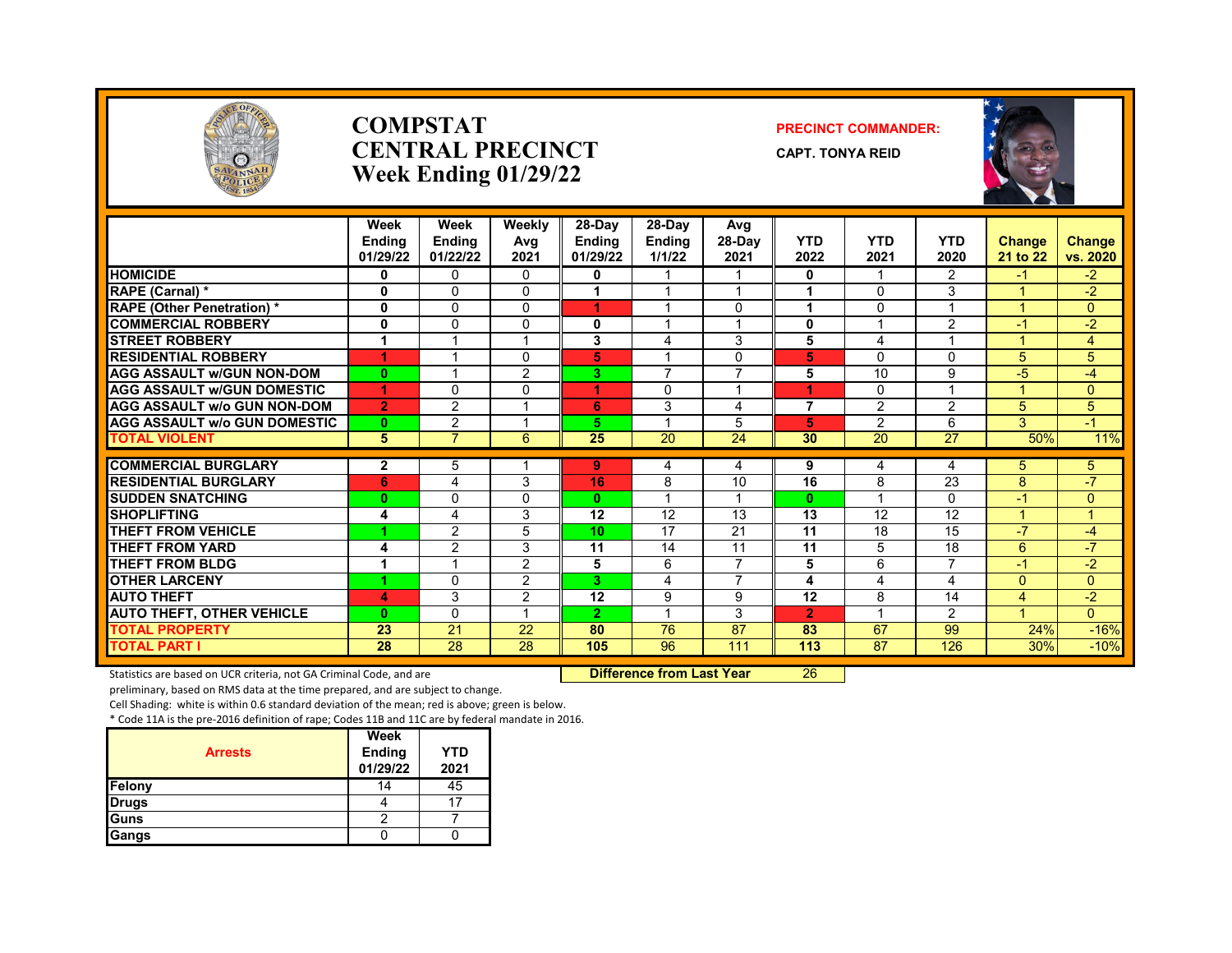# COMPSTAT
# CENTRAL PRECINCT
# Week Ending 01/29/22

**PRECINCT COMMANDER:**

**CAPT. TONYA REID**

| | Week Ending 01/29/22 | Week Ending 01/22/22 | Weekly Avg 2021 | 28-Day Ending 01/29/22 | 28-Day Ending 1/1/22 | Avg 28-Day 2021 | YTD 2022 | YTD 2021 | YTD 2020 | Change 21 to 22 | Change vs. 2020 |
|---|---|---|---|---|---|---|---|---|---|---|---|
| HOMICIDE | 0 | 0 | 0 | 0 | 1 | 1 | 0 | 1 | 2 | -1 | -2 |
| RAPE (Carnal) * | 0 | 0 | 0 | 1 | 1 | 1 | 1 | 0 | 3 | 1 | -2 |
| RAPE (Other Penetration) * | 0 | 0 | 0 | 1 | 1 | 0 | 1 | 0 | 1 | 1 | 0 |
| COMMERCIAL ROBBERY | 0 | 0 | 0 | 0 | 1 | 1 | 0 | 1 | 2 | -1 | -2 |
| STREET ROBBERY | 1 | 1 | 1 | 3 | 4 | 3 | 5 | 4 | 1 | 1 | 4 |
| RESIDENTIAL ROBBERY | 1 | 1 | 0 | 5 | 1 | 0 | 5 | 0 | 0 | 5 | 5 |
| AGG ASSAULT w/GUN NON-DOM | 0 | 1 | 2 | 3 | 7 | 7 | 5 | 10 | 9 | -5 | -4 |
| AGG ASSAULT w/GUN DOMESTIC | 1 | 0 | 0 | 1 | 0 | 1 | 1 | 0 | 1 | 1 | 0 |
| AGG ASSAULT w/o GUN NON-DOM | 2 | 2 | 1 | 6 | 3 | 4 | 7 | 2 | 2 | 5 | 5 |
| AGG ASSAULT w/o GUN DOMESTIC | 0 | 2 | 1 | 5 | 1 | 5 | 5 | 2 | 6 | 3 | -1 |
| TOTAL VIOLENT | 5 | 7 | 6 | 25 | 20 | 24 | 30 | 20 | 27 | 50% | 11% |
| COMMERCIAL BURGLARY | 2 | 5 | 1 | 9 | 4 | 4 | 9 | 4 | 4 | 5 | 5 |
| RESIDENTIAL BURGLARY | 6 | 4 | 3 | 16 | 8 | 10 | 16 | 8 | 23 | 8 | -7 |
| SUDDEN SNATCHING | 0 | 0 | 0 | 0 | 1 | 1 | 0 | 1 | 0 | -1 | 0 |
| SHOPLIFTING | 4 | 4 | 3 | 12 | 12 | 13 | 13 | 12 | 12 | 1 | 1 |
| THEFT FROM VEHICLE | 1 | 2 | 5 | 10 | 17 | 21 | 11 | 18 | 15 | -7 | -4 |
| THEFT FROM YARD | 4 | 2 | 3 | 11 | 14 | 11 | 11 | 5 | 18 | 6 | -7 |
| THEFT FROM BLDG | 1 | 1 | 2 | 5 | 6 | 7 | 5 | 6 | 7 | -1 | -2 |
| OTHER LARCENY | 1 | 0 | 2 | 3 | 4 | 7 | 4 | 4 | 4 | 0 | 0 |
| AUTO THEFT | 4 | 3 | 2 | 12 | 9 | 9 | 12 | 8 | 14 | 4 | -2 |
| AUTO THEFT, OTHER VEHICLE | 0 | 0 | 1 | 2 | 1 | 3 | 2 | 1 | 2 | 1 | 0 |
| TOTAL PROPERTY | 23 | 21 | 22 | 80 | 76 | 87 | 83 | 67 | 99 | 24% | -16% |
| TOTAL PART I | 28 | 28 | 28 | 105 | 96 | 111 | 113 | 87 | 126 | 30% | -10% |

**Difference from Last Year** 26

Statistics are based on UCR criteria, not GA Criminal Code, and are preliminary, based on RMS data at the time prepared, and are subject to change.

Cell Shading: white is within 0.6 standard deviation of the mean; red is above; green is below.

* Code 11A is the pre-2016 definition of rape; Codes 11B and 11C are by federal mandate in 2016.

| Arrests | Week Ending 01/29/22 | YTD 2021 |
|---|---|---|
| Felony | 14 | 45 |
| Drugs | 4 | 17 |
| Guns | 2 | 7 |
| Gangs | 0 | 0 |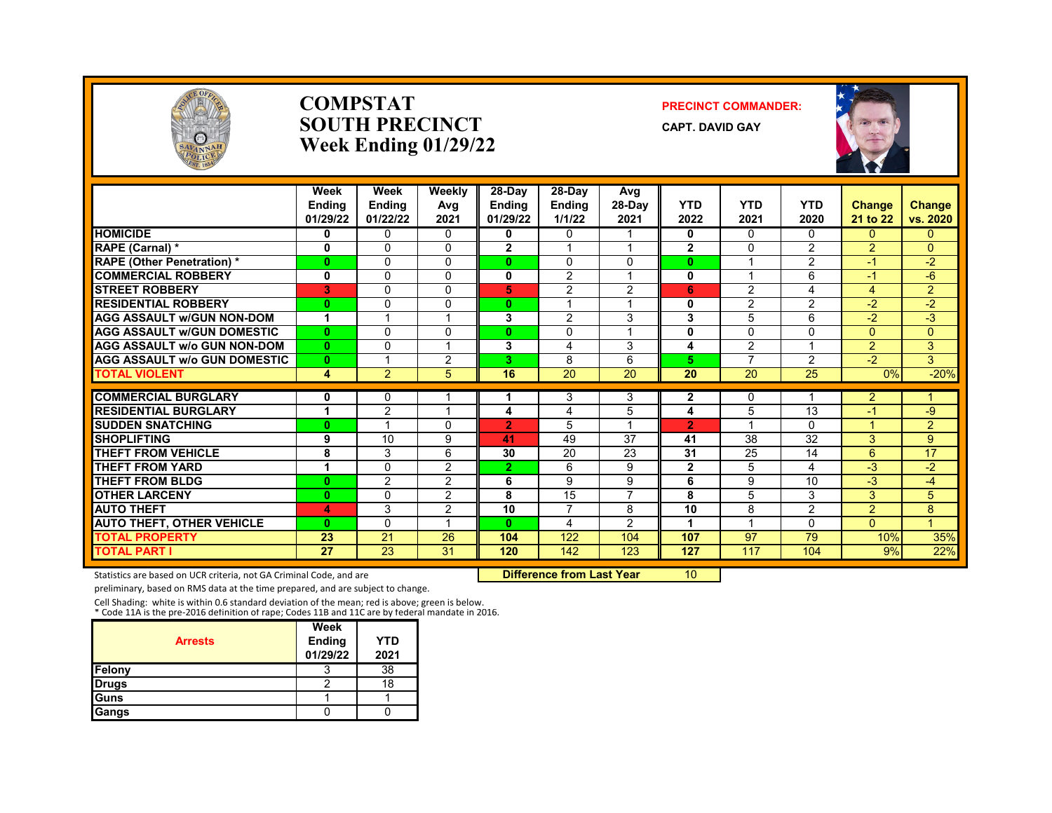# COMPSTAT
# SOUTH PRECINCT
## Week Ending 01/29/22

**PRECINCT COMMANDER:**

**CAPT. DAVID GAY**

| | Week Ending 01/29/22 | Week Ending 01/22/22 | Weekly Avg 2021 | 28-Day Ending 01/29/22 | 28-Day Ending 1/1/22 | Avg 28-Day 2021 | YTD 2022 | YTD 2021 | YTD 2020 | Change 21 to 22 | Change vs. 2020 |
|---|---|---|---|---|---|---|---|---|---|---|---|
| HOMICIDE | 0 | 0 | 0 | 0 | 0 | 1 | 0 | 0 | 0 | 0 | 0 |
| RAPE (Carnal) * | 0 | 0 | 0 | 2 | 1 | 1 | 2 | 0 | 2 | 2 | 0 |
| RAPE (Other Penetration) * | 0 | 0 | 0 | 0 | 0 | 0 | 0 | 1 | 2 | -1 | -2 |
| COMMERCIAL ROBBERY | 0 | 0 | 0 | 0 | 2 | 1 | 0 | 1 | 6 | -1 | -6 |
| STREET ROBBERY | 3 | 0 | 0 | 5 | 2 | 2 | 6 | 2 | 4 | 4 | 2 |
| RESIDENTIAL ROBBERY | 0 | 0 | 0 | 0 | 1 | 1 | 0 | 2 | 2 | -2 | -2 |
| AGG ASSAULT w/GUN NON-DOM | 1 | 1 | 1 | 3 | 2 | 3 | 3 | 5 | 6 | -2 | -3 |
| AGG ASSAULT w/GUN DOMESTIC | 0 | 0 | 0 | 0 | 0 | 1 | 0 | 0 | 0 | 0 | 0 |
| AGG ASSAULT w/o GUN NON-DOM | 0 | 0 | 1 | 3 | 4 | 3 | 4 | 2 | 1 | 2 | 3 |
| AGG ASSAULT w/o GUN DOMESTIC | 0 | 1 | 2 | 3 | 8 | 6 | 5 | 7 | 2 | -2 | 3 |
| TOTAL VIOLENT | 4 | 2 | 5 | 16 | 20 | 20 | 20 | 20 | 25 | 0% | -20% |
| COMMERCIAL BURGLARY | 0 | 0 | 1 | 1 | 3 | 3 | 2 | 0 | 1 | 2 | 1 |
| RESIDENTIAL BURGLARY | 1 | 2 | 1 | 4 | 4 | 5 | 4 | 5 | 13 | -1 | -9 |
| SUDDEN SNATCHING | 0 | 1 | 0 | 2 | 5 | 1 | 2 | 1 | 0 | 1 | 2 |
| SHOPLIFTING | 9 | 10 | 9 | 41 | 49 | 37 | 41 | 38 | 32 | 3 | 9 |
| THEFT FROM VEHICLE | 8 | 3 | 6 | 30 | 20 | 23 | 31 | 25 | 14 | 6 | 17 |
| THEFT FROM YARD | 1 | 0 | 2 | 2 | 6 | 9 | 2 | 5 | 4 | -3 | -2 |
| THEFT FROM BLDG | 0 | 2 | 2 | 6 | 9 | 9 | 6 | 9 | 10 | -3 | -4 |
| OTHER LARCENY | 0 | 0 | 2 | 8 | 15 | 7 | 8 | 5 | 3 | 3 | 5 |
| AUTO THEFT | 4 | 3 | 2 | 10 | 7 | 8 | 10 | 8 | 2 | 2 | 8 |
| AUTO THEFT, OTHER VEHICLE | 0 | 0 | 1 | 0 | 4 | 2 | 1 | 1 | 0 | 0 | 1 |
| TOTAL PROPERTY | 23 | 21 | 26 | 104 | 122 | 104 | 107 | 97 | 79 | 10% | 35% |
| TOTAL PART I | 27 | 23 | 31 | 120 | 142 | 123 | 127 | 117 | 104 | 9% | 22% |

**Difference from Last Year** 10

Statistics are based on UCR criteria, not GA Criminal Code, and are preliminary, based on RMS data at the time prepared, and are subject to change.

Cell Shading: white is within 0.6 standard deviation of the mean; red is above; green is below.
* Code 11A is the pre-2016 definition of rape; Codes 11B and 11C are by federal mandate in 2016.

| Arrests | Week Ending 01/29/22 | YTD 2021 |
|---|---|---|
| Felony | 3 | 38 |
| Drugs | 2 | 18 |
| Guns | 1 | 1 |
| Gangs | 0 | 0 |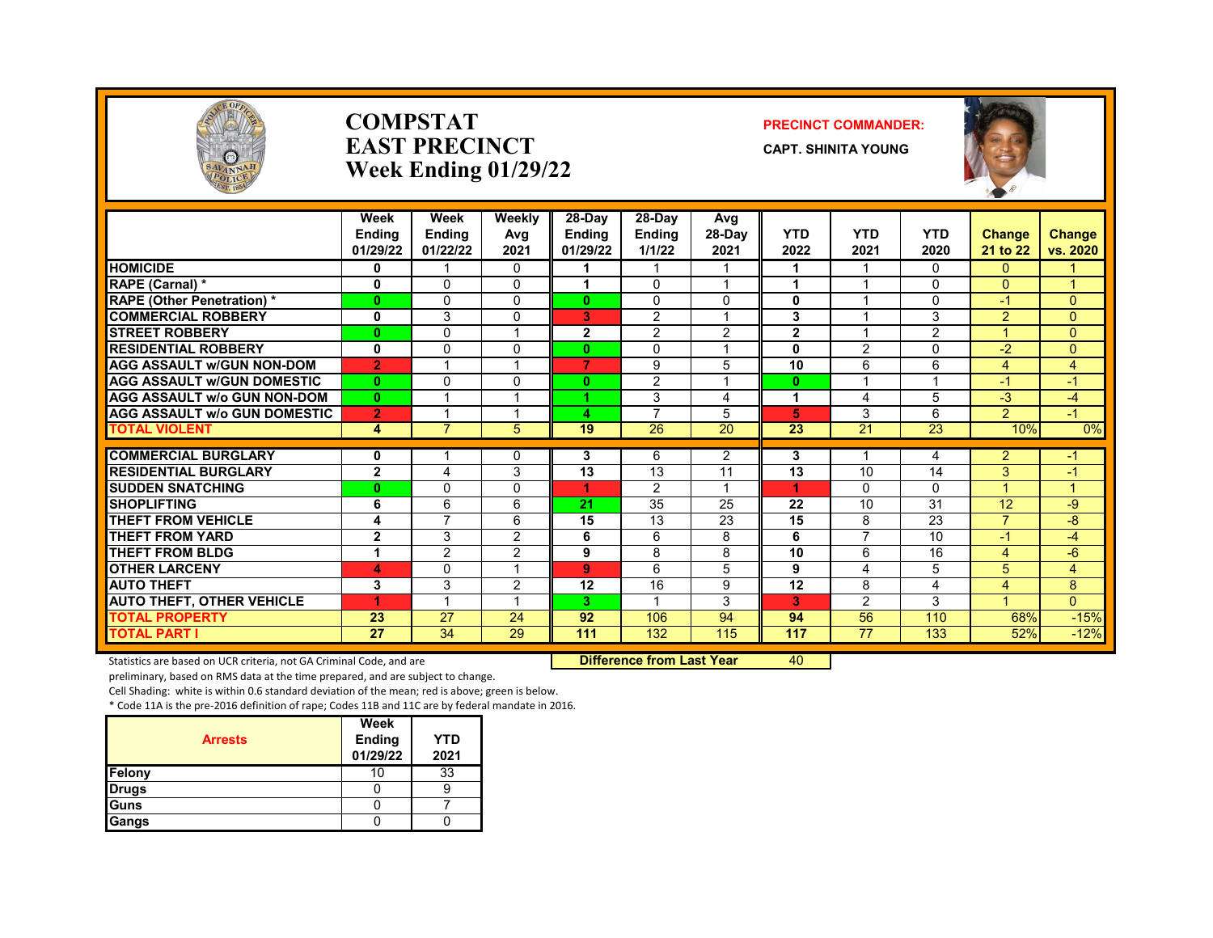# COMPSTAT
# EAST PRECINCT
# Week Ending 01/29/22

**PRECINCT COMMANDER:**

**CAPT. SHINITA YOUNG**

| | Week Ending 01/29/22 | Week Ending 01/22/22 | Weekly Avg 2021 | 28-Day Ending 01/29/22 | 28-Day Ending 1/1/22 | Avg 28-Day 2021 | YTD 2022 | YTD 2021 | YTD 2020 | Change 21 to 22 | Change vs. 2020 |
|---|---|---|---|---|---|---|---|---|---|---|---|
| HOMICIDE | 0 | 1 | 0 | 1 | 1 | 1 | 1 | 1 | 0 | 0 | 1 |
| RAPE (Carnal) * | 0 | 0 | 0 | 1 | 0 | 1 | 1 | 1 | 0 | 0 | 1 |
| RAPE (Other Penetration) * | 0 | 0 | 0 | 0 | 0 | 0 | 0 | 1 | 0 | -1 | 0 |
| COMMERCIAL ROBBERY | 0 | 3 | 0 | 3 | 2 | 1 | 3 | 1 | 3 | 2 | 0 |
| STREET ROBBERY | 0 | 0 | 1 | 2 | 2 | 2 | 2 | 1 | 2 | 1 | 0 |
| RESIDENTIAL ROBBERY | 0 | 0 | 0 | 0 | 0 | 1 | 0 | 2 | 0 | -2 | 0 |
| AGG ASSAULT w/GUN NON-DOM | 2 | 1 | 1 | 7 | 9 | 5 | 10 | 6 | 6 | 4 | 4 |
| AGG ASSAULT w/GUN DOMESTIC | 0 | 0 | 0 | 0 | 2 | 1 | 0 | 1 | 1 | -1 | -1 |
| AGG ASSAULT w/o GUN NON-DOM | 0 | 1 | 1 | 1 | 3 | 4 | 1 | 4 | 5 | -3 | -4 |
| AGG ASSAULT w/o GUN DOMESTIC | 2 | 1 | 1 | 4 | 7 | 5 | 5 | 3 | 6 | 2 | -1 |
| TOTAL VIOLENT | 4 | 7 | 5 | 19 | 26 | 20 | 23 | 21 | 23 | 10% | 0% |
| COMMERCIAL BURGLARY | 0 | 1 | 0 | 3 | 6 | 2 | 3 | 1 | 4 | 2 | -1 |
| RESIDENTIAL BURGLARY | 2 | 4 | 3 | 13 | 13 | 11 | 13 | 10 | 14 | 3 | -1 |
| SUDDEN SNATCHING | 0 | 0 | 0 | 1 | 2 | 1 | 1 | 0 | 0 | 1 | 1 |
| SHOPLIFTING | 6 | 6 | 6 | 21 | 35 | 25 | 22 | 10 | 31 | 12 | -9 |
| THEFT FROM VEHICLE | 4 | 7 | 6 | 15 | 13 | 23 | 15 | 8 | 23 | 7 | -8 |
| THEFT FROM YARD | 2 | 3 | 2 | 6 | 6 | 8 | 6 | 7 | 10 | -1 | -4 |
| THEFT FROM BLDG | 1 | 2 | 2 | 9 | 8 | 8 | 10 | 6 | 16 | 4 | -6 |
| OTHER LARCENY | 4 | 0 | 1 | 9 | 6 | 5 | 9 | 4 | 5 | 5 | 4 |
| AUTO THEFT | 3 | 3 | 2 | 12 | 16 | 9 | 12 | 8 | 4 | 4 | 8 |
| AUTO THEFT, OTHER VEHICLE | 1 | 1 | 1 | 3 | 1 | 3 | 3 | 2 | 3 | 1 | 0 |
| TOTAL PROPERTY | 23 | 27 | 24 | 92 | 106 | 94 | 94 | 56 | 110 | 68% | -15% |
| TOTAL PART I | 27 | 34 | 29 | 111 | 132 | 115 | 117 | 77 | 133 | 52% | -12% |

**Difference from Last Year** 40

Statistics are based on UCR criteria, not GA Criminal Code, and are preliminary, based on RMS data at the time prepared, and are subject to change.

Cell Shading: white is within 0.6 standard deviation of the mean; red is above; green is below.

* Code 11A is the pre-2016 definition of rape; Codes 11B and 11C are by federal mandate in 2016.

| Arrests | Week Ending 01/29/22 | YTD 2021 |
|---|---|---|
| Felony | 10 | 33 |
| Drugs | 0 | 9 |
| Guns | 0 | 7 |
| Gangs | 0 | 0 |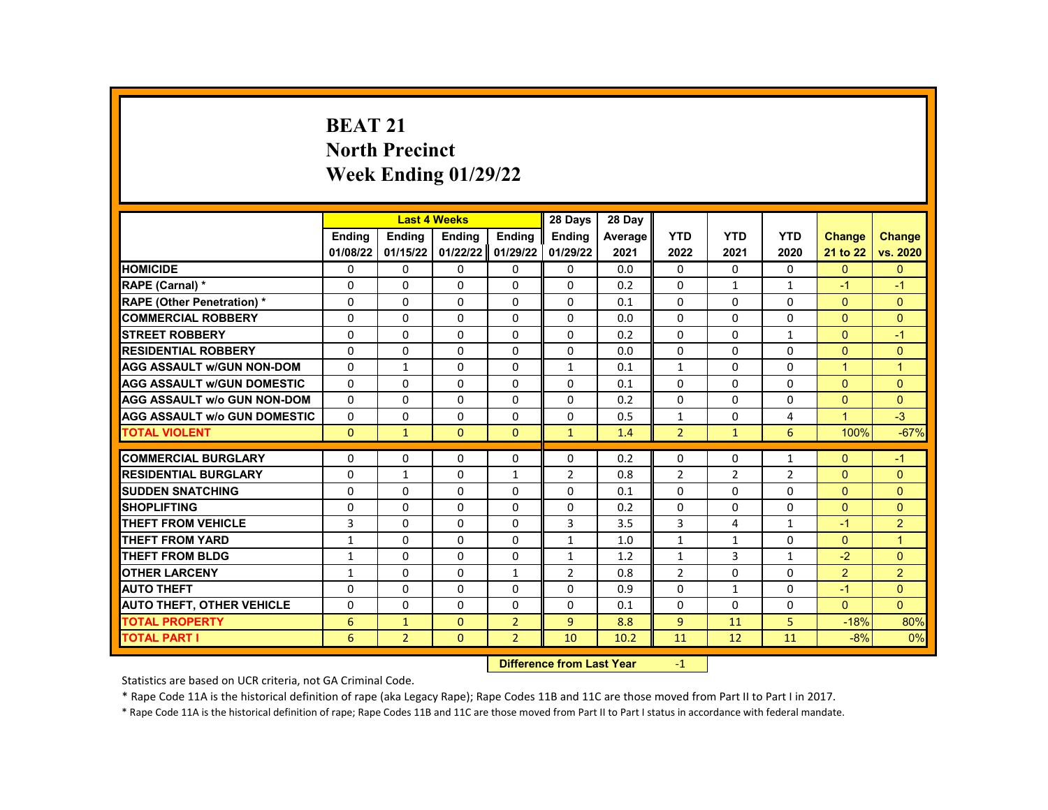# BEAT 21
# North Precinct
# Week Ending 01/29/22

| | Last 4 Weeks | | | | 28 Days | 28 Day | | | | | |
|---|---|---|---|---|---|---|---|---|---|---|---|
| | Ending 01/08/22 | Ending 01/15/22 | Ending 01/22/22 | Ending 01/29/22 | Ending 01/29/22 | Average 2021 | YTD 2022 | YTD 2021 | YTD 2020 | Change 21 to 22 | Change vs. 2020 |
| HOMICIDE | 0 | 0 | 0 | 0 | 0 | 0.0 | 0 | 0 | 0 | 0 | 0 |
| RAPE (Carnal) * | 0 | 0 | 0 | 0 | 0 | 0.2 | 0 | 1 | 1 | -1 | -1 |
| RAPE (Other Penetration) * | 0 | 0 | 0 | 0 | 0 | 0.1 | 0 | 0 | 0 | 0 | 0 |
| COMMERCIAL ROBBERY | 0 | 0 | 0 | 0 | 0 | 0.0 | 0 | 0 | 0 | 0 | 0 |
| STREET ROBBERY | 0 | 0 | 0 | 0 | 0 | 0.2 | 0 | 0 | 1 | 0 | -1 |
| RESIDENTIAL ROBBERY | 0 | 0 | 0 | 0 | 0 | 0.0 | 0 | 0 | 0 | 0 | 0 |
| AGG ASSAULT w/GUN NON-DOM | 0 | 1 | 0 | 0 | 1 | 0.1 | 1 | 0 | 0 | 1 | 1 |
| AGG ASSAULT w/GUN DOMESTIC | 0 | 0 | 0 | 0 | 0 | 0.1 | 0 | 0 | 0 | 0 | 0 |
| AGG ASSAULT w/o GUN NON-DOM | 0 | 0 | 0 | 0 | 0 | 0.2 | 0 | 0 | 0 | 0 | 0 |
| AGG ASSAULT w/o GUN DOMESTIC | 0 | 0 | 0 | 0 | 0 | 0.5 | 1 | 0 | 4 | 1 | -3 |
| TOTAL VIOLENT | 0 | 1 | 0 | 0 | 1 | 1.4 | 2 | 1 | 6 | 100% | -67% |
| COMMERCIAL BURGLARY | 0 | 0 | 0 | 0 | 0 | 0.2 | 0 | 0 | 1 | 0 | -1 |
| RESIDENTIAL BURGLARY | 0 | 1 | 0 | 1 | 2 | 0.8 | 2 | 2 | 2 | 0 | 0 |
| SUDDEN SNATCHING | 0 | 0 | 0 | 0 | 0 | 0.1 | 0 | 0 | 0 | 0 | 0 |
| SHOPLIFTING | 0 | 0 | 0 | 0 | 0 | 0.2 | 0 | 0 | 0 | 0 | 0 |
| THEFT FROM VEHICLE | 3 | 0 | 0 | 0 | 3 | 3.5 | 3 | 4 | 1 | -1 | 2 |
| THEFT FROM YARD | 1 | 0 | 0 | 0 | 1 | 1.0 | 1 | 1 | 0 | 0 | 1 |
| THEFT FROM BLDG | 1 | 0 | 0 | 0 | 1 | 1.2 | 1 | 3 | 1 | -2 | 0 |
| OTHER LARCENY | 1 | 0 | 0 | 1 | 2 | 0.8 | 2 | 0 | 0 | 2 | 2 |
| AUTO THEFT | 0 | 0 | 0 | 0 | 0 | 0.9 | 0 | 1 | 0 | -1 | 0 |
| AUTO THEFT, OTHER VEHICLE | 0 | 0 | 0 | 0 | 0 | 0.1 | 0 | 0 | 0 | 0 | 0 |
| TOTAL PROPERTY | 6 | 1 | 0 | 2 | 9 | 8.8 | 9 | 11 | 5 | -18% | 80% |
| TOTAL PART I | 6 | 2 | 0 | 2 | 10 | 10.2 | 11 | 12 | 11 | -8% | 0% |

**Difference from Last Year** -1

Statistics are based on UCR criteria, not GA Criminal Code.

* Rape Code 11A is the historical definition of rape (aka Legacy Rape); Rape Codes 11B and 11C are those moved from Part II to Part I in 2017.

* Rape Code 11A is the historical definition of rape; Rape Codes 11B and 11C are those moved from Part II to Part I status in accordance with federal mandate.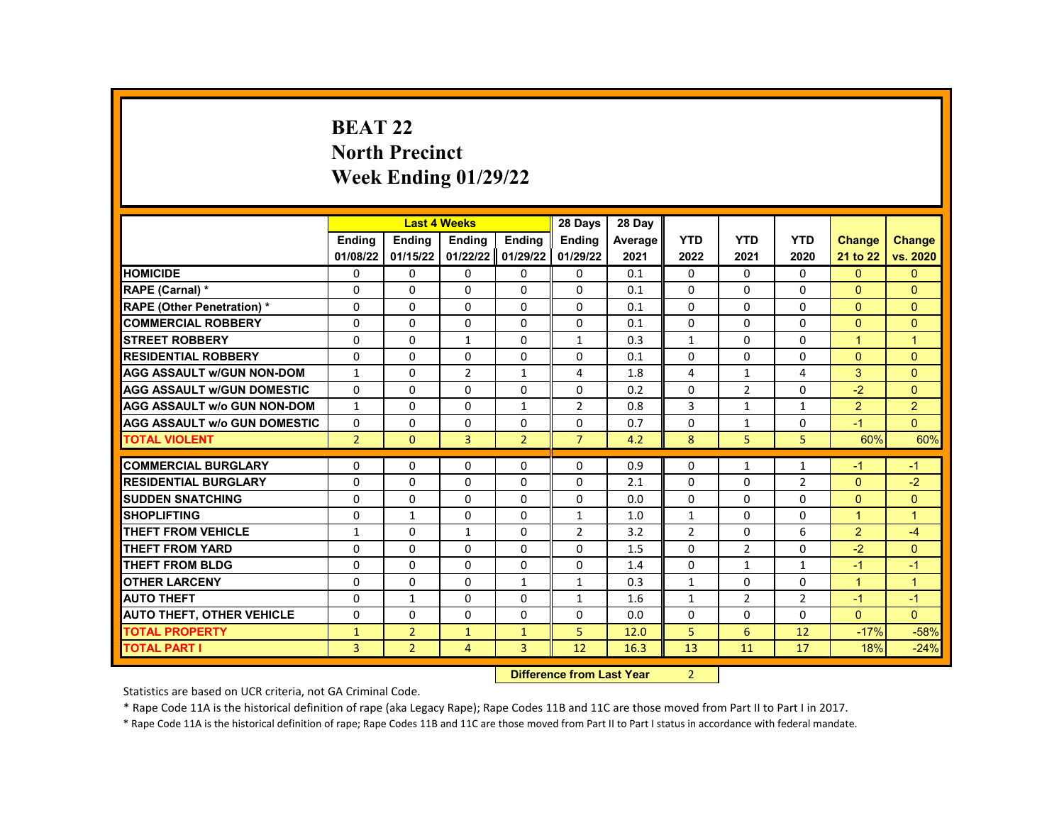# BEAT 22
## North Precinct
## Week Ending 01/29/22

| | Last 4 Weeks | | | | 28 Days | 28 Day | | | | | |
|---|---|---|---|---|---|---|---|---|---|---|---|
| | Ending 01/08/22 | Ending 01/15/22 | Ending 01/22/22 | Ending 01/29/22 | Ending 01/29/22 | Average 2021 | YTD 2022 | YTD 2021 | YTD 2020 | Change 21 to 22 | Change vs. 2020 |
| HOMICIDE | 0 | 0 | 0 | 0 | 0 | 0.1 | 0 | 0 | 0 | 0 | 0 |
| RAPE (Carnal) * | 0 | 0 | 0 | 0 | 0 | 0.1 | 0 | 0 | 0 | 0 | 0 |
| RAPE (Other Penetration) * | 0 | 0 | 0 | 0 | 0 | 0.1 | 0 | 0 | 0 | 0 | 0 |
| COMMERCIAL ROBBERY | 0 | 0 | 0 | 0 | 0 | 0.1 | 0 | 0 | 0 | 0 | 0 |
| STREET ROBBERY | 0 | 0 | 1 | 0 | 1 | 0.3 | 1 | 0 | 0 | 1 | 1 |
| RESIDENTIAL ROBBERY | 0 | 0 | 0 | 0 | 0 | 0.1 | 0 | 0 | 0 | 0 | 0 |
| AGG ASSAULT w/GUN NON-DOM | 1 | 0 | 2 | 1 | 4 | 1.8 | 4 | 1 | 4 | 3 | 0 |
| AGG ASSAULT w/GUN DOMESTIC | 0 | 0 | 0 | 0 | 0 | 0.2 | 0 | 2 | 0 | -2 | 0 |
| AGG ASSAULT w/o GUN NON-DOM | 1 | 0 | 0 | 1 | 2 | 0.8 | 3 | 1 | 1 | 2 | 2 |
| AGG ASSAULT w/o GUN DOMESTIC | 0 | 0 | 0 | 0 | 0 | 0.7 | 0 | 1 | 0 | -1 | 0 |
| TOTAL VIOLENT | 2 | 0 | 3 | 2 | 7 | 4.2 | 8 | 5 | 5 | 60% | 60% |
| COMMERCIAL BURGLARY | 0 | 0 | 0 | 0 | 0 | 0.9 | 0 | 1 | 1 | -1 | -1 |
| RESIDENTIAL BURGLARY | 0 | 0 | 0 | 0 | 0 | 2.1 | 0 | 0 | 2 | 0 | -2 |
| SUDDEN SNATCHING | 0 | 0 | 0 | 0 | 0 | 0.0 | 0 | 0 | 0 | 0 | 0 |
| SHOPLIFTING | 0 | 1 | 0 | 0 | 1 | 1.0 | 1 | 0 | 0 | 1 | 1 |
| THEFT FROM VEHICLE | 1 | 0 | 1 | 0 | 2 | 3.2 | 2 | 0 | 6 | 2 | -4 |
| THEFT FROM YARD | 0 | 0 | 0 | 0 | 0 | 1.5 | 0 | 2 | 0 | -2 | 0 |
| THEFT FROM BLDG | 0 | 0 | 0 | 0 | 0 | 1.4 | 0 | 1 | 1 | -1 | -1 |
| OTHER LARCENY | 0 | 0 | 0 | 1 | 1 | 0.3 | 1 | 0 | 0 | 1 | 1 |
| AUTO THEFT | 0 | 1 | 0 | 0 | 1 | 1.6 | 1 | 2 | 2 | -1 | -1 |
| AUTO THEFT, OTHER VEHICLE | 0 | 0 | 0 | 0 | 0 | 0.0 | 0 | 0 | 0 | 0 | 0 |
| TOTAL PROPERTY | 1 | 2 | 1 | 1 | 5 | 12.0 | 5 | 6 | 12 | -17% | -58% |
| TOTAL PART I | 3 | 2 | 4 | 3 | 12 | 16.3 | 13 | 11 | 17 | 18% | -24% |

**Difference from Last Year** 2

Statistics are based on UCR criteria, not GA Criminal Code.

* Rape Code 11A is the historical definition of rape (aka Legacy Rape); Rape Codes 11B and 11C are those moved from Part II to Part I in 2017.

* Rape Code 11A is the historical definition of rape; Rape Codes 11B and 11C are those moved from Part II to Part I status in accordance with federal mandate.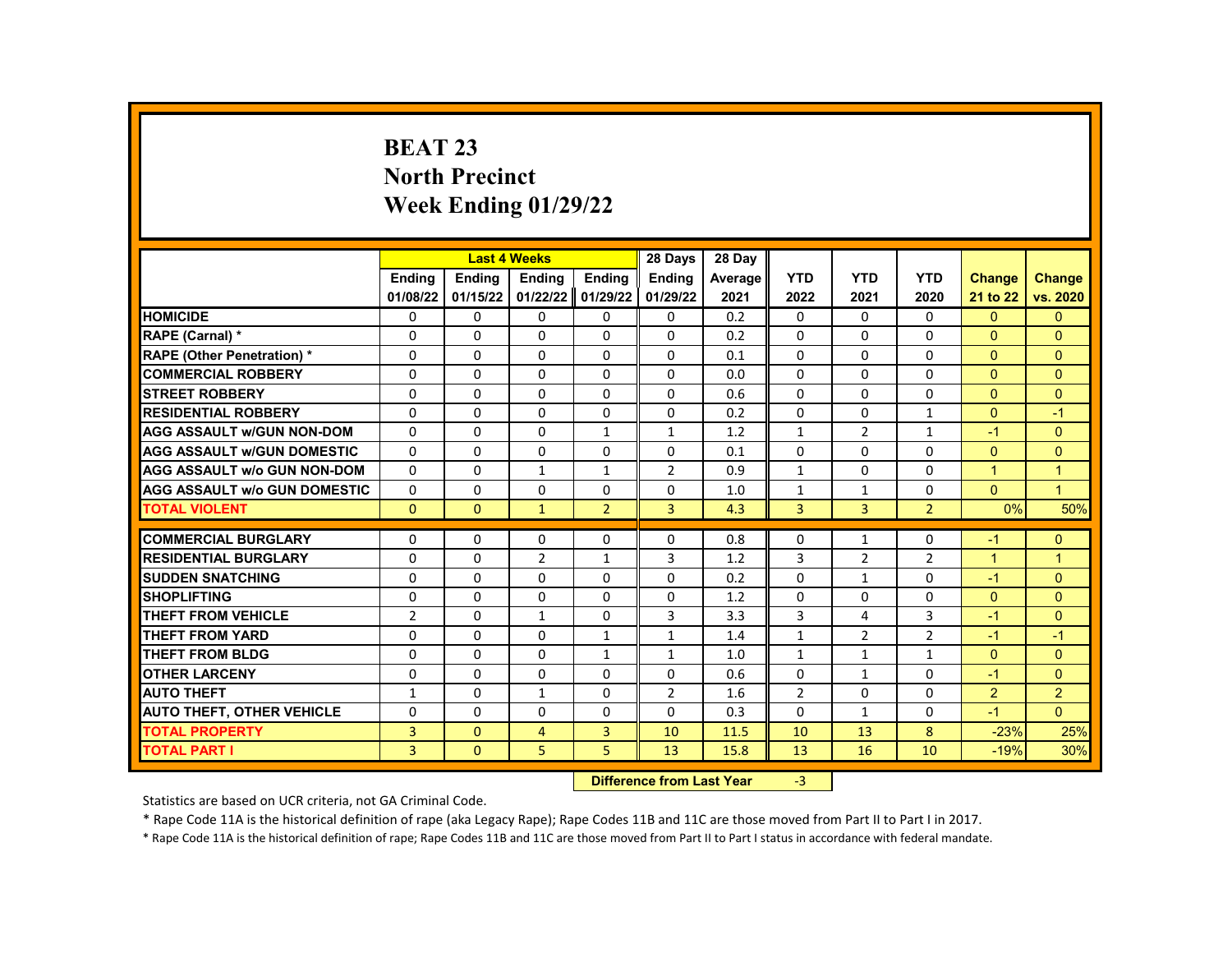# BEAT 23
## North Precinct
## Week Ending 01/29/22

| | Last 4 Weeks | | | | 28 Days | 28 Day | | | | | |
|---|---|---|---|---|---|---|---|---|---|---|---|
| | Ending 01/08/22 | Ending 01/15/22 | Ending 01/22/22 | Ending 01/29/22 | Ending 01/29/22 | Average 2021 | YTD 2022 | YTD 2021 | YTD 2020 | Change 21 to 22 | Change vs. 2020 |
| HOMICIDE | 0 | 0 | 0 | 0 | 0 | 0.2 | 0 | 0 | 0 | 0 | 0 |
| RAPE (Carnal) * | 0 | 0 | 0 | 0 | 0 | 0.2 | 0 | 0 | 0 | 0 | 0 |
| RAPE (Other Penetration) * | 0 | 0 | 0 | 0 | 0 | 0.1 | 0 | 0 | 0 | 0 | 0 |
| COMMERCIAL ROBBERY | 0 | 0 | 0 | 0 | 0 | 0.0 | 0 | 0 | 0 | 0 | 0 |
| STREET ROBBERY | 0 | 0 | 0 | 0 | 0 | 0.6 | 0 | 0 | 0 | 0 | 0 |
| RESIDENTIAL ROBBERY | 0 | 0 | 0 | 0 | 0 | 0.2 | 0 | 0 | 1 | 0 | -1 |
| AGG ASSAULT w/GUN NON-DOM | 0 | 0 | 0 | 1 | 1 | 1.2 | 1 | 2 | 1 | -1 | 0 |
| AGG ASSAULT w/GUN DOMESTIC | 0 | 0 | 0 | 0 | 0 | 0.1 | 0 | 0 | 0 | 0 | 0 |
| AGG ASSAULT w/o GUN NON-DOM | 0 | 0 | 1 | 1 | 2 | 0.9 | 1 | 0 | 0 | 1 | 1 |
| AGG ASSAULT w/o GUN DOMESTIC | 0 | 0 | 0 | 0 | 0 | 1.0 | 1 | 1 | 0 | 0 | 1 |
| TOTAL VIOLENT | 0 | 0 | 1 | 2 | 3 | 4.3 | 3 | 3 | 2 | 0% | 50% |
| COMMERCIAL BURGLARY | 0 | 0 | 0 | 0 | 0 | 0.8 | 0 | 1 | 0 | -1 | 0 |
| RESIDENTIAL BURGLARY | 0 | 0 | 2 | 1 | 3 | 1.2 | 3 | 2 | 2 | 1 | 1 |
| SUDDEN SNATCHING | 0 | 0 | 0 | 0 | 0 | 0.2 | 0 | 1 | 0 | -1 | 0 |
| SHOPLIFTING | 0 | 0 | 0 | 0 | 0 | 1.2 | 0 | 0 | 0 | 0 | 0 |
| THEFT FROM VEHICLE | 2 | 0 | 1 | 0 | 3 | 3.3 | 3 | 4 | 3 | -1 | 0 |
| THEFT FROM YARD | 0 | 0 | 0 | 1 | 1 | 1.4 | 1 | 2 | 2 | -1 | -1 |
| THEFT FROM BLDG | 0 | 0 | 0 | 1 | 1 | 1.0 | 1 | 1 | 1 | 0 | 0 |
| OTHER LARCENY | 0 | 0 | 0 | 0 | 0 | 0.6 | 0 | 1 | 0 | -1 | 0 |
| AUTO THEFT | 1 | 0 | 1 | 0 | 2 | 1.6 | 2 | 0 | 0 | 2 | 2 |
| AUTO THEFT, OTHER VEHICLE | 0 | 0 | 0 | 0 | 0 | 0.3 | 0 | 1 | 0 | -1 | 0 |
| TOTAL PROPERTY | 3 | 0 | 4 | 3 | 10 | 11.5 | 10 | 13 | 8 | -23% | 25% |
| TOTAL PART I | 3 | 0 | 5 | 5 | 13 | 15.8 | 13 | 16 | 10 | -19% | 30% |

**Difference from Last Year** -3

Statistics are based on UCR criteria, not GA Criminal Code.

* Rape Code 11A is the historical definition of rape (aka Legacy Rape); Rape Codes 11B and 11C are those moved from Part II to Part I in 2017.

* Rape Code 11A is the historical definition of rape; Rape Codes 11B and 11C are those moved from Part II to Part I status in accordance with federal mandate.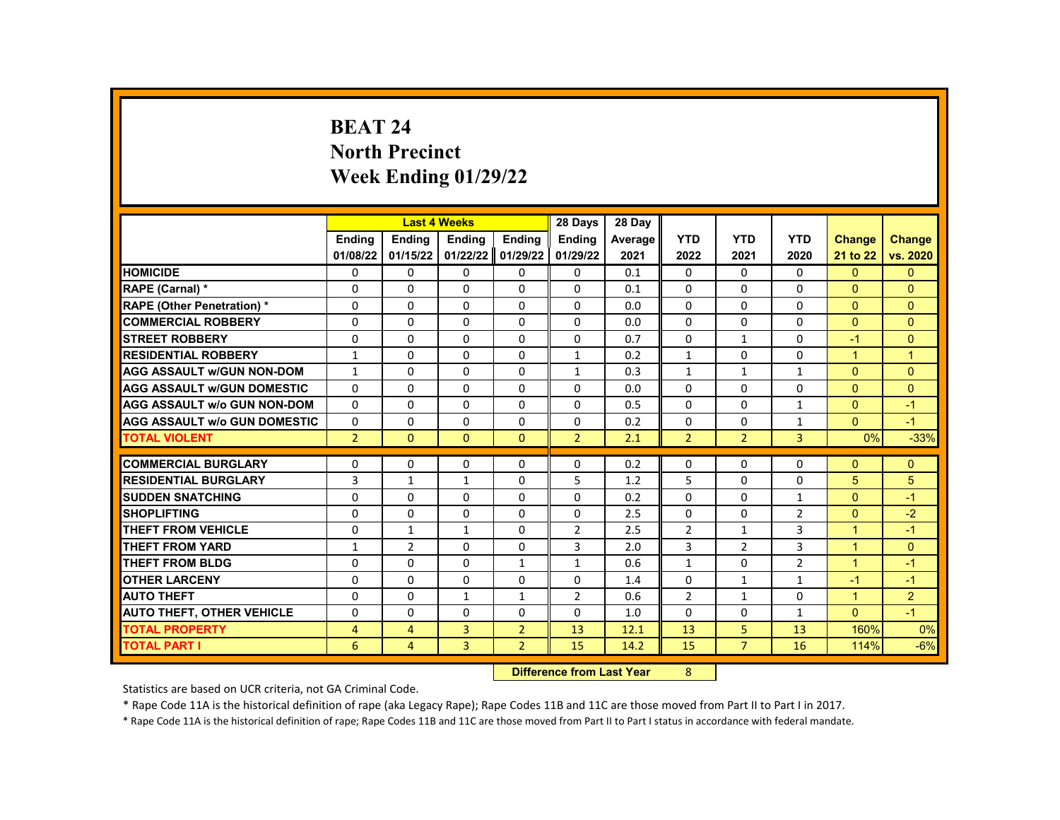# BEAT 24
## North Precinct
## Week Ending 01/29/22

| | Last 4 Weeks | | | | 28 Days | 28 Day | | | | | |
|---|---|---|---|---|---|---|---|---|---|---|---|
| | Ending 01/08/22 | Ending 01/15/22 | Ending 01/22/22 | Ending 01/29/22 | Ending 01/29/22 | Average 2021 | YTD 2022 | YTD 2021 | YTD 2020 | Change 21 to 22 | Change vs. 2020 |
| HOMICIDE | 0 | 0 | 0 | 0 | 0 | 0.1 | 0 | 0 | 0 | 0 | 0 |
| RAPE (Carnal) * | 0 | 0 | 0 | 0 | 0 | 0.1 | 0 | 0 | 0 | 0 | 0 |
| RAPE (Other Penetration) * | 0 | 0 | 0 | 0 | 0 | 0.0 | 0 | 0 | 0 | 0 | 0 |
| COMMERCIAL ROBBERY | 0 | 0 | 0 | 0 | 0 | 0.0 | 0 | 0 | 0 | 0 | 0 |
| STREET ROBBERY | 0 | 0 | 0 | 0 | 0 | 0.7 | 0 | 1 | 0 | -1 | 0 |
| RESIDENTIAL ROBBERY | 1 | 0 | 0 | 0 | 1 | 0.2 | 1 | 0 | 0 | 1 | 1 |
| AGG ASSAULT w/GUN NON-DOM | 1 | 0 | 0 | 0 | 1 | 0.3 | 1 | 1 | 1 | 0 | 0 |
| AGG ASSAULT w/GUN DOMESTIC | 0 | 0 | 0 | 0 | 0 | 0.0 | 0 | 0 | 0 | 0 | 0 |
| AGG ASSAULT w/o GUN NON-DOM | 0 | 0 | 0 | 0 | 0 | 0.5 | 0 | 0 | 1 | 0 | -1 |
| AGG ASSAULT w/o GUN DOMESTIC | 0 | 0 | 0 | 0 | 0 | 0.2 | 0 | 0 | 1 | 0 | -1 |
| TOTAL VIOLENT | 2 | 0 | 0 | 0 | 2 | 2.1 | 2 | 2 | 3 | 0% | -33% |
| COMMERCIAL BURGLARY | 0 | 0 | 0 | 0 | 0 | 0.2 | 0 | 0 | 0 | 0 | 0 |
| RESIDENTIAL BURGLARY | 3 | 1 | 1 | 0 | 5 | 1.2 | 5 | 0 | 0 | 5 | 5 |
| SUDDEN SNATCHING | 0 | 0 | 0 | 0 | 0 | 0.2 | 0 | 0 | 1 | 0 | -1 |
| SHOPLIFTING | 0 | 0 | 0 | 0 | 0 | 2.5 | 0 | 0 | 2 | 0 | -2 |
| THEFT FROM VEHICLE | 0 | 1 | 1 | 0 | 2 | 2.5 | 2 | 1 | 3 | 1 | -1 |
| THEFT FROM YARD | 1 | 2 | 0 | 0 | 3 | 2.0 | 3 | 2 | 3 | 1 | 0 |
| THEFT FROM BLDG | 0 | 0 | 0 | 1 | 1 | 0.6 | 1 | 0 | 2 | 1 | -1 |
| OTHER LARCENY | 0 | 0 | 0 | 0 | 0 | 1.4 | 0 | 1 | 1 | -1 | -1 |
| AUTO THEFT | 0 | 0 | 1 | 1 | 2 | 0.6 | 2 | 1 | 0 | 1 | 2 |
| AUTO THEFT, OTHER VEHICLE | 0 | 0 | 0 | 0 | 0 | 1.0 | 0 | 0 | 1 | 0 | -1 |
| TOTAL PROPERTY | 4 | 4 | 3 | 2 | 13 | 12.1 | 13 | 5 | 13 | 160% | 0% |
| TOTAL PART I | 6 | 4 | 3 | 2 | 15 | 14.2 | 15 | 7 | 16 | 114% | -6% |

**Difference from Last Year** 8

Statistics are based on UCR criteria, not GA Criminal Code.

* Rape Code 11A is the historical definition of rape (aka Legacy Rape); Rape Codes 11B and 11C are those moved from Part II to Part I in 2017.

* Rape Code 11A is the historical definition of rape; Rape Codes 11B and 11C are those moved from Part II to Part I status in accordance with federal mandate.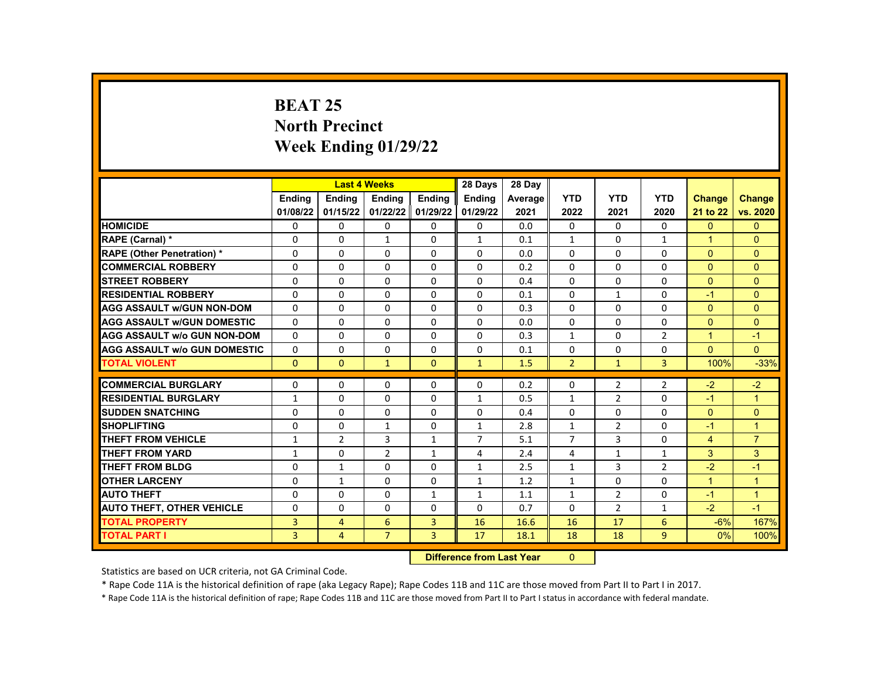# BEAT 25
# North Precinct
# Week Ending 01/29/22

| | Last 4 Weeks | | | | 28 Days | 28 Day | | | | | |
|---|---|---|---|---|---|---|---|---|---|---|---|
| | Ending 01/08/22 | Ending 01/15/22 | Ending 01/22/22 | Ending 01/29/22 | Ending 01/29/22 | Average 2021 | YTD 2022 | YTD 2021 | YTD 2020 | Change 21 to 22 | Change vs. 2020 |
| HOMICIDE | 0 | 0 | 0 | 0 | 0 | 0.0 | 0 | 0 | 0 | 0 | 0 |
| RAPE (Carnal) * | 0 | 0 | 1 | 0 | 1 | 0.1 | 1 | 0 | 1 | 1 | 0 |
| RAPE (Other Penetration) * | 0 | 0 | 0 | 0 | 0 | 0.0 | 0 | 0 | 0 | 0 | 0 |
| COMMERCIAL ROBBERY | 0 | 0 | 0 | 0 | 0 | 0.2 | 0 | 0 | 0 | 0 | 0 |
| STREET ROBBERY | 0 | 0 | 0 | 0 | 0 | 0.4 | 0 | 0 | 0 | 0 | 0 |
| RESIDENTIAL ROBBERY | 0 | 0 | 0 | 0 | 0 | 0.1 | 0 | 1 | 0 | -1 | 0 |
| AGG ASSAULT w/GUN NON-DOM | 0 | 0 | 0 | 0 | 0 | 0.3 | 0 | 0 | 0 | 0 | 0 |
| AGG ASSAULT w/GUN DOMESTIC | 0 | 0 | 0 | 0 | 0 | 0.0 | 0 | 0 | 0 | 0 | 0 |
| AGG ASSAULT w/o GUN NON-DOM | 0 | 0 | 0 | 0 | 0 | 0.3 | 1 | 0 | 2 | 1 | -1 |
| AGG ASSAULT w/o GUN DOMESTIC | 0 | 0 | 0 | 0 | 0 | 0.1 | 0 | 0 | 0 | 0 | 0 |
| TOTAL VIOLENT | 0 | 0 | 1 | 0 | 1 | 1.5 | 2 | 1 | 3 | 100% | -33% |
| COMMERCIAL BURGLARY | 0 | 0 | 0 | 0 | 0 | 0.2 | 0 | 2 | 2 | -2 | -2 |
| RESIDENTIAL BURGLARY | 1 | 0 | 0 | 0 | 1 | 0.5 | 1 | 2 | 0 | -1 | 1 |
| SUDDEN SNATCHING | 0 | 0 | 0 | 0 | 0 | 0.4 | 0 | 0 | 0 | 0 | 0 |
| SHOPLIFTING | 0 | 0 | 1 | 0 | 1 | 2.8 | 1 | 2 | 0 | -1 | 1 |
| THEFT FROM VEHICLE | 1 | 2 | 3 | 1 | 7 | 5.1 | 7 | 3 | 0 | 4 | 7 |
| THEFT FROM YARD | 1 | 0 | 2 | 1 | 4 | 2.4 | 4 | 1 | 1 | 3 | 3 |
| THEFT FROM BLDG | 0 | 1 | 0 | 0 | 1 | 2.5 | 1 | 3 | 2 | -2 | -1 |
| OTHER LARCENY | 0 | 1 | 0 | 0 | 1 | 1.2 | 1 | 0 | 0 | 1 | 1 |
| AUTO THEFT | 0 | 0 | 0 | 1 | 1 | 1.1 | 1 | 2 | 0 | -1 | 1 |
| AUTO THEFT, OTHER VEHICLE | 0 | 0 | 0 | 0 | 0 | 0.7 | 0 | 2 | 1 | -2 | -1 |
| TOTAL PROPERTY | 3 | 4 | 6 | 3 | 16 | 16.6 | 16 | 17 | 6 | -6% | 167% |
| TOTAL PART I | 3 | 4 | 7 | 3 | 17 | 18.1 | 18 | 18 | 9 | 0% | 100% |

**Difference from Last Year** 0

Statistics are based on UCR criteria, not GA Criminal Code.

* Rape Code 11A is the historical definition of rape (aka Legacy Rape); Rape Codes 11B and 11C are those moved from Part II to Part I in 2017.

* Rape Code 11A is the historical definition of rape; Rape Codes 11B and 11C are those moved from Part II to Part I status in accordance with federal mandate.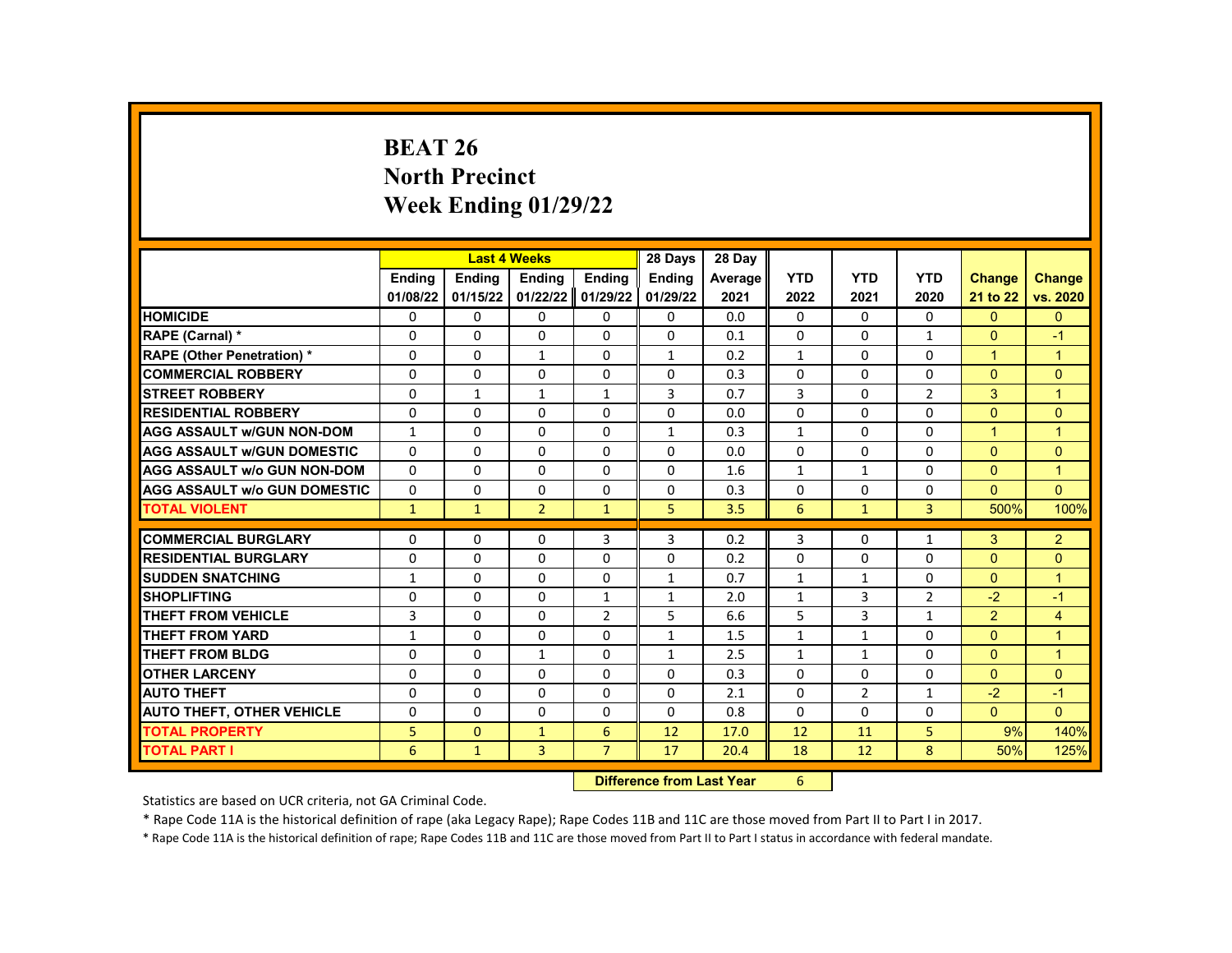# BEAT 26
## North Precinct
## Week Ending 01/29/22

| | Last 4 Weeks | | | | 28 Days | 28 Day | | | | | |
|---|---|---|---|---|---|---|---|---|---|---|---|
| | Ending 01/08/22 | Ending 01/15/22 | Ending 01/22/22 | Ending 01/29/22 | Ending 01/29/22 | Average 2021 | YTD 2022 | YTD 2021 | YTD 2020 | Change 21 to 22 | Change vs. 2020 |
| HOMICIDE | 0 | 0 | 0 | 0 | 0 | 0.0 | 0 | 0 | 0 | 0 | 0 |
| RAPE (Carnal) * | 0 | 0 | 0 | 0 | 0 | 0.1 | 0 | 0 | 1 | 0 | -1 |
| RAPE (Other Penetration) * | 0 | 0 | 1 | 0 | 1 | 0.2 | 1 | 0 | 0 | 1 | 1 |
| COMMERCIAL ROBBERY | 0 | 0 | 0 | 0 | 0 | 0.3 | 0 | 0 | 0 | 0 | 0 |
| STREET ROBBERY | 0 | 1 | 1 | 1 | 3 | 0.7 | 3 | 0 | 2 | 3 | 1 |
| RESIDENTIAL ROBBERY | 0 | 0 | 0 | 0 | 0 | 0.0 | 0 | 0 | 0 | 0 | 0 |
| AGG ASSAULT w/GUN NON-DOM | 1 | 0 | 0 | 0 | 1 | 0.3 | 1 | 0 | 0 | 1 | 1 |
| AGG ASSAULT w/GUN DOMESTIC | 0 | 0 | 0 | 0 | 0 | 0.0 | 0 | 0 | 0 | 0 | 0 |
| AGG ASSAULT w/o GUN NON-DOM | 0 | 0 | 0 | 0 | 0 | 1.6 | 1 | 1 | 0 | 0 | 1 |
| AGG ASSAULT w/o GUN DOMESTIC | 0 | 0 | 0 | 0 | 0 | 0.3 | 0 | 0 | 0 | 0 | 0 |
| TOTAL VIOLENT | 1 | 1 | 2 | 1 | 5 | 3.5 | 6 | 1 | 3 | 500% | 100% |
| COMMERCIAL BURGLARY | 0 | 0 | 0 | 3 | 3 | 0.2 | 3 | 0 | 1 | 3 | 2 |
| RESIDENTIAL BURGLARY | 0 | 0 | 0 | 0 | 0 | 0.2 | 0 | 0 | 0 | 0 | 0 |
| SUDDEN SNATCHING | 1 | 0 | 0 | 0 | 1 | 0.7 | 1 | 1 | 0 | 0 | 1 |
| SHOPLIFTING | 0 | 0 | 0 | 1 | 1 | 2.0 | 1 | 3 | 2 | -2 | -1 |
| THEFT FROM VEHICLE | 3 | 0 | 0 | 2 | 5 | 6.6 | 5 | 3 | 1 | 2 | 4 |
| THEFT FROM YARD | 1 | 0 | 0 | 0 | 1 | 1.5 | 1 | 1 | 0 | 0 | 1 |
| THEFT FROM BLDG | 0 | 0 | 1 | 0 | 1 | 2.5 | 1 | 1 | 0 | 0 | 1 |
| OTHER LARCENY | 0 | 0 | 0 | 0 | 0 | 0.3 | 0 | 0 | 0 | 0 | 0 |
| AUTO THEFT | 0 | 0 | 0 | 0 | 0 | 2.1 | 0 | 2 | 1 | -2 | -1 |
| AUTO THEFT, OTHER VEHICLE | 0 | 0 | 0 | 0 | 0 | 0.8 | 0 | 0 | 0 | 0 | 0 |
| TOTAL PROPERTY | 5 | 0 | 1 | 6 | 12 | 17.0 | 12 | 11 | 5 | 9% | 140% |
| TOTAL PART I | 6 | 1 | 3 | 7 | 17 | 20.4 | 18 | 12 | 8 | 50% | 125% |

**Difference from Last Year** 6

Statistics are based on UCR criteria, not GA Criminal Code.

* Rape Code 11A is the historical definition of rape (aka Legacy Rape); Rape Codes 11B and 11C are those moved from Part II to Part I in 2017.

* Rape Code 11A is the historical definition of rape; Rape Codes 11B and 11C are those moved from Part II to Part I status in accordance with federal mandate.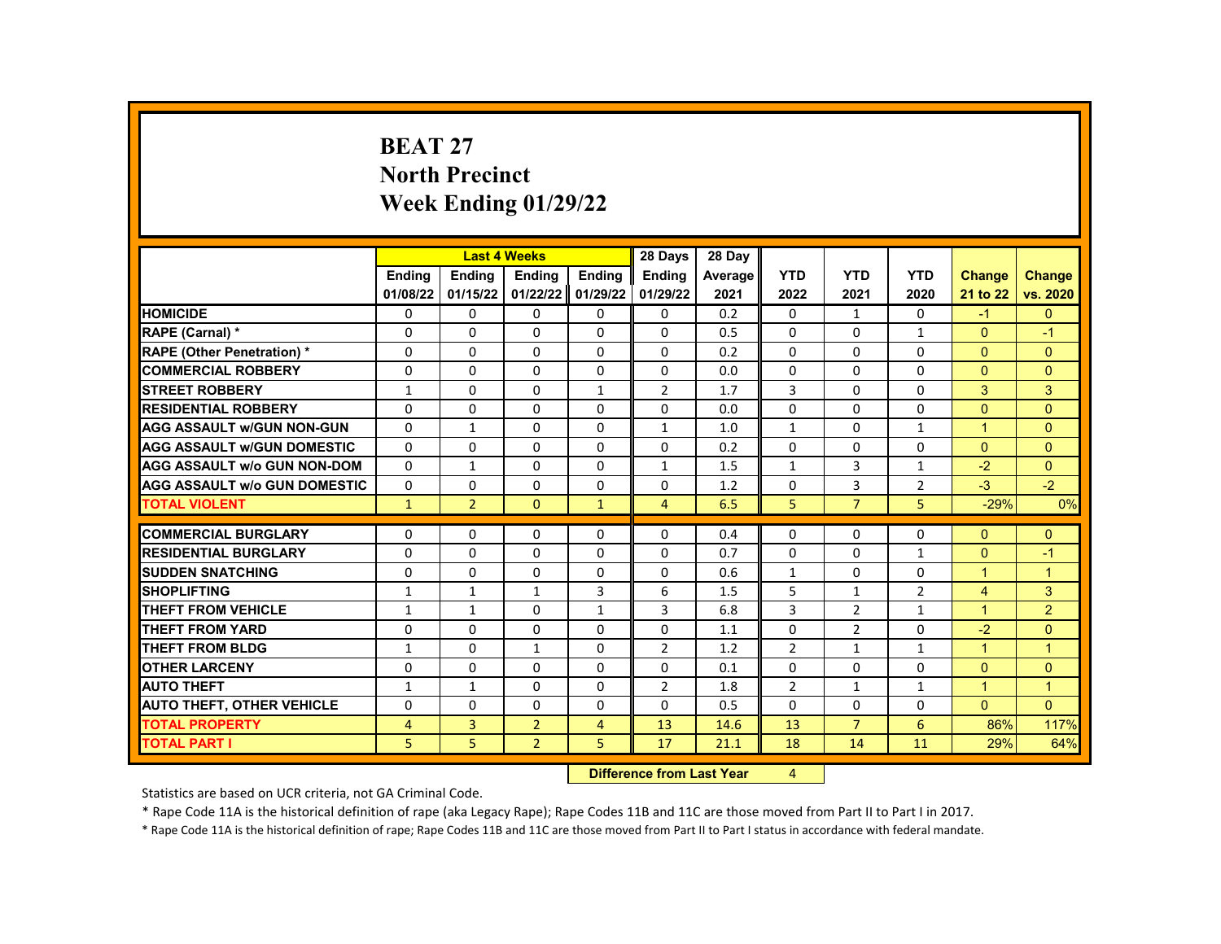# BEAT 27
# North Precinct
# Week Ending 01/29/22

| | Last 4 Weeks | | | | 28 Days | 28 Day | | | | | |
|---|---|---|---|---|---|---|---|---|---|---|---|
| | Ending 01/08/22 | Ending 01/15/22 | Ending 01/22/22 | Ending 01/29/22 | Ending 01/29/22 | Average 2021 | YTD 2022 | YTD 2021 | YTD 2020 | Change 21 to 22 | Change vs. 2020 |
| HOMICIDE | 0 | 0 | 0 | 0 | 0 | 0.2 | 0 | 1 | 0 | -1 | 0 |
| RAPE (Carnal) * | 0 | 0 | 0 | 0 | 0 | 0.5 | 0 | 0 | 1 | 0 | -1 |
| RAPE (Other Penetration) * | 0 | 0 | 0 | 0 | 0 | 0.2 | 0 | 0 | 0 | 0 | 0 |
| COMMERCIAL ROBBERY | 0 | 0 | 0 | 0 | 0 | 0.0 | 0 | 0 | 0 | 0 | 0 |
| STREET ROBBERY | 1 | 0 | 0 | 1 | 2 | 1.7 | 3 | 0 | 0 | 3 | 3 |
| RESIDENTIAL ROBBERY | 0 | 0 | 0 | 0 | 0 | 0.0 | 0 | 0 | 0 | 0 | 0 |
| AGG ASSAULT w/GUN NON-GUN | 0 | 1 | 0 | 0 | 1 | 1.0 | 1 | 0 | 1 | 1 | 0 |
| AGG ASSAULT w/GUN DOMESTIC | 0 | 0 | 0 | 0 | 0 | 0.2 | 0 | 0 | 0 | 0 | 0 |
| AGG ASSAULT w/o GUN NON-DOM | 0 | 1 | 0 | 0 | 1 | 1.5 | 1 | 3 | 1 | -2 | 0 |
| AGG ASSAULT w/o GUN DOMESTIC | 0 | 0 | 0 | 0 | 0 | 1.2 | 0 | 3 | 2 | -3 | -2 |
| TOTAL VIOLENT | 1 | 2 | 0 | 1 | 4 | 6.5 | 5 | 7 | 5 | -29% | 0% |
| COMMERCIAL BURGLARY | 0 | 0 | 0 | 0 | 0 | 0.4 | 0 | 0 | 0 | 0 | 0 |
| RESIDENTIAL BURGLARY | 0 | 0 | 0 | 0 | 0 | 0.7 | 0 | 0 | 1 | 0 | -1 |
| SUDDEN SNATCHING | 0 | 0 | 0 | 0 | 0 | 0.6 | 1 | 0 | 0 | 1 | 1 |
| SHOPLIFTING | 1 | 1 | 1 | 3 | 6 | 1.5 | 5 | 1 | 2 | 4 | 3 |
| THEFT FROM VEHICLE | 1 | 1 | 0 | 1 | 3 | 6.8 | 3 | 2 | 1 | 1 | 2 |
| THEFT FROM YARD | 0 | 0 | 0 | 0 | 0 | 1.1 | 0 | 2 | 0 | -2 | 0 |
| THEFT FROM BLDG | 1 | 0 | 1 | 0 | 2 | 1.2 | 2 | 1 | 1 | 1 | 1 |
| OTHER LARCENY | 0 | 0 | 0 | 0 | 0 | 0.1 | 0 | 0 | 0 | 0 | 0 |
| AUTO THEFT | 1 | 1 | 0 | 0 | 2 | 1.8 | 2 | 1 | 1 | 1 | 1 |
| AUTO THEFT, OTHER VEHICLE | 0 | 0 | 0 | 0 | 0 | 0.5 | 0 | 0 | 0 | 0 | 0 |
| TOTAL PROPERTY | 4 | 3 | 2 | 4 | 13 | 14.6 | 13 | 7 | 6 | 86% | 117% |
| TOTAL PART I | 5 | 5 | 2 | 5 | 17 | 21.1 | 18 | 14 | 11 | 29% | 64% |

**Difference from Last Year** 4

Statistics are based on UCR criteria, not GA Criminal Code.

* Rape Code 11A is the historical definition of rape (aka Legacy Rape); Rape Codes 11B and 11C are those moved from Part II to Part I in 2017.

* Rape Code 11A is the historical definition of rape; Rape Codes 11B and 11C are those moved from Part II to Part I status in accordance with federal mandate.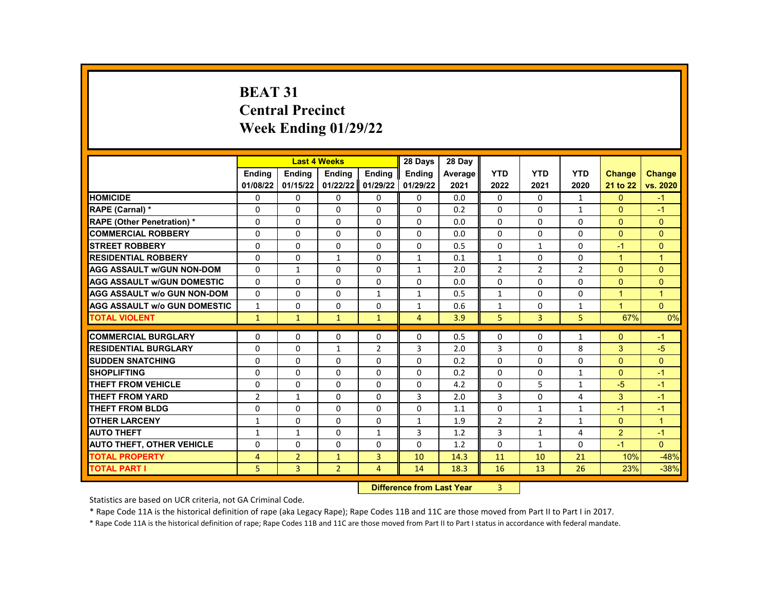# BEAT 31
# Central Precinct
# Week Ending 01/29/22

| | Last 4 Weeks | | | | 28 Days | 28 Day | | | | | |
|---|---|---|---|---|---|---|---|---|---|---|---|
| | Ending 01/08/22 | Ending 01/15/22 | Ending 01/22/22 | Ending 01/29/22 | Ending 01/29/22 | Average 2021 | YTD 2022 | YTD 2021 | YTD 2020 | Change 21 to 22 | Change vs. 2020 |
| HOMICIDE | 0 | 0 | 0 | 0 | 0 | 0.0 | 0 | 0 | 1 | 0 | -1 |
| RAPE (Carnal) * | 0 | 0 | 0 | 0 | 0 | 0.2 | 0 | 0 | 1 | 0 | -1 |
| RAPE (Other Penetration) * | 0 | 0 | 0 | 0 | 0 | 0.0 | 0 | 0 | 0 | 0 | 0 |
| COMMERCIAL ROBBERY | 0 | 0 | 0 | 0 | 0 | 0.0 | 0 | 0 | 0 | 0 | 0 |
| STREET ROBBERY | 0 | 0 | 0 | 0 | 0 | 0.5 | 0 | 1 | 0 | -1 | 0 |
| RESIDENTIAL ROBBERY | 0 | 0 | 1 | 0 | 1 | 0.1 | 1 | 0 | 0 | 1 | 1 |
| AGG ASSAULT w/GUN NON-DOM | 0 | 1 | 0 | 0 | 1 | 2.0 | 2 | 2 | 2 | 0 | 0 |
| AGG ASSAULT w/GUN DOMESTIC | 0 | 0 | 0 | 0 | 0 | 0.0 | 0 | 0 | 0 | 0 | 0 |
| AGG ASSAULT w/o GUN NON-DOM | 0 | 0 | 0 | 1 | 1 | 0.5 | 1 | 0 | 0 | 1 | 1 |
| AGG ASSAULT w/o GUN DOMESTIC | 1 | 0 | 0 | 0 | 1 | 0.6 | 1 | 0 | 1 | 1 | 0 |
| TOTAL VIOLENT | 1 | 1 | 1 | 1 | 4 | 3.9 | 5 | 3 | 5 | 67% | 0% |
| COMMERCIAL BURGLARY | 0 | 0 | 0 | 0 | 0 | 0.5 | 0 | 0 | 1 | 0 | -1 |
| RESIDENTIAL BURGLARY | 0 | 0 | 1 | 2 | 3 | 2.0 | 3 | 0 | 8 | 3 | -5 |
| SUDDEN SNATCHING | 0 | 0 | 0 | 0 | 0 | 0.2 | 0 | 0 | 0 | 0 | 0 |
| SHOPLIFTING | 0 | 0 | 0 | 0 | 0 | 0.2 | 0 | 0 | 1 | 0 | -1 |
| THEFT FROM VEHICLE | 0 | 0 | 0 | 0 | 0 | 4.2 | 0 | 5 | 1 | -5 | -1 |
| THEFT FROM YARD | 2 | 1 | 0 | 0 | 3 | 2.0 | 3 | 0 | 4 | 3 | -1 |
| THEFT FROM BLDG | 0 | 0 | 0 | 0 | 0 | 1.1 | 0 | 1 | 1 | -1 | -1 |
| OTHER LARCENY | 1 | 0 | 0 | 0 | 1 | 1.9 | 2 | 2 | 1 | 0 | 1 |
| AUTO THEFT | 1 | 1 | 0 | 1 | 3 | 1.2 | 3 | 1 | 4 | 2 | -1 |
| AUTO THEFT, OTHER VEHICLE | 0 | 0 | 0 | 0 | 0 | 1.2 | 0 | 1 | 0 | -1 | 0 |
| TOTAL PROPERTY | 4 | 2 | 1 | 3 | 10 | 14.3 | 11 | 10 | 21 | 10% | -48% |
| TOTAL PART I | 5 | 3 | 2 | 4 | 14 | 18.3 | 16 | 13 | 26 | 23% | -38% |

**Difference from Last Year** 3

Statistics are based on UCR criteria, not GA Criminal Code.

* Rape Code 11A is the historical definition of rape (aka Legacy Rape); Rape Codes 11B and 11C are those moved from Part II to Part I in 2017.

* Rape Code 11A is the historical definition of rape; Rape Codes 11B and 11C are those moved from Part II to Part I status in accordance with federal mandate.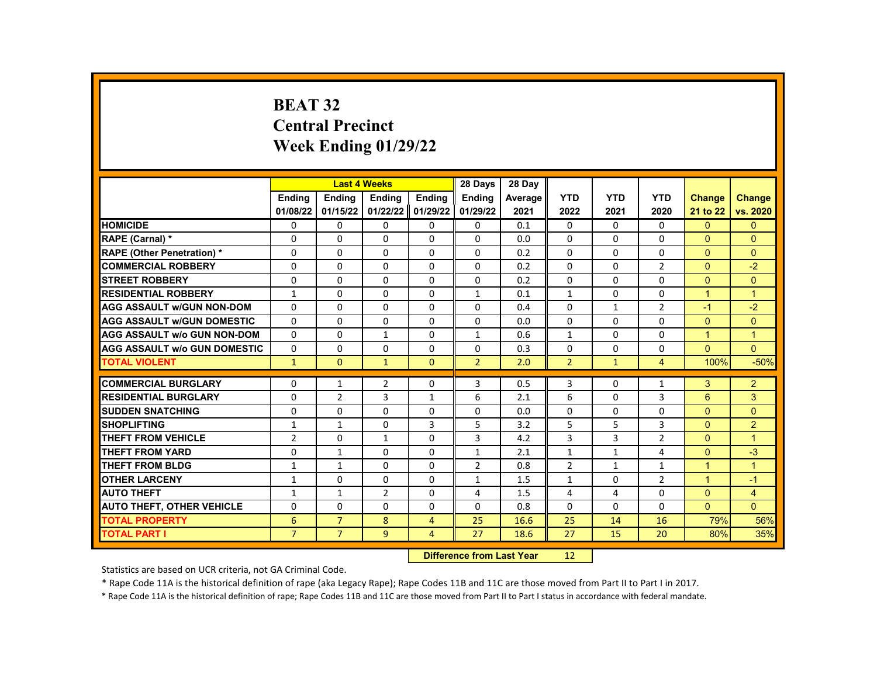# BEAT 32
# Central Precinct
# Week Ending 01/29/22

| | Last 4 Weeks | | | | 28 Days | 28 Day | | | | | |
|---|---|---|---|---|---|---|---|---|---|---|---|
| | Ending 01/08/22 | Ending 01/15/22 | Ending 01/22/22 | Ending 01/29/22 | Ending 01/29/22 | Average 2021 | YTD 2022 | YTD 2021 | YTD 2020 | Change 21 to 22 | Change vs. 2020 |
| HOMICIDE | 0 | 0 | 0 | 0 | 0 | 0.1 | 0 | 0 | 0 | 0 | 0 |
| RAPE (Carnal) * | 0 | 0 | 0 | 0 | 0 | 0.0 | 0 | 0 | 0 | 0 | 0 |
| RAPE (Other Penetration) * | 0 | 0 | 0 | 0 | 0 | 0.2 | 0 | 0 | 0 | 0 | 0 |
| COMMERCIAL ROBBERY | 0 | 0 | 0 | 0 | 0 | 0.2 | 0 | 0 | 2 | 0 | -2 |
| STREET ROBBERY | 0 | 0 | 0 | 0 | 0 | 0.2 | 0 | 0 | 0 | 0 | 0 |
| RESIDENTIAL ROBBERY | 1 | 0 | 0 | 0 | 1 | 0.1 | 1 | 0 | 0 | 1 | 1 |
| AGG ASSAULT w/GUN NON-DOM | 0 | 0 | 0 | 0 | 0 | 0.4 | 0 | 1 | 2 | -1 | -2 |
| AGG ASSAULT w/GUN DOMESTIC | 0 | 0 | 0 | 0 | 0 | 0.0 | 0 | 0 | 0 | 0 | 0 |
| AGG ASSAULT w/o GUN NON-DOM | 0 | 0 | 1 | 0 | 1 | 0.6 | 1 | 0 | 0 | 1 | 1 |
| AGG ASSAULT w/o GUN DOMESTIC | 0 | 0 | 0 | 0 | 0 | 0.3 | 0 | 0 | 0 | 0 | 0 |
| TOTAL VIOLENT | 1 | 0 | 1 | 0 | 2 | 2.0 | 2 | 1 | 4 | 100% | -50% |
| COMMERCIAL BURGLARY | 0 | 1 | 2 | 0 | 3 | 0.5 | 3 | 0 | 1 | 3 | 2 |
| RESIDENTIAL BURGLARY | 0 | 2 | 3 | 1 | 6 | 2.1 | 6 | 0 | 3 | 6 | 3 |
| SUDDEN SNATCHING | 0 | 0 | 0 | 0 | 0 | 0.0 | 0 | 0 | 0 | 0 | 0 |
| SHOPLIFTING | 1 | 1 | 0 | 3 | 5 | 3.2 | 5 | 5 | 3 | 0 | 2 |
| THEFT FROM VEHICLE | 2 | 0 | 1 | 0 | 3 | 4.2 | 3 | 3 | 2 | 0 | 1 |
| THEFT FROM YARD | 0 | 1 | 0 | 0 | 1 | 2.1 | 1 | 1 | 4 | 0 | -3 |
| THEFT FROM BLDG | 1 | 1 | 0 | 0 | 2 | 0.8 | 2 | 1 | 1 | 1 | 1 |
| OTHER LARCENY | 1 | 0 | 0 | 0 | 1 | 1.5 | 1 | 0 | 2 | 1 | -1 |
| AUTO THEFT | 1 | 1 | 2 | 0 | 4 | 1.5 | 4 | 4 | 0 | 0 | 4 |
| AUTO THEFT, OTHER VEHICLE | 0 | 0 | 0 | 0 | 0 | 0.8 | 0 | 0 | 0 | 0 | 0 |
| TOTAL PROPERTY | 6 | 7 | 8 | 4 | 25 | 16.6 | 25 | 14 | 16 | 79% | 56% |
| TOTAL PART I | 7 | 7 | 9 | 4 | 27 | 18.6 | 27 | 15 | 20 | 80% | 35% |

**Difference from Last Year** 12

Statistics are based on UCR criteria, not GA Criminal Code.

* Rape Code 11A is the historical definition of rape (aka Legacy Rape); Rape Codes 11B and 11C are those moved from Part II to Part I in 2017.

* Rape Code 11A is the historical definition of rape; Rape Codes 11B and 11C are those moved from Part II to Part I status in accordance with federal mandate.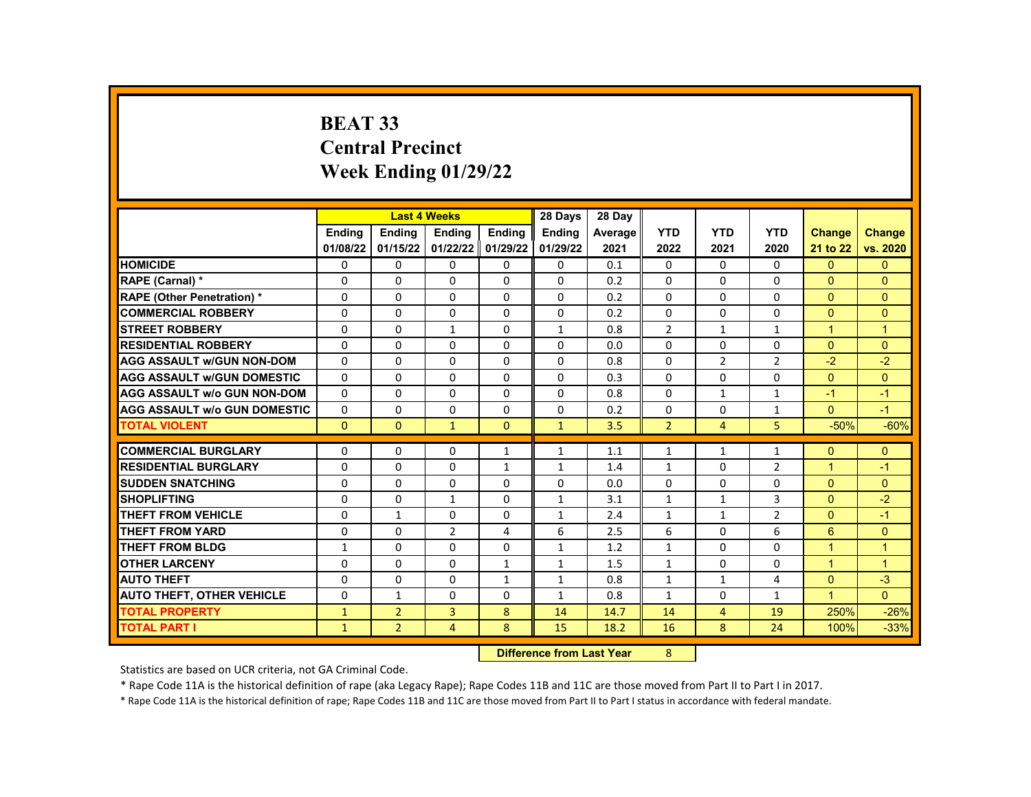# BEAT 33
## Central Precinct
## Week Ending 01/29/22

| | Last 4 Weeks | | | | 28 Days | 28 Day | | | | | |
|---|---|---|---|---|---|---|---|---|---|---|---|
| | Ending 01/08/22 | Ending 01/15/22 | Ending 01/22/22 | Ending 01/29/22 | Ending 01/29/22 | Average 2021 | YTD 2022 | YTD 2021 | YTD 2020 | Change 21 to 22 | Change vs. 2020 |
| HOMICIDE | 0 | 0 | 0 | 0 | 0 | 0.1 | 0 | 0 | 0 | 0 | 0 |
| RAPE (Carnal) * | 0 | 0 | 0 | 0 | 0 | 0.2 | 0 | 0 | 0 | 0 | 0 |
| RAPE (Other Penetration) * | 0 | 0 | 0 | 0 | 0 | 0.2 | 0 | 0 | 0 | 0 | 0 |
| COMMERCIAL ROBBERY | 0 | 0 | 0 | 0 | 0 | 0.2 | 0 | 0 | 0 | 0 | 0 |
| STREET ROBBERY | 0 | 0 | 1 | 0 | 1 | 0.8 | 2 | 1 | 1 | 1 | 1 |
| RESIDENTIAL ROBBERY | 0 | 0 | 0 | 0 | 0 | 0.0 | 0 | 0 | 0 | 0 | 0 |
| AGG ASSAULT w/GUN NON-DOM | 0 | 0 | 0 | 0 | 0 | 0.8 | 0 | 2 | 2 | -2 | -2 |
| AGG ASSAULT w/GUN DOMESTIC | 0 | 0 | 0 | 0 | 0 | 0.3 | 0 | 0 | 0 | 0 | 0 |
| AGG ASSAULT w/o GUN NON-DOM | 0 | 0 | 0 | 0 | 0 | 0.8 | 0 | 1 | 1 | -1 | -1 |
| AGG ASSAULT w/o GUN DOMESTIC | 0 | 0 | 0 | 0 | 0 | 0.2 | 0 | 0 | 1 | 0 | -1 |
| TOTAL VIOLENT | 0 | 0 | 1 | 0 | 1 | 3.5 | 2 | 4 | 5 | -50% | -60% |
| COMMERCIAL BURGLARY | 0 | 0 | 0 | 1 | 1 | 1.1 | 1 | 1 | 1 | 0 | 0 |
| RESIDENTIAL BURGLARY | 0 | 0 | 0 | 1 | 1 | 1.4 | 1 | 0 | 2 | 1 | -1 |
| SUDDEN SNATCHING | 0 | 0 | 0 | 0 | 0 | 0.0 | 0 | 0 | 0 | 0 | 0 |
| SHOPLIFTING | 0 | 0 | 1 | 0 | 1 | 3.1 | 1 | 1 | 3 | 0 | -2 |
| THEFT FROM VEHICLE | 0 | 1 | 0 | 0 | 1 | 2.4 | 1 | 1 | 2 | 0 | -1 |
| THEFT FROM YARD | 0 | 0 | 2 | 4 | 6 | 2.5 | 6 | 0 | 6 | 6 | 0 |
| THEFT FROM BLDG | 1 | 0 | 0 | 0 | 1 | 1.2 | 1 | 0 | 0 | 1 | 1 |
| OTHER LARCENY | 0 | 0 | 0 | 1 | 1 | 1.5 | 1 | 0 | 0 | 1 | 1 |
| AUTO THEFT | 0 | 0 | 0 | 1 | 1 | 0.8 | 1 | 1 | 4 | 0 | -3 |
| AUTO THEFT, OTHER VEHICLE | 0 | 1 | 0 | 0 | 1 | 0.8 | 1 | 0 | 1 | 1 | 0 |
| TOTAL PROPERTY | 1 | 2 | 3 | 8 | 14 | 14.7 | 14 | 4 | 19 | 250% | -26% |
| TOTAL PART I | 1 | 2 | 4 | 8 | 15 | 18.2 | 16 | 8 | 24 | 100% | -33% |

**Difference from Last Year** 8

Statistics are based on UCR criteria, not GA Criminal Code.

* Rape Code 11A is the historical definition of rape (aka Legacy Rape); Rape Codes 11B and 11C are those moved from Part II to Part I in 2017.

* Rape Code 11A is the historical definition of rape; Rape Codes 11B and 11C are those moved from Part II to Part I status in accordance with federal mandate.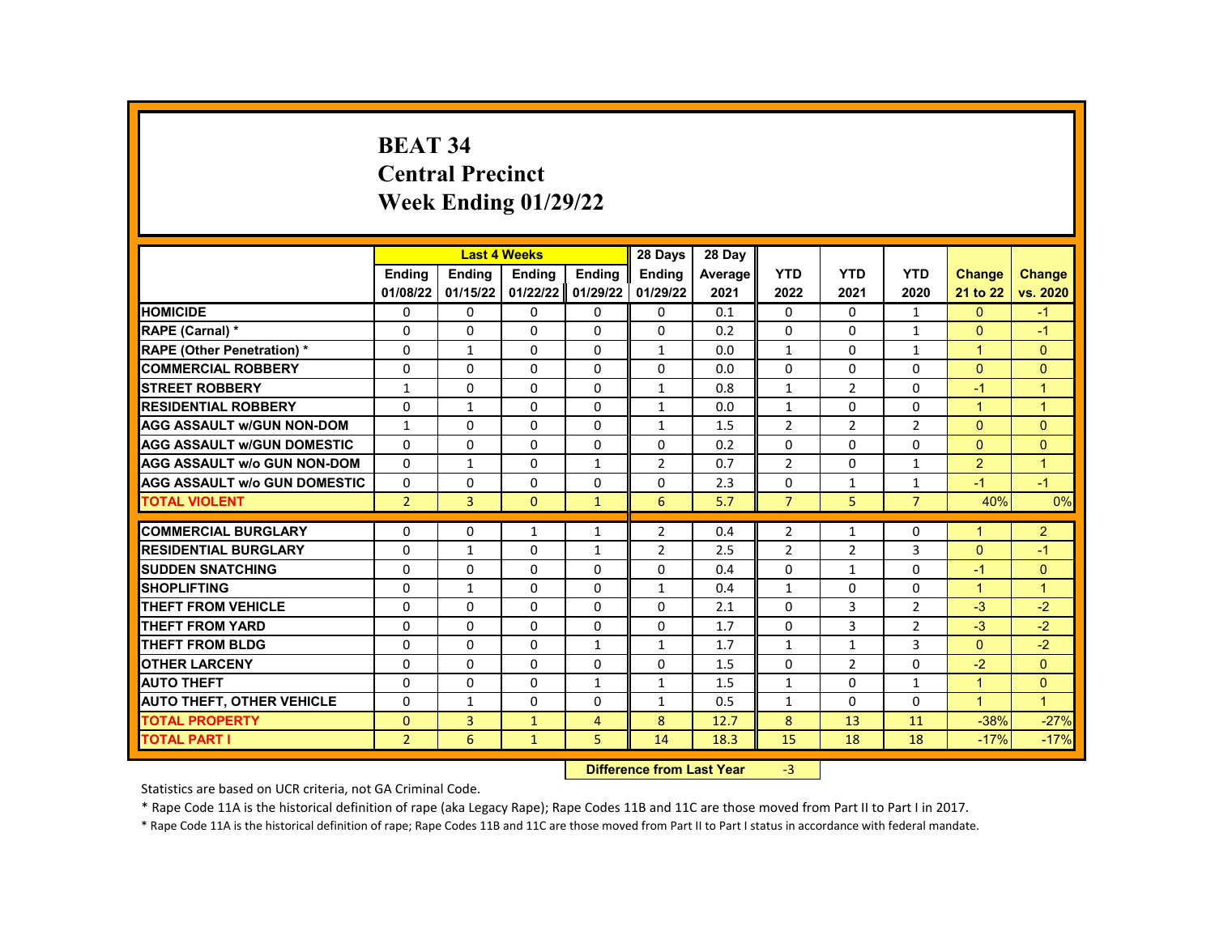# BEAT 34
# Central Precinct
# Week Ending 01/29/22

| | Last 4 Weeks | | | | 28 Days | 28 Day | | | | | |
|---|---|---|---|---|---|---|---|---|---|---|---|
| | Ending 01/08/22 | Ending 01/15/22 | Ending 01/22/22 | Ending 01/29/22 | Ending 01/29/22 | Average 2021 | YTD 2022 | YTD 2021 | YTD 2020 | Change 21 to 22 | Change vs. 2020 |
| HOMICIDE | 0 | 0 | 0 | 0 | 0 | 0.1 | 0 | 0 | 1 | 0 | -1 |
| RAPE (Carnal) * | 0 | 0 | 0 | 0 | 0 | 0.2 | 0 | 0 | 1 | 0 | -1 |
| RAPE (Other Penetration) * | 0 | 1 | 0 | 0 | 1 | 0.0 | 1 | 0 | 1 | 1 | 0 |
| COMMERCIAL ROBBERY | 0 | 0 | 0 | 0 | 0 | 0.0 | 0 | 0 | 0 | 0 | 0 |
| STREET ROBBERY | 1 | 0 | 0 | 0 | 1 | 0.8 | 1 | 2 | 0 | -1 | 1 |
| RESIDENTIAL ROBBERY | 0 | 1 | 0 | 0 | 1 | 0.0 | 1 | 0 | 0 | 1 | 1 |
| AGG ASSAULT w/GUN NON-DOM | 1 | 0 | 0 | 0 | 1 | 1.5 | 2 | 2 | 2 | 0 | 0 |
| AGG ASSAULT w/GUN DOMESTIC | 0 | 0 | 0 | 0 | 0 | 0.2 | 0 | 0 | 0 | 0 | 0 |
| AGG ASSAULT w/o GUN NON-DOM | 0 | 1 | 0 | 1 | 2 | 0.7 | 2 | 0 | 1 | 2 | 1 |
| AGG ASSAULT w/o GUN DOMESTIC | 0 | 0 | 0 | 0 | 0 | 2.3 | 0 | 1 | 1 | -1 | -1 |
| TOTAL VIOLENT | 2 | 3 | 0 | 1 | 6 | 5.7 | 7 | 5 | 7 | 40% | 0% |
| COMMERCIAL BURGLARY | 0 | 0 | 1 | 1 | 2 | 0.4 | 2 | 1 | 0 | 1 | 2 |
| RESIDENTIAL BURGLARY | 0 | 1 | 0 | 1 | 2 | 2.5 | 2 | 2 | 3 | 0 | -1 |
| SUDDEN SNATCHING | 0 | 0 | 0 | 0 | 0 | 0.4 | 0 | 1 | 0 | -1 | 0 |
| SHOPLIFTING | 0 | 1 | 0 | 0 | 1 | 0.4 | 1 | 0 | 0 | 1 | 1 |
| THEFT FROM VEHICLE | 0 | 0 | 0 | 0 | 0 | 2.1 | 0 | 3 | 2 | -3 | -2 |
| THEFT FROM YARD | 0 | 0 | 0 | 0 | 0 | 1.7 | 0 | 3 | 2 | -3 | -2 |
| THEFT FROM BLDG | 0 | 0 | 0 | 1 | 1 | 1.7 | 1 | 1 | 3 | 0 | -2 |
| OTHER LARCENY | 0 | 0 | 0 | 0 | 0 | 1.5 | 0 | 2 | 0 | -2 | 0 |
| AUTO THEFT | 0 | 0 | 0 | 1 | 1 | 1.5 | 1 | 0 | 1 | 1 | 0 |
| AUTO THEFT, OTHER VEHICLE | 0 | 1 | 0 | 0 | 1 | 0.5 | 1 | 0 | 0 | 1 | 1 |
| TOTAL PROPERTY | 0 | 3 | 1 | 4 | 8 | 12.7 | 8 | 13 | 11 | -38% | -27% |
| TOTAL PART I | 2 | 6 | 1 | 5 | 14 | 18.3 | 15 | 18 | 18 | -17% | -17% |

**Difference from Last Year** -3

Statistics are based on UCR criteria, not GA Criminal Code.

* Rape Code 11A is the historical definition of rape (aka Legacy Rape); Rape Codes 11B and 11C are those moved from Part II to Part I in 2017.

* Rape Code 11A is the historical definition of rape; Rape Codes 11B and 11C are those moved from Part II to Part I status in accordance with federal mandate.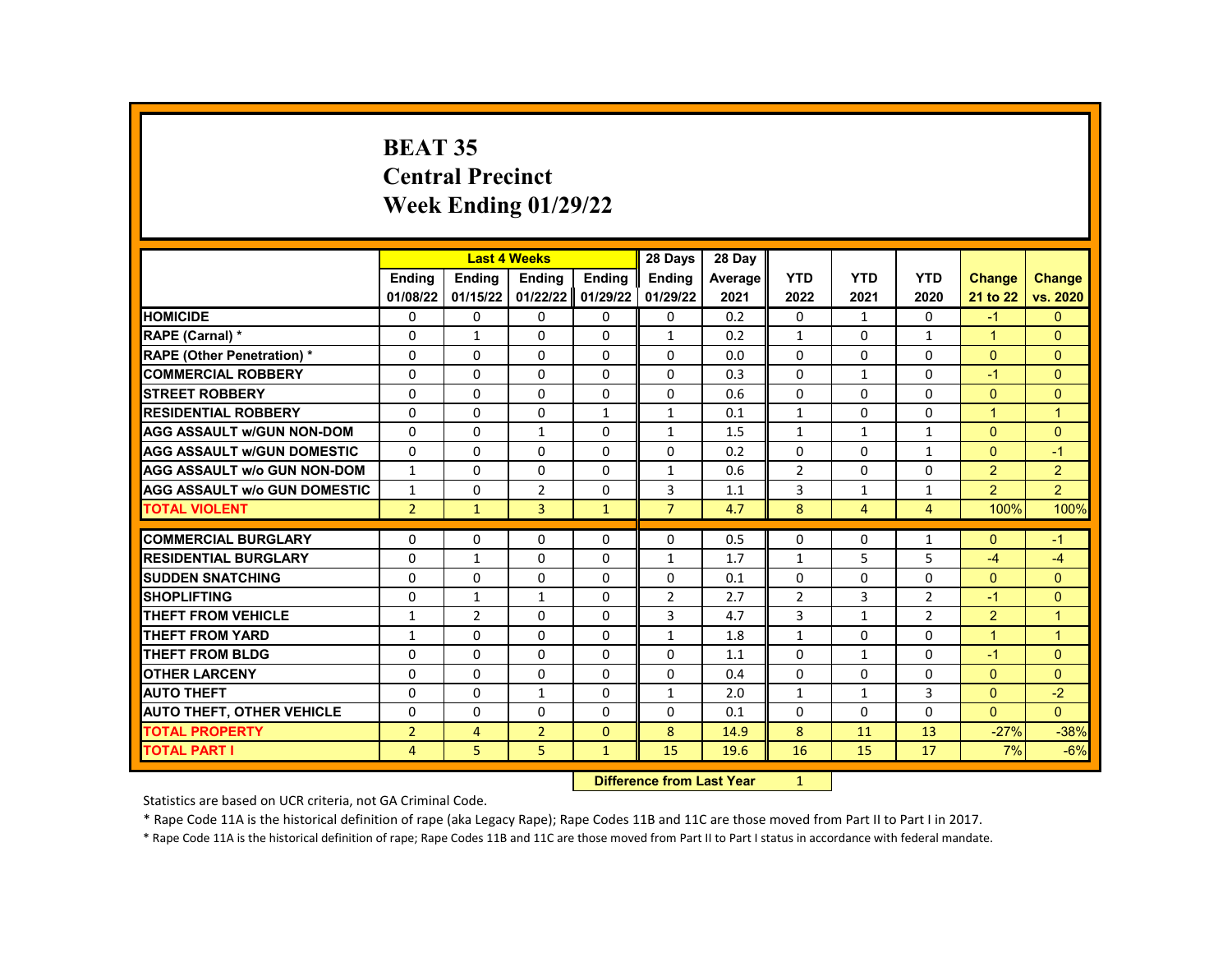# BEAT 35
# Central Precinct
# Week Ending 01/29/22

| | Last 4 Weeks | | | | 28 Days | 28 Day | | | | | |
|---|---|---|---|---|---|---|---|---|---|---|---|
| | Ending 01/08/22 | Ending 01/15/22 | Ending 01/22/22 | Ending 01/29/22 | Ending 01/29/22 | Average 2021 | YTD 2022 | YTD 2021 | YTD 2020 | Change 21 to 22 | Change vs. 2020 |
| **HOMICIDE** | 0 | 0 | 0 | 0 | 0 | 0.2 | 0 | 1 | 0 | -1 | 0 |
| **RAPE (Carnal) *** | 0 | 1 | 0 | 0 | 1 | 0.2 | 1 | 0 | 1 | 1 | 0 |
| **RAPE (Other Penetration) *** | 0 | 0 | 0 | 0 | 0 | 0.0 | 0 | 0 | 0 | 0 | 0 |
| **COMMERCIAL ROBBERY** | 0 | 0 | 0 | 0 | 0 | 0.3 | 0 | 1 | 0 | -1 | 0 |
| **STREET ROBBERY** | 0 | 0 | 0 | 0 | 0 | 0.6 | 0 | 0 | 0 | 0 | 0 |
| **RESIDENTIAL ROBBERY** | 0 | 0 | 0 | 1 | 1 | 0.1 | 1 | 0 | 0 | 1 | 1 |
| **AGG ASSAULT w/GUN NON-DOM** | 0 | 0 | 1 | 0 | 1 | 1.5 | 1 | 1 | 1 | 0 | 0 |
| **AGG ASSAULT w/GUN DOMESTIC** | 0 | 0 | 0 | 0 | 0 | 0.2 | 0 | 0 | 1 | 0 | -1 |
| **AGG ASSAULT w/o GUN NON-DOM** | 1 | 0 | 0 | 0 | 1 | 0.6 | 2 | 0 | 0 | 2 | 2 |
| **AGG ASSAULT w/o GUN DOMESTIC** | 1 | 0 | 2 | 0 | 3 | 1.1 | 3 | 1 | 1 | 2 | 2 |
| **TOTAL VIOLENT** | 2 | 1 | 3 | 1 | 7 | 4.7 | 8 | 4 | 4 | 100% | 100% |
| **COMMERCIAL BURGLARY** | 0 | 0 | 0 | 0 | 0 | 0.5 | 0 | 0 | 1 | 0 | -1 |
| **RESIDENTIAL BURGLARY** | 0 | 1 | 0 | 0 | 1 | 1.7 | 1 | 5 | 5 | -4 | -4 |
| **SUDDEN SNATCHING** | 0 | 0 | 0 | 0 | 0 | 0.1 | 0 | 0 | 0 | 0 | 0 |
| **SHOPLIFTING** | 0 | 1 | 1 | 0 | 2 | 2.7 | 2 | 3 | 2 | -1 | 0 |
| **THEFT FROM VEHICLE** | 1 | 2 | 0 | 0 | 3 | 4.7 | 3 | 1 | 2 | 2 | 1 |
| **THEFT FROM YARD** | 1 | 0 | 0 | 0 | 1 | 1.8 | 1 | 0 | 0 | 1 | 1 |
| **THEFT FROM BLDG** | 0 | 0 | 0 | 0 | 0 | 1.1 | 0 | 1 | 0 | -1 | 0 |
| **OTHER LARCENY** | 0 | 0 | 0 | 0 | 0 | 0.4 | 0 | 0 | 0 | 0 | 0 |
| **AUTO THEFT** | 0 | 0 | 1 | 0 | 1 | 2.0 | 1 | 1 | 3 | 0 | -2 |
| **AUTO THEFT, OTHER VEHICLE** | 0 | 0 | 0 | 0 | 0 | 0.1 | 0 | 0 | 0 | 0 | 0 |
| **TOTAL PROPERTY** | 2 | 4 | 2 | 0 | 8 | 14.9 | 8 | 11 | 13 | -27% | -38% |
| **TOTAL PART I** | 4 | 5 | 5 | 1 | 15 | 19.6 | 16 | 15 | 17 | 7% | -6% |

**Difference from Last Year** 1

Statistics are based on UCR criteria, not GA Criminal Code.

* Rape Code 11A is the historical definition of rape (aka Legacy Rape); Rape Codes 11B and 11C are those moved from Part II to Part I in 2017.

* Rape Code 11A is the historical definition of rape; Rape Codes 11B and 11C are those moved from Part II to Part I status in accordance with federal mandate.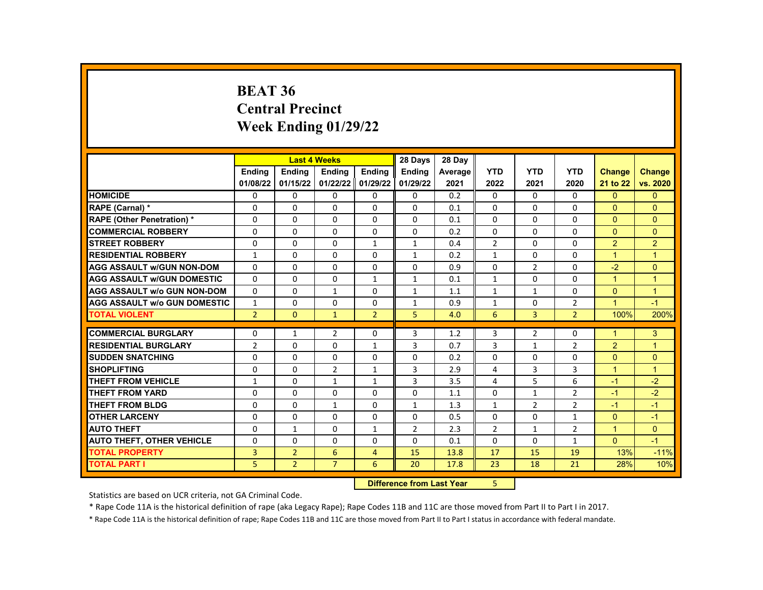# BEAT 36
# Central Precinct
# Week Ending 01/29/22

| | Last 4 Weeks | | | | 28 Days | 28 Day | | | | | |
|---|---|---|---|---|---|---|---|---|---|---|---|
| | Ending 01/08/22 | Ending 01/15/22 | Ending 01/22/22 | Ending 01/29/22 | Ending 01/29/22 | Average 2021 | YTD 2022 | YTD 2021 | YTD 2020 | Change 21 to 22 | Change vs. 2020 |
| HOMICIDE | 0 | 0 | 0 | 0 | 0 | 0.2 | 0 | 0 | 0 | 0 | 0 |
| RAPE (Carnal) * | 0 | 0 | 0 | 0 | 0 | 0.1 | 0 | 0 | 0 | 0 | 0 |
| RAPE (Other Penetration) * | 0 | 0 | 0 | 0 | 0 | 0.1 | 0 | 0 | 0 | 0 | 0 |
| COMMERCIAL ROBBERY | 0 | 0 | 0 | 0 | 0 | 0.2 | 0 | 0 | 0 | 0 | 0 |
| STREET ROBBERY | 0 | 0 | 0 | 1 | 1 | 0.4 | 2 | 0 | 0 | 2 | 2 |
| RESIDENTIAL ROBBERY | 1 | 0 | 0 | 0 | 1 | 0.2 | 1 | 0 | 0 | 1 | 1 |
| AGG ASSAULT w/GUN NON-DOM | 0 | 0 | 0 | 0 | 0 | 0.9 | 0 | 2 | 0 | -2 | 0 |
| AGG ASSAULT w/GUN DOMESTIC | 0 | 0 | 0 | 1 | 1 | 0.1 | 1 | 0 | 0 | 1 | 1 |
| AGG ASSAULT w/o GUN NON-DOM | 0 | 0 | 1 | 0 | 1 | 1.1 | 1 | 1 | 0 | 0 | 1 |
| AGG ASSAULT w/o GUN DOMESTIC | 1 | 0 | 0 | 0 | 1 | 0.9 | 1 | 0 | 2 | 1 | -1 |
| TOTAL VIOLENT | 2 | 0 | 1 | 2 | 5 | 4.0 | 6 | 3 | 2 | 100% | 200% |
| COMMERCIAL BURGLARY | 0 | 1 | 2 | 0 | 3 | 1.2 | 3 | 2 | 0 | 1 | 3 |
| RESIDENTIAL BURGLARY | 2 | 0 | 0 | 1 | 3 | 0.7 | 3 | 1 | 2 | 2 | 1 |
| SUDDEN SNATCHING | 0 | 0 | 0 | 0 | 0 | 0.2 | 0 | 0 | 0 | 0 | 0 |
| SHOPLIFTING | 0 | 0 | 2 | 1 | 3 | 2.9 | 4 | 3 | 3 | 1 | 1 |
| THEFT FROM VEHICLE | 1 | 0 | 1 | 1 | 3 | 3.5 | 4 | 5 | 6 | -1 | -2 |
| THEFT FROM YARD | 0 | 0 | 0 | 0 | 0 | 1.1 | 0 | 1 | 2 | -1 | -2 |
| THEFT FROM BLDG | 0 | 0 | 1 | 0 | 1 | 1.3 | 1 | 2 | 2 | -1 | -1 |
| OTHER LARCENY | 0 | 0 | 0 | 0 | 0 | 0.5 | 0 | 0 | 1 | 0 | -1 |
| AUTO THEFT | 0 | 1 | 0 | 1 | 2 | 2.3 | 2 | 1 | 2 | 1 | 0 |
| AUTO THEFT, OTHER VEHICLE | 0 | 0 | 0 | 0 | 0 | 0.1 | 0 | 0 | 1 | 0 | -1 |
| TOTAL PROPERTY | 3 | 2 | 6 | 4 | 15 | 13.8 | 17 | 15 | 19 | 13% | -11% |
| TOTAL PART I | 5 | 2 | 7 | 6 | 20 | 17.8 | 23 | 18 | 21 | 28% | 10% |

**Difference from Last Year** 5

Statistics are based on UCR criteria, not GA Criminal Code.

* Rape Code 11A is the historical definition of rape (aka Legacy Rape); Rape Codes 11B and 11C are those moved from Part II to Part I in 2017.

* Rape Code 11A is the historical definition of rape; Rape Codes 11B and 11C are those moved from Part II to Part I status in accordance with federal mandate.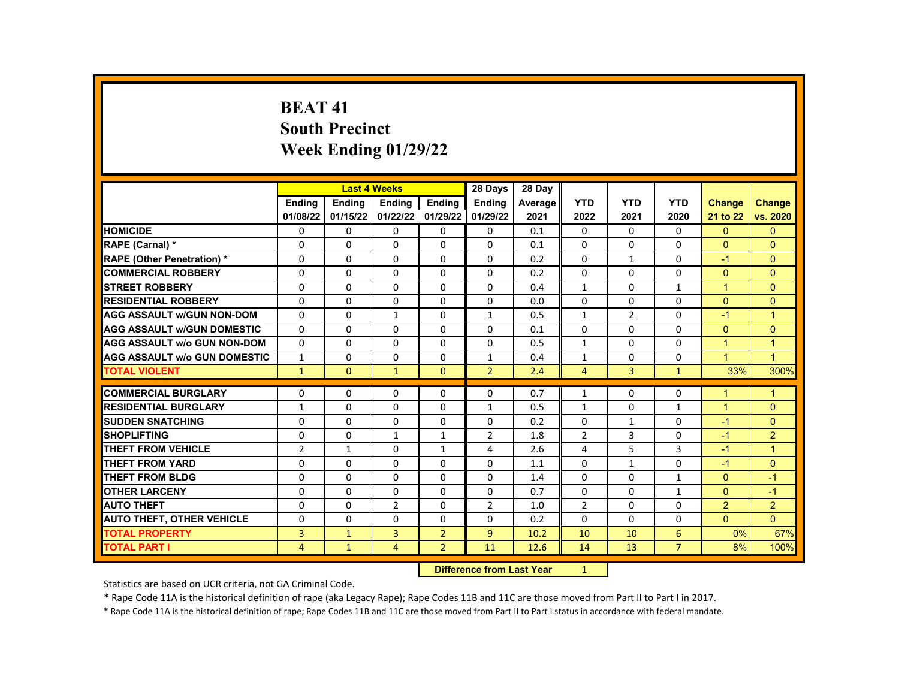# BEAT 41
## South Precinct
## Week Ending 01/29/22

| | Last 4 Weeks | | | | 28 Days | 28 Day | | | | | |
|---|---|---|---|---|---|---|---|---|---|---|---|
| | Ending 01/08/22 | Ending 01/15/22 | Ending 01/22/22 | Ending 01/29/22 | Ending 01/29/22 | Average 2021 | YTD 2022 | YTD 2021 | YTD 2020 | Change 21 to 22 | Change vs. 2020 |
| HOMICIDE | 0 | 0 | 0 | 0 | 0 | 0.1 | 0 | 0 | 0 | 0 | 0 |
| RAPE (Carnal) * | 0 | 0 | 0 | 0 | 0 | 0.1 | 0 | 0 | 0 | 0 | 0 |
| RAPE (Other Penetration) * | 0 | 0 | 0 | 0 | 0 | 0.2 | 0 | 1 | 0 | -1 | 0 |
| COMMERCIAL ROBBERY | 0 | 0 | 0 | 0 | 0 | 0.2 | 0 | 0 | 0 | 0 | 0 |
| STREET ROBBERY | 0 | 0 | 0 | 0 | 0 | 0.4 | 1 | 0 | 1 | 1 | 0 |
| RESIDENTIAL ROBBERY | 0 | 0 | 0 | 0 | 0 | 0.0 | 0 | 0 | 0 | 0 | 0 |
| AGG ASSAULT w/GUN NON-DOM | 0 | 0 | 1 | 0 | 1 | 0.5 | 1 | 2 | 0 | -1 | 1 |
| AGG ASSAULT w/GUN DOMESTIC | 0 | 0 | 0 | 0 | 0 | 0.1 | 0 | 0 | 0 | 0 | 0 |
| AGG ASSAULT w/o GUN NON-DOM | 0 | 0 | 0 | 0 | 0 | 0.5 | 1 | 0 | 0 | 1 | 1 |
| AGG ASSAULT w/o GUN DOMESTIC | 1 | 0 | 0 | 0 | 1 | 0.4 | 1 | 0 | 0 | 1 | 1 |
| TOTAL VIOLENT | 1 | 0 | 1 | 0 | 2 | 2.4 | 4 | 3 | 1 | 33% | 300% |
| COMMERCIAL BURGLARY | 0 | 0 | 0 | 0 | 0 | 0.7 | 1 | 0 | 0 | 1 | 1 |
| RESIDENTIAL BURGLARY | 1 | 0 | 0 | 0 | 1 | 0.5 | 1 | 0 | 1 | 1 | 0 |
| SUDDEN SNATCHING | 0 | 0 | 0 | 0 | 0 | 0.2 | 0 | 1 | 0 | -1 | 0 |
| SHOPLIFTING | 0 | 0 | 1 | 1 | 2 | 1.8 | 2 | 3 | 0 | -1 | 2 |
| THEFT FROM VEHICLE | 2 | 1 | 0 | 1 | 4 | 2.6 | 4 | 5 | 3 | -1 | 1 |
| THEFT FROM YARD | 0 | 0 | 0 | 0 | 0 | 1.1 | 0 | 1 | 0 | -1 | 0 |
| THEFT FROM BLDG | 0 | 0 | 0 | 0 | 0 | 1.4 | 0 | 0 | 1 | 0 | -1 |
| OTHER LARCENY | 0 | 0 | 0 | 0 | 0 | 0.7 | 0 | 0 | 1 | 0 | -1 |
| AUTO THEFT | 0 | 0 | 2 | 0 | 2 | 1.0 | 2 | 0 | 0 | 2 | 2 |
| AUTO THEFT, OTHER VEHICLE | 0 | 0 | 0 | 0 | 0 | 0.2 | 0 | 0 | 0 | 0 | 0 |
| TOTAL PROPERTY | 3 | 1 | 3 | 2 | 9 | 10.2 | 10 | 10 | 6 | 0% | 67% |
| TOTAL PART I | 4 | 1 | 4 | 2 | 11 | 12.6 | 14 | 13 | 7 | 8% | 100% |

**Difference from Last Year** 1

Statistics are based on UCR criteria, not GA Criminal Code.

* Rape Code 11A is the historical definition of rape (aka Legacy Rape); Rape Codes 11B and 11C are those moved from Part II to Part I in 2017.

* Rape Code 11A is the historical definition of rape; Rape Codes 11B and 11C are those moved from Part II to Part I status in accordance with federal mandate.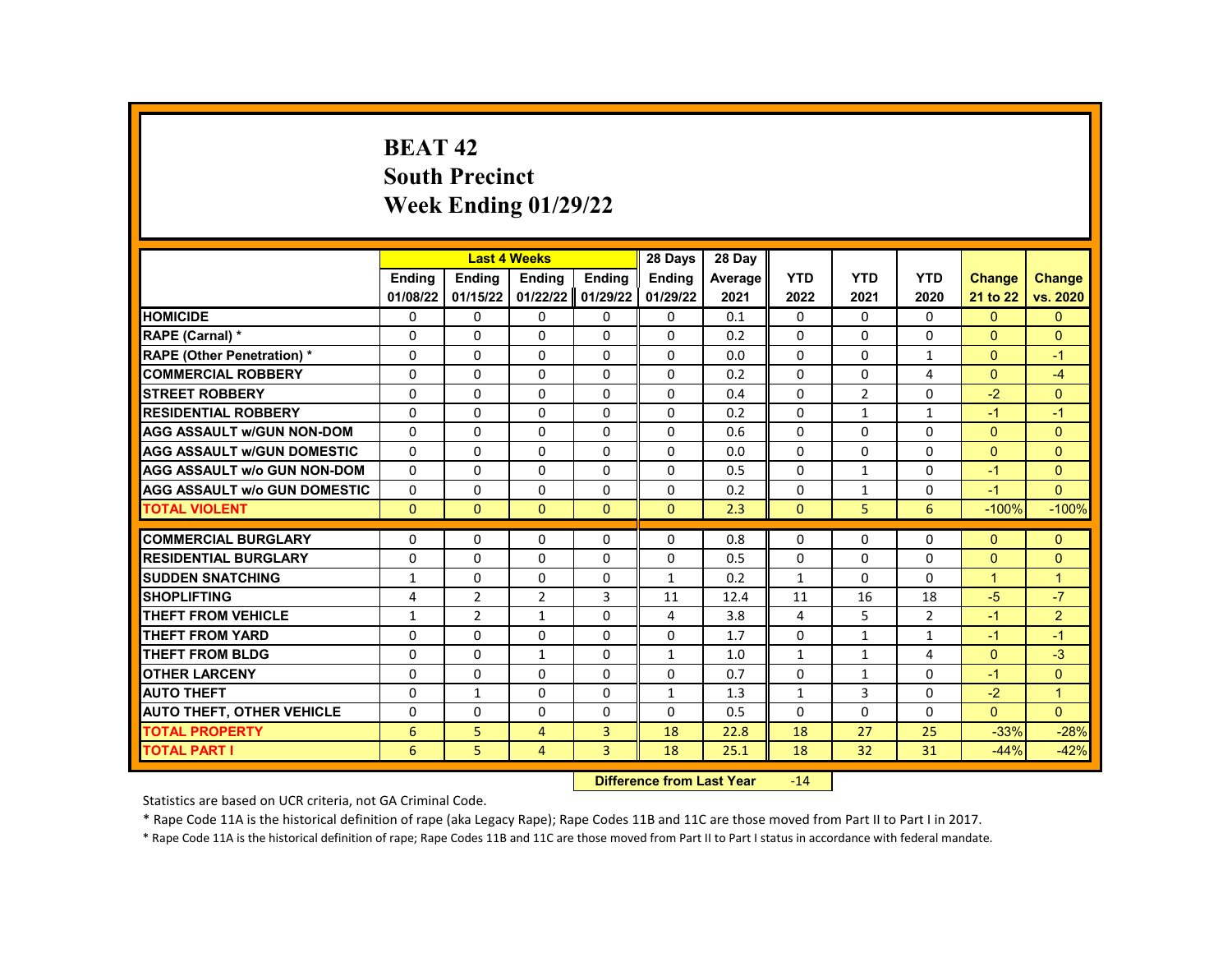# BEAT 42
# South Precinct
# Week Ending 01/29/22

| | Last 4 Weeks | | | | 28 Days | 28 Day | | | | | |
|---|---|---|---|---|---|---|---|---|---|---|---|
| | Ending 01/08/22 | Ending 01/15/22 | Ending 01/22/22 | Ending 01/29/22 | Ending 01/29/22 | Average 2021 | YTD 2022 | YTD 2021 | YTD 2020 | Change 21 to 22 | Change vs. 2020 |
| HOMICIDE | 0 | 0 | 0 | 0 | 0 | 0.1 | 0 | 0 | 0 | 0 | 0 |
| RAPE (Carnal) * | 0 | 0 | 0 | 0 | 0 | 0.2 | 0 | 0 | 0 | 0 | 0 |
| RAPE (Other Penetration) * | 0 | 0 | 0 | 0 | 0 | 0.0 | 0 | 0 | 1 | 0 | -1 |
| COMMERCIAL ROBBERY | 0 | 0 | 0 | 0 | 0 | 0.2 | 0 | 0 | 4 | 0 | -4 |
| STREET ROBBERY | 0 | 0 | 0 | 0 | 0 | 0.4 | 0 | 2 | 0 | -2 | 0 |
| RESIDENTIAL ROBBERY | 0 | 0 | 0 | 0 | 0 | 0.2 | 0 | 1 | 1 | -1 | -1 |
| AGG ASSAULT w/GUN NON-DOM | 0 | 0 | 0 | 0 | 0 | 0.6 | 0 | 0 | 0 | 0 | 0 |
| AGG ASSAULT w/GUN DOMESTIC | 0 | 0 | 0 | 0 | 0 | 0.0 | 0 | 0 | 0 | 0 | 0 |
| AGG ASSAULT w/o GUN NON-DOM | 0 | 0 | 0 | 0 | 0 | 0.5 | 0 | 1 | 0 | -1 | 0 |
| AGG ASSAULT w/o GUN DOMESTIC | 0 | 0 | 0 | 0 | 0 | 0.2 | 0 | 1 | 0 | -1 | 0 |
| TOTAL VIOLENT | 0 | 0 | 0 | 0 | 0 | 2.3 | 0 | 5 | 6 | -100% | -100% |
| COMMERCIAL BURGLARY | 0 | 0 | 0 | 0 | 0 | 0.8 | 0 | 0 | 0 | 0 | 0 |
| RESIDENTIAL BURGLARY | 0 | 0 | 0 | 0 | 0 | 0.5 | 0 | 0 | 0 | 0 | 0 |
| SUDDEN SNATCHING | 1 | 0 | 0 | 0 | 1 | 0.2 | 1 | 0 | 0 | 1 | 1 |
| SHOPLIFTING | 4 | 2 | 2 | 3 | 11 | 12.4 | 11 | 16 | 18 | -5 | -7 |
| THEFT FROM VEHICLE | 1 | 2 | 1 | 0 | 4 | 3.8 | 4 | 5 | 2 | -1 | 2 |
| THEFT FROM YARD | 0 | 0 | 0 | 0 | 0 | 1.7 | 0 | 1 | 1 | -1 | -1 |
| THEFT FROM BLDG | 0 | 0 | 1 | 0 | 1 | 1.0 | 1 | 1 | 4 | 0 | -3 |
| OTHER LARCENY | 0 | 0 | 0 | 0 | 0 | 0.7 | 0 | 1 | 0 | -1 | 0 |
| AUTO THEFT | 0 | 1 | 0 | 0 | 1 | 1.3 | 1 | 3 | 0 | -2 | 1 |
| AUTO THEFT, OTHER VEHICLE | 0 | 0 | 0 | 0 | 0 | 0.5 | 0 | 0 | 0 | 0 | 0 |
| TOTAL PROPERTY | 6 | 5 | 4 | 3 | 18 | 22.8 | 18 | 27 | 25 | -33% | -28% |
| TOTAL PART I | 6 | 5 | 4 | 3 | 18 | 25.1 | 18 | 32 | 31 | -44% | -42% |

**Difference from Last Year** -14

Statistics are based on UCR criteria, not GA Criminal Code.

* Rape Code 11A is the historical definition of rape (aka Legacy Rape); Rape Codes 11B and 11C are those moved from Part II to Part I in 2017.

* Rape Code 11A is the historical definition of rape; Rape Codes 11B and 11C are those moved from Part II to Part I status in accordance with federal mandate.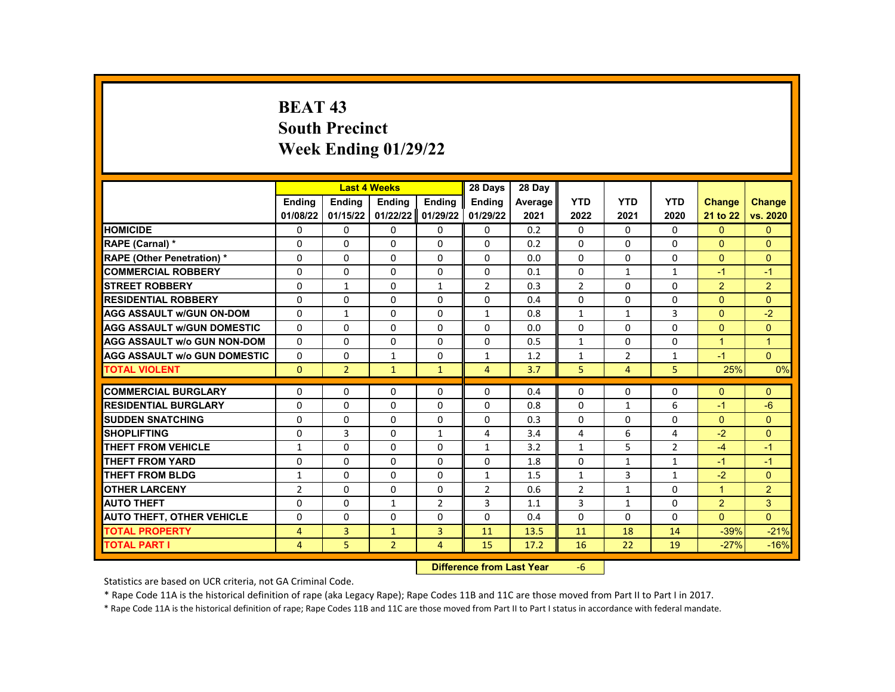# BEAT 43
# South Precinct
# Week Ending 01/29/22

| | Last 4 Weeks | | | | 28 Days | 28 Day | | | | | |
|---|---|---|---|---|---|---|---|---|---|---|---|
| | Ending 01/08/22 | Ending 01/15/22 | Ending 01/22/22 | Ending 01/29/22 | Ending 01/29/22 | Average 2021 | YTD 2022 | YTD 2021 | YTD 2020 | Change 21 to 22 | Change vs. 2020 |
| HOMICIDE | 0 | 0 | 0 | 0 | 0 | 0.2 | 0 | 0 | 0 | 0 | 0 |
| RAPE (Carnal) * | 0 | 0 | 0 | 0 | 0 | 0.2 | 0 | 0 | 0 | 0 | 0 |
| RAPE (Other Penetration) * | 0 | 0 | 0 | 0 | 0 | 0.0 | 0 | 0 | 0 | 0 | 0 |
| COMMERCIAL ROBBERY | 0 | 0 | 0 | 0 | 0 | 0.1 | 0 | 1 | 1 | -1 | -1 |
| STREET ROBBERY | 0 | 1 | 0 | 1 | 2 | 0.3 | 2 | 0 | 0 | 2 | 2 |
| RESIDENTIAL ROBBERY | 0 | 0 | 0 | 0 | 0 | 0.4 | 0 | 0 | 0 | 0 | 0 |
| AGG ASSAULT w/GUN ON-DOM | 0 | 1 | 0 | 0 | 1 | 0.8 | 1 | 1 | 3 | 0 | -2 |
| AGG ASSAULT w/GUN DOMESTIC | 0 | 0 | 0 | 0 | 0 | 0.0 | 0 | 0 | 0 | 0 | 0 |
| AGG ASSAULT w/o GUN NON-DOM | 0 | 0 | 0 | 0 | 0 | 0.5 | 1 | 0 | 0 | 1 | 1 |
| AGG ASSAULT w/o GUN DOMESTIC | 0 | 0 | 1 | 0 | 1 | 1.2 | 1 | 2 | 1 | -1 | 0 |
| TOTAL VIOLENT | 0 | 2 | 1 | 1 | 4 | 3.7 | 5 | 4 | 5 | 25% | 0% |
| COMMERCIAL BURGLARY | 0 | 0 | 0 | 0 | 0 | 0.4 | 0 | 0 | 0 | 0 | 0 |
| RESIDENTIAL BURGLARY | 0 | 0 | 0 | 0 | 0 | 0.8 | 0 | 1 | 6 | -1 | -6 |
| SUDDEN SNATCHING | 0 | 0 | 0 | 0 | 0 | 0.3 | 0 | 0 | 0 | 0 | 0 |
| SHOPLIFTING | 0 | 3 | 0 | 1 | 4 | 3.4 | 4 | 6 | 4 | -2 | 0 |
| THEFT FROM VEHICLE | 1 | 0 | 0 | 0 | 1 | 3.2 | 1 | 5 | 2 | -4 | -1 |
| THEFT FROM YARD | 0 | 0 | 0 | 0 | 0 | 1.8 | 0 | 1 | 1 | -1 | -1 |
| THEFT FROM BLDG | 1 | 0 | 0 | 0 | 1 | 1.5 | 1 | 3 | 1 | -2 | 0 |
| OTHER LARCENY | 2 | 0 | 0 | 0 | 2 | 0.6 | 2 | 1 | 0 | 1 | 2 |
| AUTO THEFT | 0 | 0 | 1 | 2 | 3 | 1.1 | 3 | 1 | 0 | 2 | 3 |
| AUTO THEFT, OTHER VEHICLE | 0 | 0 | 0 | 0 | 0 | 0.4 | 0 | 0 | 0 | 0 | 0 |
| TOTAL PROPERTY | 4 | 3 | 1 | 3 | 11 | 13.5 | 11 | 18 | 14 | -39% | -21% |
| TOTAL PART I | 4 | 5 | 2 | 4 | 15 | 17.2 | 16 | 22 | 19 | -27% | -16% |

**Difference from Last Year** -6

Statistics are based on UCR criteria, not GA Criminal Code.

* Rape Code 11A is the historical definition of rape (aka Legacy Rape); Rape Codes 11B and 11C are those moved from Part II to Part I in 2017.

* Rape Code 11A is the historical definition of rape; Rape Codes 11B and 11C are those moved from Part II to Part I status in accordance with federal mandate.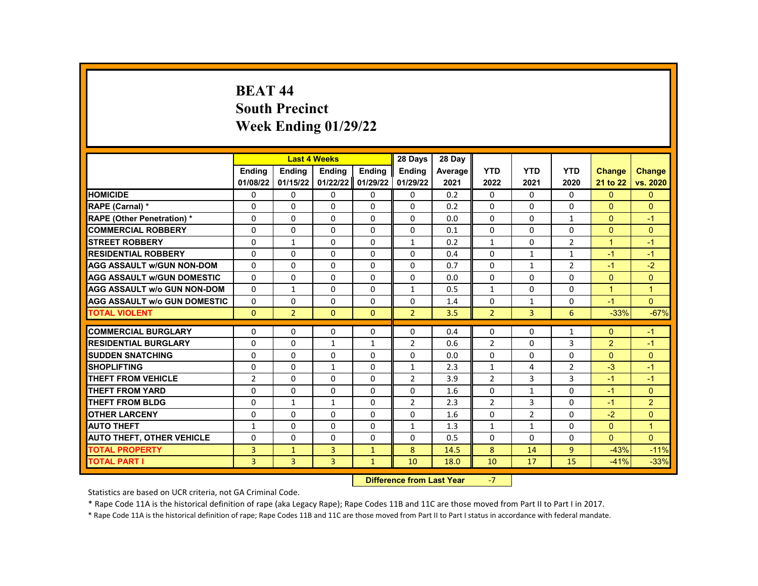# BEAT 44
## South Precinct
## Week Ending 01/29/22

| | Last 4 Weeks | | | | 28 Days | 28 Day | | | | | |
|---|---|---|---|---|---|---|---|---|---|---|---|
| | Ending 01/08/22 | Ending 01/15/22 | Ending 01/22/22 | Ending 01/29/22 | Ending 01/29/22 | Average 2021 | YTD 2022 | YTD 2021 | YTD 2020 | Change 21 to 22 | Change vs. 2020 |
| HOMICIDE | 0 | 0 | 0 | 0 | 0 | 0.2 | 0 | 0 | 0 | 0 | 0 |
| RAPE (Carnal) * | 0 | 0 | 0 | 0 | 0 | 0.2 | 0 | 0 | 0 | 0 | 0 |
| RAPE (Other Penetration) * | 0 | 0 | 0 | 0 | 0 | 0.0 | 0 | 0 | 1 | 0 | -1 |
| COMMERCIAL ROBBERY | 0 | 0 | 0 | 0 | 0 | 0.1 | 0 | 0 | 0 | 0 | 0 |
| STREET ROBBERY | 0 | 1 | 0 | 0 | 1 | 0.2 | 1 | 0 | 2 | 1 | -1 |
| RESIDENTIAL ROBBERY | 0 | 0 | 0 | 0 | 0 | 0.4 | 0 | 1 | 1 | -1 | -1 |
| AGG ASSAULT w/GUN NON-DOM | 0 | 0 | 0 | 0 | 0 | 0.7 | 0 | 1 | 2 | -1 | -2 |
| AGG ASSAULT w/GUN DOMESTIC | 0 | 0 | 0 | 0 | 0 | 0.0 | 0 | 0 | 0 | 0 | 0 |
| AGG ASSAULT w/o GUN NON-DOM | 0 | 1 | 0 | 0 | 1 | 0.5 | 1 | 0 | 0 | 1 | 1 |
| AGG ASSAULT w/o GUN DOMESTIC | 0 | 0 | 0 | 0 | 0 | 1.4 | 0 | 1 | 0 | -1 | 0 |
| TOTAL VIOLENT | 0 | 2 | 0 | 0 | 2 | 3.5 | 2 | 3 | 6 | -33% | -67% |
| COMMERCIAL BURGLARY | 0 | 0 | 0 | 0 | 0 | 0.4 | 0 | 0 | 1 | 0 | -1 |
| RESIDENTIAL BURGLARY | 0 | 0 | 1 | 1 | 2 | 0.6 | 2 | 0 | 3 | 2 | -1 |
| SUDDEN SNATCHING | 0 | 0 | 0 | 0 | 0 | 0.0 | 0 | 0 | 0 | 0 | 0 |
| SHOPLIFTING | 0 | 0 | 1 | 0 | 1 | 2.3 | 1 | 4 | 2 | -3 | -1 |
| THEFT FROM VEHICLE | 2 | 0 | 0 | 0 | 2 | 3.9 | 2 | 3 | 3 | -1 | -1 |
| THEFT FROM YARD | 0 | 0 | 0 | 0 | 0 | 1.6 | 0 | 1 | 0 | -1 | 0 |
| THEFT FROM BLDG | 0 | 1 | 1 | 0 | 2 | 2.3 | 2 | 3 | 0 | -1 | 2 |
| OTHER LARCENY | 0 | 0 | 0 | 0 | 0 | 1.6 | 0 | 2 | 0 | -2 | 0 |
| AUTO THEFT | 1 | 0 | 0 | 0 | 1 | 1.3 | 1 | 1 | 0 | 0 | 1 |
| AUTO THEFT, OTHER VEHICLE | 0 | 0 | 0 | 0 | 0 | 0.5 | 0 | 0 | 0 | 0 | 0 |
| TOTAL PROPERTY | 3 | 1 | 3 | 1 | 8 | 14.5 | 8 | 14 | 9 | -43% | -11% |
| TOTAL PART I | 3 | 3 | 3 | 1 | 10 | 18.0 | 10 | 17 | 15 | -41% | -33% |

**Difference from Last Year** -7

Statistics are based on UCR criteria, not GA Criminal Code.

* Rape Code 11A is the historical definition of rape (aka Legacy Rape); Rape Codes 11B and 11C are those moved from Part II to Part I in 2017.

* Rape Code 11A is the historical definition of rape; Rape Codes 11B and 11C are those moved from Part II to Part I status in accordance with federal mandate.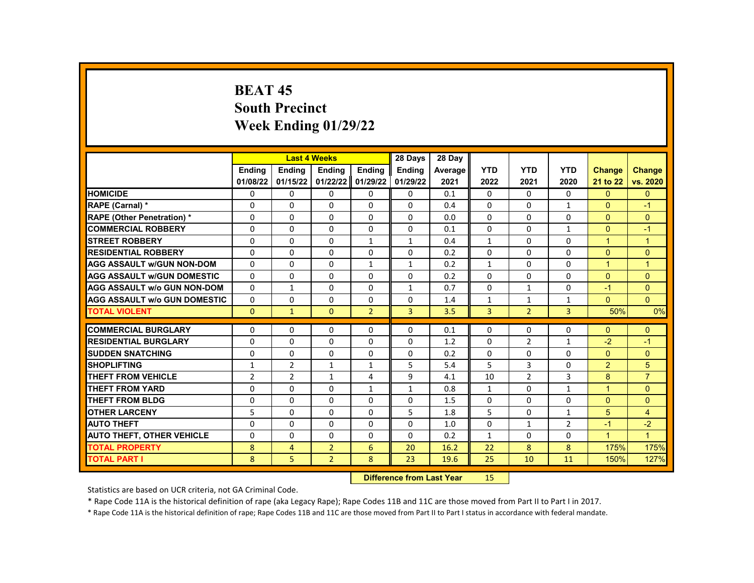# BEAT 45
# South Precinct
# Week Ending 01/29/22

| | Last 4 Weeks | | | | 28 Days | 28 Day | | | | | |
|---|---|---|---|---|---|---|---|---|---|---|---|
| | Ending 01/08/22 | Ending 01/15/22 | Ending 01/22/22 | Ending 01/29/22 | Ending 01/29/22 | Average 2021 | YTD 2022 | YTD 2021 | YTD 2020 | Change 21 to 22 | Change vs. 2020 |
| HOMICIDE | 0 | 0 | 0 | 0 | 0 | 0.1 | 0 | 0 | 0 | 0 | 0 |
| RAPE (Carnal) * | 0 | 0 | 0 | 0 | 0 | 0.4 | 0 | 0 | 1 | 0 | -1 |
| RAPE (Other Penetration) * | 0 | 0 | 0 | 0 | 0 | 0.0 | 0 | 0 | 0 | 0 | 0 |
| COMMERCIAL ROBBERY | 0 | 0 | 0 | 0 | 0 | 0.1 | 0 | 0 | 1 | 0 | -1 |
| STREET ROBBERY | 0 | 0 | 0 | 1 | 1 | 0.4 | 1 | 0 | 0 | 1 | 1 |
| RESIDENTIAL ROBBERY | 0 | 0 | 0 | 0 | 0 | 0.2 | 0 | 0 | 0 | 0 | 0 |
| AGG ASSAULT w/GUN NON-DOM | 0 | 0 | 0 | 1 | 1 | 0.2 | 1 | 0 | 0 | 1 | 1 |
| AGG ASSAULT w/GUN DOMESTIC | 0 | 0 | 0 | 0 | 0 | 0.2 | 0 | 0 | 0 | 0 | 0 |
| AGG ASSAULT w/o GUN NON-DOM | 0 | 1 | 0 | 0 | 1 | 0.7 | 0 | 1 | 0 | -1 | 0 |
| AGG ASSAULT w/o GUN DOMESTIC | 0 | 0 | 0 | 0 | 0 | 1.4 | 1 | 1 | 1 | 0 | 0 |
| TOTAL VIOLENT | 0 | 1 | 0 | 2 | 3 | 3.5 | 3 | 2 | 3 | 50% | 0% |
| COMMERCIAL BURGLARY | 0 | 0 | 0 | 0 | 0 | 0.1 | 0 | 0 | 0 | 0 | 0 |
| RESIDENTIAL BURGLARY | 0 | 0 | 0 | 0 | 0 | 1.2 | 0 | 2 | 1 | -2 | -1 |
| SUDDEN SNATCHING | 0 | 0 | 0 | 0 | 0 | 0.2 | 0 | 0 | 0 | 0 | 0 |
| SHOPLIFTING | 1 | 2 | 1 | 1 | 5 | 5.4 | 5 | 3 | 0 | 2 | 5 |
| THEFT FROM VEHICLE | 2 | 2 | 1 | 4 | 9 | 4.1 | 10 | 2 | 3 | 8 | 7 |
| THEFT FROM YARD | 0 | 0 | 0 | 1 | 1 | 0.8 | 1 | 0 | 1 | 1 | 0 |
| THEFT FROM BLDG | 0 | 0 | 0 | 0 | 0 | 1.5 | 0 | 0 | 0 | 0 | 0 |
| OTHER LARCENY | 5 | 0 | 0 | 0 | 5 | 1.8 | 5 | 0 | 1 | 5 | 4 |
| AUTO THEFT | 0 | 0 | 0 | 0 | 0 | 1.0 | 0 | 1 | 2 | -1 | -2 |
| AUTO THEFT, OTHER VEHICLE | 0 | 0 | 0 | 0 | 0 | 0.2 | 1 | 0 | 0 | 1 | 1 |
| TOTAL PROPERTY | 8 | 4 | 2 | 6 | 20 | 16.2 | 22 | 8 | 8 | 175% | 175% |
| TOTAL PART I | 8 | 5 | 2 | 8 | 23 | 19.6 | 25 | 10 | 11 | 150% | 127% |

| Difference from Last Year | 15 |
|---|---|

Statistics are based on UCR criteria, not GA Criminal Code.

* Rape Code 11A is the historical definition of rape (aka Legacy Rape); Rape Codes 11B and 11C are those moved from Part II to Part I in 2017.

* Rape Code 11A is the historical definition of rape; Rape Codes 11B and 11C are those moved from Part II to Part I status in accordance with federal mandate.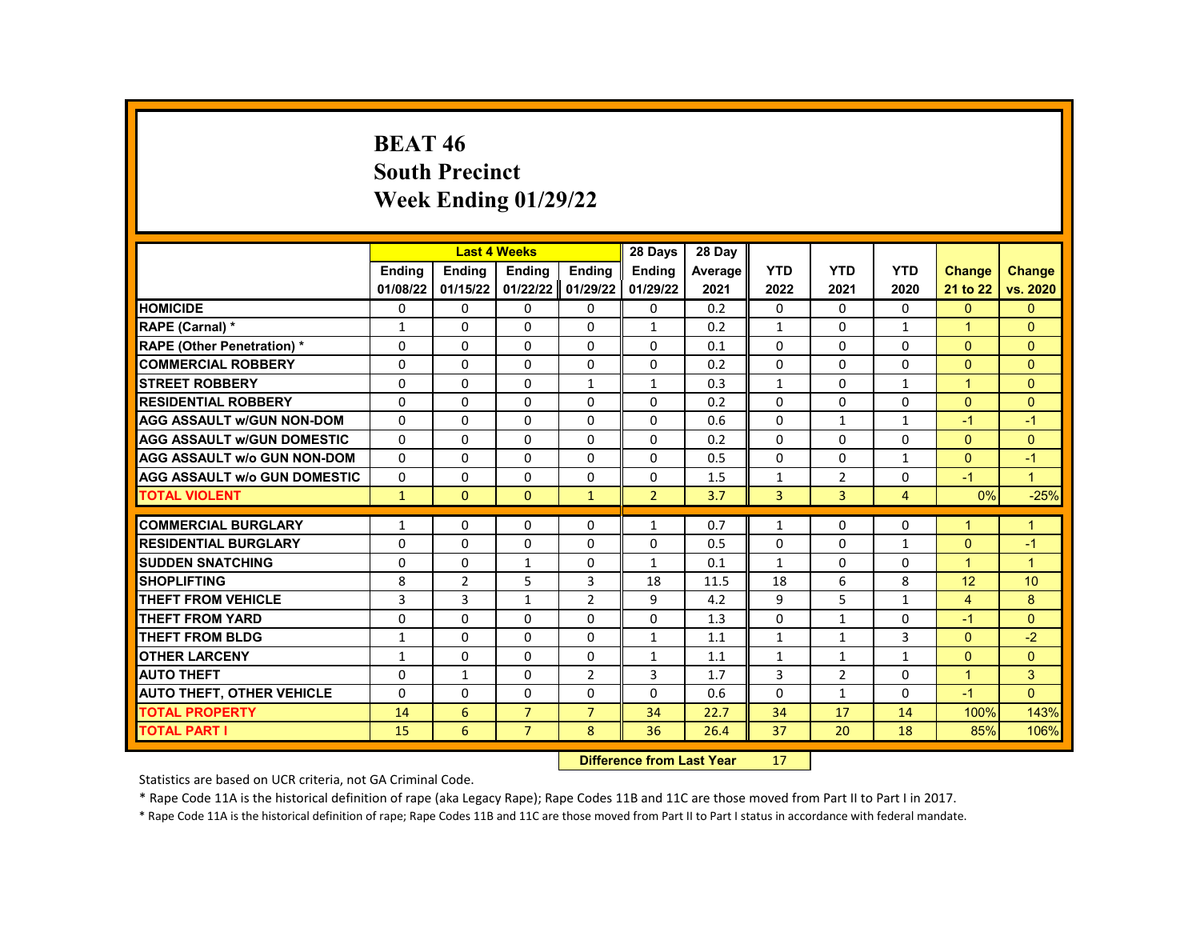# BEAT 46
## South Precinct
## Week Ending 01/29/22

| | Last 4 Weeks | | | | 28 Days | 28 Day | | | | | |
|---|---|---|---|---|---|---|---|---|---|---|---|
| | Ending 01/08/22 | Ending 01/15/22 | Ending 01/22/22 | Ending 01/29/22 | Ending 01/29/22 | Average 2021 | YTD 2022 | YTD 2021 | YTD 2020 | Change 21 to 22 | Change vs. 2020 |
| HOMICIDE | 0 | 0 | 0 | 0 | 0 | 0.2 | 0 | 0 | 0 | 0 | 0 |
| RAPE (Carnal) * | 1 | 0 | 0 | 0 | 1 | 0.2 | 1 | 0 | 1 | 1 | 0 |
| RAPE (Other Penetration) * | 0 | 0 | 0 | 0 | 0 | 0.1 | 0 | 0 | 0 | 0 | 0 |
| COMMERCIAL ROBBERY | 0 | 0 | 0 | 0 | 0 | 0.2 | 0 | 0 | 0 | 0 | 0 |
| STREET ROBBERY | 0 | 0 | 0 | 1 | 1 | 0.3 | 1 | 0 | 1 | 1 | 0 |
| RESIDENTIAL ROBBERY | 0 | 0 | 0 | 0 | 0 | 0.2 | 0 | 0 | 0 | 0 | 0 |
| AGG ASSAULT w/GUN NON-DOM | 0 | 0 | 0 | 0 | 0 | 0.6 | 0 | 1 | 1 | -1 | -1 |
| AGG ASSAULT w/GUN DOMESTIC | 0 | 0 | 0 | 0 | 0 | 0.2 | 0 | 0 | 0 | 0 | 0 |
| AGG ASSAULT w/o GUN NON-DOM | 0 | 0 | 0 | 0 | 0 | 0.5 | 0 | 0 | 1 | 0 | -1 |
| AGG ASSAULT w/o GUN DOMESTIC | 0 | 0 | 0 | 0 | 0 | 1.5 | 1 | 2 | 0 | -1 | 1 |
| TOTAL VIOLENT | 1 | 0 | 0 | 1 | 2 | 3.7 | 3 | 3 | 4 | 0% | -25% |
| COMMERCIAL BURGLARY | 1 | 0 | 0 | 0 | 1 | 0.7 | 1 | 0 | 0 | 1 | 1 |
| RESIDENTIAL BURGLARY | 0 | 0 | 0 | 0 | 0 | 0.5 | 0 | 0 | 1 | 0 | -1 |
| SUDDEN SNATCHING | 0 | 0 | 1 | 0 | 1 | 0.1 | 1 | 0 | 0 | 1 | 1 |
| SHOPLIFTING | 8 | 2 | 5 | 3 | 18 | 11.5 | 18 | 6 | 8 | 12 | 10 |
| THEFT FROM VEHICLE | 3 | 3 | 1 | 2 | 9 | 4.2 | 9 | 5 | 1 | 4 | 8 |
| THEFT FROM YARD | 0 | 0 | 0 | 0 | 0 | 1.3 | 0 | 1 | 0 | -1 | 0 |
| THEFT FROM BLDG | 1 | 0 | 0 | 0 | 1 | 1.1 | 1 | 1 | 3 | 0 | -2 |
| OTHER LARCENY | 1 | 0 | 0 | 0 | 1 | 1.1 | 1 | 1 | 1 | 0 | 0 |
| AUTO THEFT | 0 | 1 | 0 | 2 | 3 | 1.7 | 3 | 2 | 0 | 1 | 3 |
| AUTO THEFT, OTHER VEHICLE | 0 | 0 | 0 | 0 | 0 | 0.6 | 0 | 1 | 0 | -1 | 0 |
| TOTAL PROPERTY | 14 | 6 | 7 | 7 | 34 | 22.7 | 34 | 17 | 14 | 100% | 143% |
| TOTAL PART I | 15 | 6 | 7 | 8 | 36 | 26.4 | 37 | 20 | 18 | 85% | 106% |

**Difference from Last Year** 17

Statistics are based on UCR criteria, not GA Criminal Code.

* Rape Code 11A is the historical definition of rape (aka Legacy Rape); Rape Codes 11B and 11C are those moved from Part II to Part I in 2017.

* Rape Code 11A is the historical definition of rape; Rape Codes 11B and 11C are those moved from Part II to Part I status in accordance with federal mandate.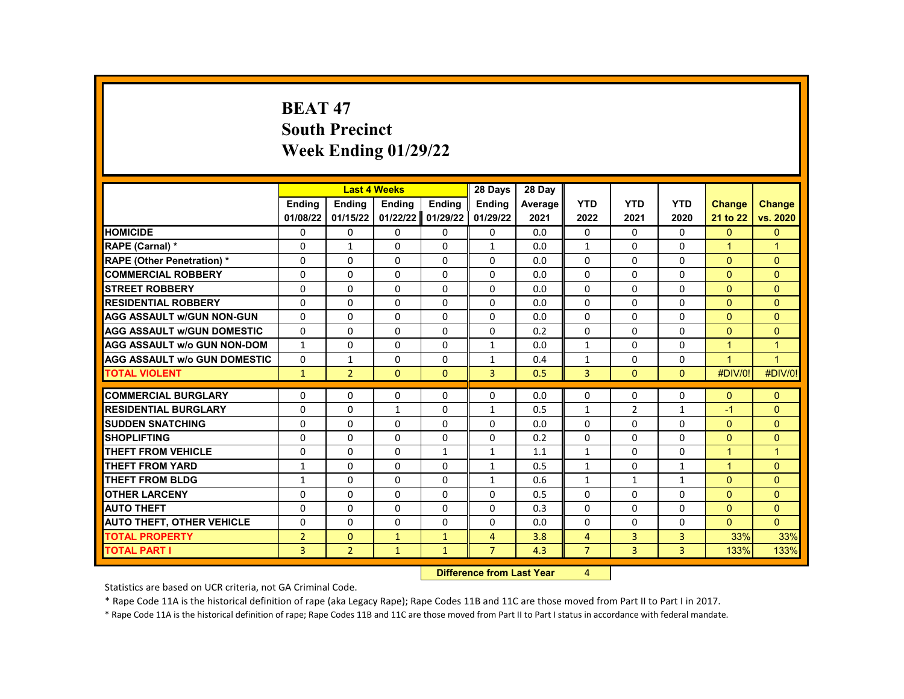# BEAT 47
## South Precinct
## Week Ending 01/29/22

| | Last 4 Weeks | | | | 28 Days | 28 Day | | | | | |
|---|---|---|---|---|---|---|---|---|---|---|---|
| | Ending 01/08/22 | Ending 01/15/22 | Ending 01/22/22 | Ending 01/29/22 | Ending 01/29/22 | Average 2021 | YTD 2022 | YTD 2021 | YTD 2020 | Change 21 to 22 | Change vs. 2020 |
| HOMICIDE | 0 | 0 | 0 | 0 | 0 | 0.0 | 0 | 0 | 0 | 0 | 0 |
| RAPE (Carnal) * | 0 | 1 | 0 | 0 | 1 | 0.0 | 1 | 0 | 0 | 1 | 1 |
| RAPE (Other Penetration) * | 0 | 0 | 0 | 0 | 0 | 0.0 | 0 | 0 | 0 | 0 | 0 |
| COMMERCIAL ROBBERY | 0 | 0 | 0 | 0 | 0 | 0.0 | 0 | 0 | 0 | 0 | 0 |
| STREET ROBBERY | 0 | 0 | 0 | 0 | 0 | 0.0 | 0 | 0 | 0 | 0 | 0 |
| RESIDENTIAL ROBBERY | 0 | 0 | 0 | 0 | 0 | 0.0 | 0 | 0 | 0 | 0 | 0 |
| AGG ASSAULT w/GUN NON-GUN | 0 | 0 | 0 | 0 | 0 | 0.0 | 0 | 0 | 0 | 0 | 0 |
| AGG ASSAULT w/GUN DOMESTIC | 0 | 0 | 0 | 0 | 0 | 0.2 | 0 | 0 | 0 | 0 | 0 |
| AGG ASSAULT w/o GUN NON-DOM | 1 | 0 | 0 | 0 | 1 | 0.0 | 1 | 0 | 0 | 1 | 1 |
| AGG ASSAULT w/o GUN DOMESTIC | 0 | 1 | 0 | 0 | 1 | 0.4 | 1 | 0 | 0 | 1 | 1 |
| TOTAL VIOLENT | 1 | 2 | 0 | 0 | 3 | 0.5 | 3 | 0 | 0 | #DIV/0! | #DIV/0! |
| COMMERCIAL BURGLARY | 0 | 0 | 0 | 0 | 0 | 0.0 | 0 | 0 | 0 | 0 | 0 |
| RESIDENTIAL BURGLARY | 0 | 0 | 1 | 0 | 1 | 0.5 | 1 | 2 | 1 | -1 | 0 |
| SUDDEN SNATCHING | 0 | 0 | 0 | 0 | 0 | 0.0 | 0 | 0 | 0 | 0 | 0 |
| SHOPLIFTING | 0 | 0 | 0 | 0 | 0 | 0.2 | 0 | 0 | 0 | 0 | 0 |
| THEFT FROM VEHICLE | 0 | 0 | 0 | 1 | 1 | 1.1 | 1 | 0 | 0 | 1 | 1 |
| THEFT FROM YARD | 1 | 0 | 0 | 0 | 1 | 0.5 | 1 | 0 | 1 | 1 | 0 |
| THEFT FROM BLDG | 1 | 0 | 0 | 0 | 1 | 0.6 | 1 | 1 | 1 | 0 | 0 |
| OTHER LARCENY | 0 | 0 | 0 | 0 | 0 | 0.5 | 0 | 0 | 0 | 0 | 0 |
| AUTO THEFT | 0 | 0 | 0 | 0 | 0 | 0.3 | 0 | 0 | 0 | 0 | 0 |
| AUTO THEFT, OTHER VEHICLE | 0 | 0 | 0 | 0 | 0 | 0.0 | 0 | 0 | 0 | 0 | 0 |
| TOTAL PROPERTY | 2 | 0 | 1 | 1 | 4 | 3.8 | 4 | 3 | 3 | 33% | 33% |
| TOTAL PART I | 3 | 2 | 1 | 1 | 7 | 4.3 | 7 | 3 | 3 | 133% | 133% |

**Difference from Last Year** 4

Statistics are based on UCR criteria, not GA Criminal Code.

* Rape Code 11A is the historical definition of rape (aka Legacy Rape); Rape Codes 11B and 11C are those moved from Part II to Part I in 2017.

* Rape Code 11A is the historical definition of rape; Rape Codes 11B and 11C are those moved from Part II to Part I status in accordance with federal mandate.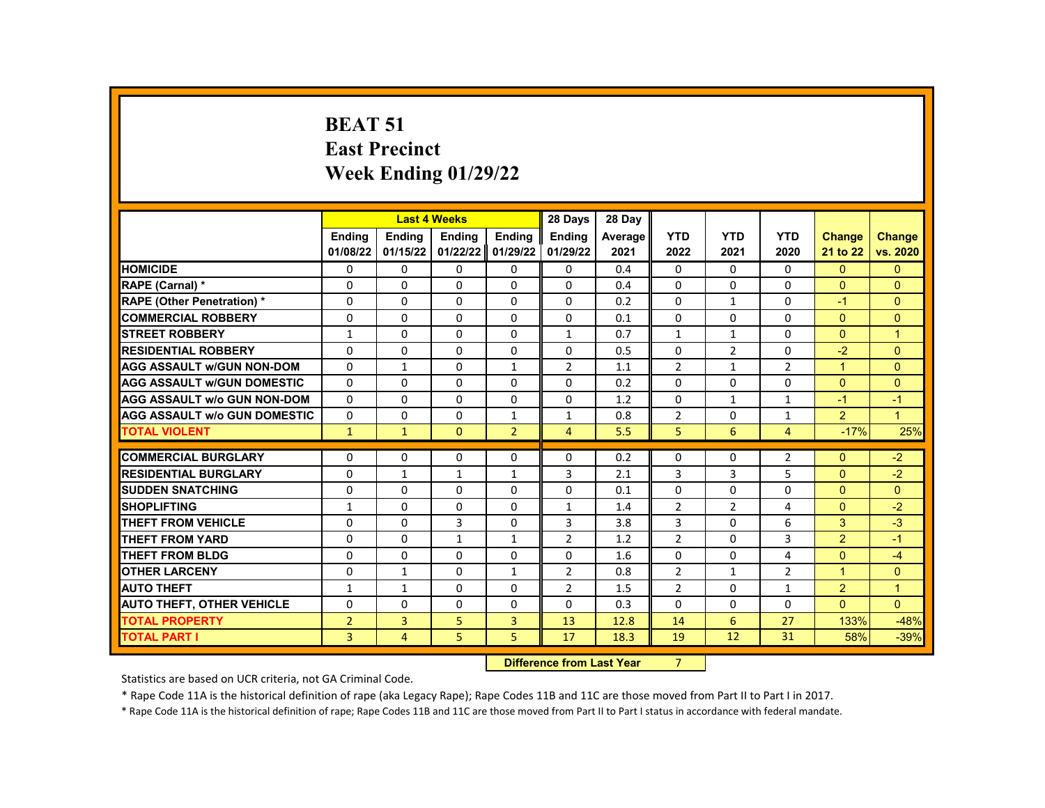# BEAT 51
# East Precinct
# Week Ending 01/29/22

| | Last 4 Weeks | | | | 28 Days | 28 Day | | | | | |
|---|---|---|---|---|---|---|---|---|---|---|---|
| | Ending 01/08/22 | Ending 01/15/22 | Ending 01/22/22 | Ending 01/29/22 | Ending 01/29/22 | Average 2021 | YTD 2022 | YTD 2021 | YTD 2020 | Change 21 to 22 | Change vs. 2020 |
| HOMICIDE | 0 | 0 | 0 | 0 | 0 | 0.4 | 0 | 0 | 0 | 0 | 0 |
| RAPE (Carnal) * | 0 | 0 | 0 | 0 | 0 | 0.4 | 0 | 0 | 0 | 0 | 0 |
| RAPE (Other Penetration) * | 0 | 0 | 0 | 0 | 0 | 0.2 | 0 | 1 | 0 | -1 | 0 |
| COMMERCIAL ROBBERY | 0 | 0 | 0 | 0 | 0 | 0.1 | 0 | 0 | 0 | 0 | 0 |
| STREET ROBBERY | 1 | 0 | 0 | 0 | 1 | 0.7 | 1 | 1 | 0 | 0 | 1 |
| RESIDENTIAL ROBBERY | 0 | 0 | 0 | 0 | 0 | 0.5 | 0 | 2 | 0 | -2 | 0 |
| AGG ASSAULT w/GUN NON-DOM | 0 | 1 | 0 | 1 | 2 | 1.1 | 2 | 1 | 2 | 1 | 0 |
| AGG ASSAULT w/GUN DOMESTIC | 0 | 0 | 0 | 0 | 0 | 0.2 | 0 | 0 | 0 | 0 | 0 |
| AGG ASSAULT w/o GUN NON-DOM | 0 | 0 | 0 | 0 | 0 | 1.2 | 0 | 1 | 1 | -1 | -1 |
| AGG ASSAULT w/o GUN DOMESTIC | 0 | 0 | 0 | 1 | 1 | 0.8 | 2 | 0 | 1 | 2 | 1 |
| TOTAL VIOLENT | 1 | 1 | 0 | 2 | 4 | 5.5 | 5 | 6 | 4 | -17% | 25% |
| COMMERCIAL BURGLARY | 0 | 0 | 0 | 0 | 0 | 0.2 | 0 | 0 | 2 | 0 | -2 |
| RESIDENTIAL BURGLARY | 0 | 1 | 1 | 1 | 3 | 2.1 | 3 | 3 | 5 | 0 | -2 |
| SUDDEN SNATCHING | 0 | 0 | 0 | 0 | 0 | 0.1 | 0 | 0 | 0 | 0 | 0 |
| SHOPLIFTING | 1 | 0 | 0 | 0 | 1 | 1.4 | 2 | 2 | 4 | 0 | -2 |
| THEFT FROM VEHICLE | 0 | 0 | 3 | 0 | 3 | 3.8 | 3 | 0 | 6 | 3 | -3 |
| THEFT FROM YARD | 0 | 0 | 1 | 1 | 2 | 1.2 | 2 | 0 | 3 | 2 | -1 |
| THEFT FROM BLDG | 0 | 0 | 0 | 0 | 0 | 1.6 | 0 | 0 | 4 | 0 | -4 |
| OTHER LARCENY | 0 | 1 | 0 | 1 | 2 | 0.8 | 2 | 1 | 2 | 1 | 0 |
| AUTO THEFT | 1 | 1 | 0 | 0 | 2 | 1.5 | 2 | 0 | 1 | 2 | 1 |
| AUTO THEFT, OTHER VEHICLE | 0 | 0 | 0 | 0 | 0 | 0.3 | 0 | 0 | 0 | 0 | 0 |
| TOTAL PROPERTY | 2 | 3 | 5 | 3 | 13 | 12.8 | 14 | 6 | 27 | 133% | -48% |
| TOTAL PART I | 3 | 4 | 5 | 5 | 17 | 18.3 | 19 | 12 | 31 | 58% | -39% |

**Difference from Last Year** 7

Statistics are based on UCR criteria, not GA Criminal Code.

* Rape Code 11A is the historical definition of rape (aka Legacy Rape); Rape Codes 11B and 11C are those moved from Part II to Part I in 2017.

* Rape Code 11A is the historical definition of rape; Rape Codes 11B and 11C are those moved from Part II to Part I status in accordance with federal mandate.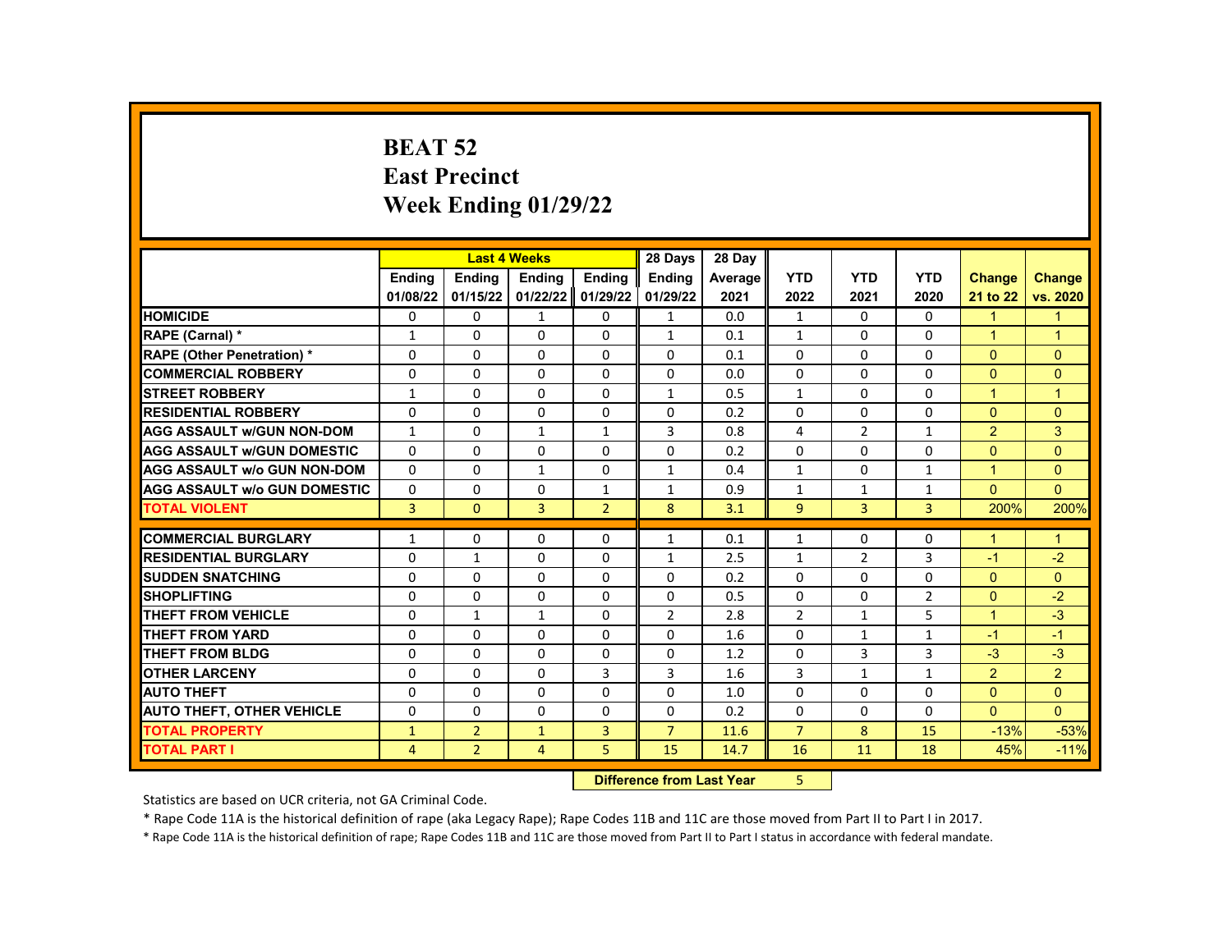# BEAT 52
## East Precinct
## Week Ending 01/29/22

| | Last 4 Weeks | | | | 28 Days | 28 Day | | | | | |
|---|---|---|---|---|---|---|---|---|---|---|---|
| | Ending 01/08/22 | Ending 01/15/22 | Ending 01/22/22 | Ending 01/29/22 | Ending 01/29/22 | Average 2021 | YTD 2022 | YTD 2021 | YTD 2020 | Change 21 to 22 | Change vs. 2020 |
| HOMICIDE | 0 | 0 | 1 | 0 | 1 | 0.0 | 1 | 0 | 0 | 1 | 1 |
| RAPE (Carnal) * | 1 | 0 | 0 | 0 | 1 | 0.1 | 1 | 0 | 0 | 1 | 1 |
| RAPE (Other Penetration) * | 0 | 0 | 0 | 0 | 0 | 0.1 | 0 | 0 | 0 | 0 | 0 |
| COMMERCIAL ROBBERY | 0 | 0 | 0 | 0 | 0 | 0.0 | 0 | 0 | 0 | 0 | 0 |
| STREET ROBBERY | 1 | 0 | 0 | 0 | 1 | 0.5 | 1 | 0 | 0 | 1 | 1 |
| RESIDENTIAL ROBBERY | 0 | 0 | 0 | 0 | 0 | 0.2 | 0 | 0 | 0 | 0 | 0 |
| AGG ASSAULT w/GUN NON-DOM | 1 | 0 | 1 | 1 | 3 | 0.8 | 4 | 2 | 1 | 2 | 3 |
| AGG ASSAULT w/GUN DOMESTIC | 0 | 0 | 0 | 0 | 0 | 0.2 | 0 | 0 | 0 | 0 | 0 |
| AGG ASSAULT w/o GUN NON-DOM | 0 | 0 | 1 | 0 | 1 | 0.4 | 1 | 0 | 1 | 1 | 0 |
| AGG ASSAULT w/o GUN DOMESTIC | 0 | 0 | 0 | 1 | 1 | 0.9 | 1 | 1 | 1 | 0 | 0 |
| TOTAL VIOLENT | 3 | 0 | 3 | 2 | 8 | 3.1 | 9 | 3 | 3 | 200% | 200% |
| COMMERCIAL BURGLARY | 1 | 0 | 0 | 0 | 1 | 0.1 | 1 | 0 | 0 | 1 | 1 |
| RESIDENTIAL BURGLARY | 0 | 1 | 0 | 0 | 1 | 2.5 | 1 | 2 | 3 | -1 | -2 |
| SUDDEN SNATCHING | 0 | 0 | 0 | 0 | 0 | 0.2 | 0 | 0 | 0 | 0 | 0 |
| SHOPLIFTING | 0 | 0 | 0 | 0 | 0 | 0.5 | 0 | 0 | 2 | 0 | -2 |
| THEFT FROM VEHICLE | 0 | 1 | 1 | 0 | 2 | 2.8 | 2 | 1 | 5 | 1 | -3 |
| THEFT FROM YARD | 0 | 0 | 0 | 0 | 0 | 1.6 | 0 | 1 | 1 | -1 | -1 |
| THEFT FROM BLDG | 0 | 0 | 0 | 0 | 0 | 1.2 | 0 | 3 | 3 | -3 | -3 |
| OTHER LARCENY | 0 | 0 | 0 | 3 | 3 | 1.6 | 3 | 1 | 1 | 2 | 2 |
| AUTO THEFT | 0 | 0 | 0 | 0 | 0 | 1.0 | 0 | 0 | 0 | 0 | 0 |
| AUTO THEFT, OTHER VEHICLE | 0 | 0 | 0 | 0 | 0 | 0.2 | 0 | 0 | 0 | 0 | 0 |
| TOTAL PROPERTY | 1 | 2 | 1 | 3 | 7 | 11.6 | 7 | 8 | 15 | -13% | -53% |
| TOTAL PART I | 4 | 2 | 4 | 5 | 15 | 14.7 | 16 | 11 | 18 | 45% | -11% |

**Difference from Last Year** 5

Statistics are based on UCR criteria, not GA Criminal Code.

* Rape Code 11A is the historical definition of rape (aka Legacy Rape); Rape Codes 11B and 11C are those moved from Part II to Part I in 2017.

* Rape Code 11A is the historical definition of rape; Rape Codes 11B and 11C are those moved from Part II to Part I status in accordance with federal mandate.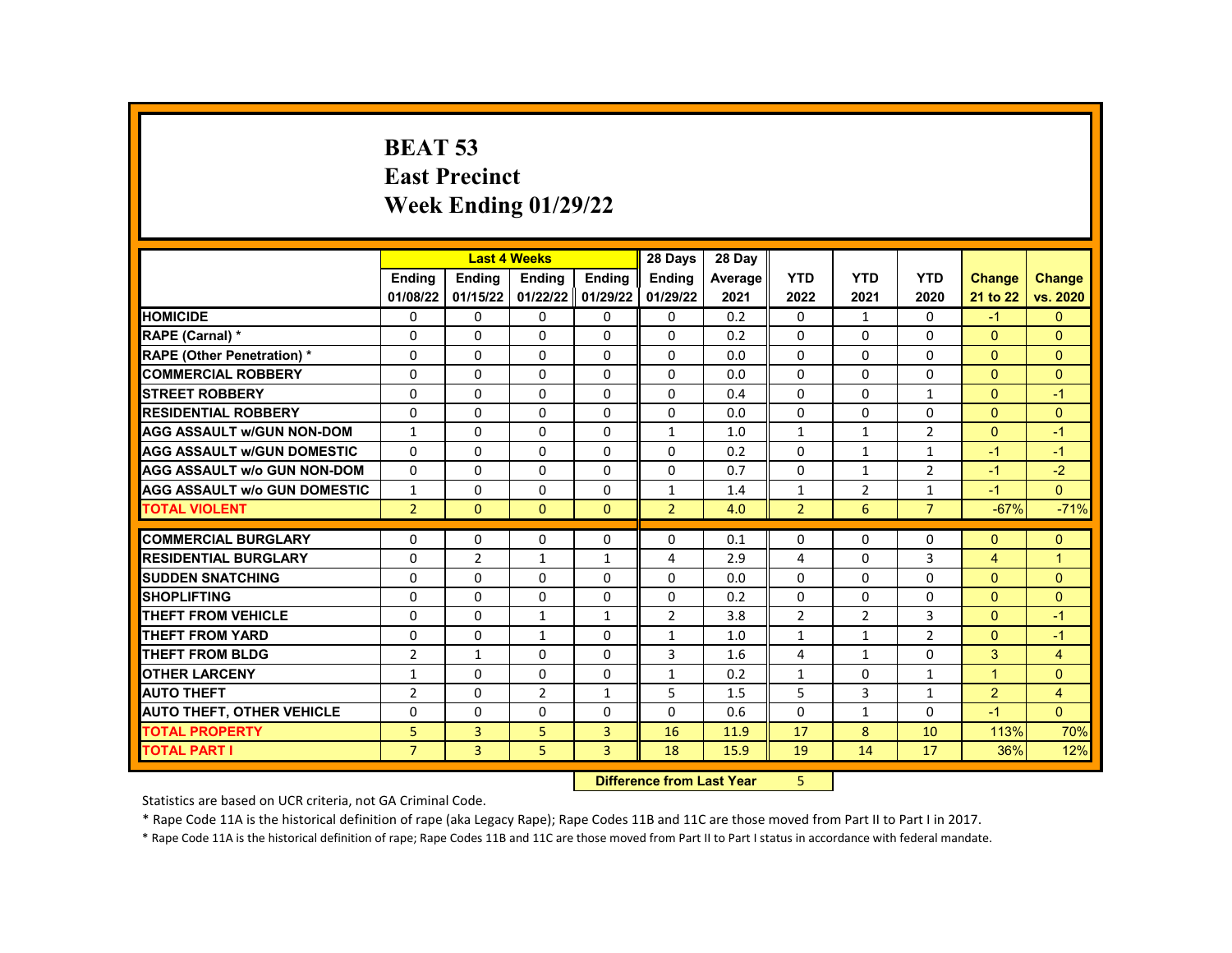# BEAT 53
# East Precinct
# Week Ending 01/29/22

| | Last 4 Weeks | | | | 28 Days | 28 Day | | | | | |
|---|---|---|---|---|---|---|---|---|---|---|---|
| | Ending 01/08/22 | Ending 01/15/22 | Ending 01/22/22 | Ending 01/29/22 | Ending 01/29/22 | Average 2021 | YTD 2022 | YTD 2021 | YTD 2020 | Change 21 to 22 | Change vs. 2020 |
| HOMICIDE | 0 | 0 | 0 | 0 | 0 | 0.2 | 0 | 1 | 0 | -1 | 0 |
| RAPE (Carnal) * | 0 | 0 | 0 | 0 | 0 | 0.2 | 0 | 0 | 0 | 0 | 0 |
| RAPE (Other Penetration) * | 0 | 0 | 0 | 0 | 0 | 0.0 | 0 | 0 | 0 | 0 | 0 |
| COMMERCIAL ROBBERY | 0 | 0 | 0 | 0 | 0 | 0.0 | 0 | 0 | 0 | 0 | 0 |
| STREET ROBBERY | 0 | 0 | 0 | 0 | 0 | 0.4 | 0 | 0 | 1 | 0 | -1 |
| RESIDENTIAL ROBBERY | 0 | 0 | 0 | 0 | 0 | 0.0 | 0 | 0 | 0 | 0 | 0 |
| AGG ASSAULT w/GUN NON-DOM | 1 | 0 | 0 | 0 | 1 | 1.0 | 1 | 1 | 2 | 0 | -1 |
| AGG ASSAULT w/GUN DOMESTIC | 0 | 0 | 0 | 0 | 0 | 0.2 | 0 | 1 | 1 | -1 | -1 |
| AGG ASSAULT w/o GUN NON-DOM | 0 | 0 | 0 | 0 | 0 | 0.7 | 0 | 1 | 2 | -1 | -2 |
| AGG ASSAULT w/o GUN DOMESTIC | 1 | 0 | 0 | 0 | 1 | 1.4 | 1 | 2 | 1 | -1 | 0 |
| TOTAL VIOLENT | 2 | 0 | 0 | 0 | 2 | 4.0 | 2 | 6 | 7 | -67% | -71% |
| COMMERCIAL BURGLARY | 0 | 0 | 0 | 0 | 0 | 0.1 | 0 | 0 | 0 | 0 | 0 |
| RESIDENTIAL BURGLARY | 0 | 2 | 1 | 1 | 4 | 2.9 | 4 | 0 | 3 | 4 | 1 |
| SUDDEN SNATCHING | 0 | 0 | 0 | 0 | 0 | 0.0 | 0 | 0 | 0 | 0 | 0 |
| SHOPLIFTING | 0 | 0 | 0 | 0 | 0 | 0.2 | 0 | 0 | 0 | 0 | 0 |
| THEFT FROM VEHICLE | 0 | 0 | 1 | 1 | 2 | 3.8 | 2 | 2 | 3 | 0 | -1 |
| THEFT FROM YARD | 0 | 0 | 1 | 0 | 1 | 1.0 | 1 | 1 | 2 | 0 | -1 |
| THEFT FROM BLDG | 2 | 1 | 0 | 0 | 3 | 1.6 | 4 | 1 | 0 | 3 | 4 |
| OTHER LARCENY | 1 | 0 | 0 | 0 | 1 | 0.2 | 1 | 0 | 1 | 1 | 0 |
| AUTO THEFT | 2 | 0 | 2 | 1 | 5 | 1.5 | 5 | 3 | 1 | 2 | 4 |
| AUTO THEFT, OTHER VEHICLE | 0 | 0 | 0 | 0 | 0 | 0.6 | 0 | 1 | 0 | -1 | 0 |
| TOTAL PROPERTY | 5 | 3 | 5 | 3 | 16 | 11.9 | 17 | 8 | 10 | 113% | 70% |
| TOTAL PART I | 7 | 3 | 5 | 3 | 18 | 15.9 | 19 | 14 | 17 | 36% | 12% |

**Difference from Last Year** 5

Statistics are based on UCR criteria, not GA Criminal Code.

* Rape Code 11A is the historical definition of rape (aka Legacy Rape); Rape Codes 11B and 11C are those moved from Part II to Part I in 2017.

* Rape Code 11A is the historical definition of rape; Rape Codes 11B and 11C are those moved from Part II to Part I status in accordance with federal mandate.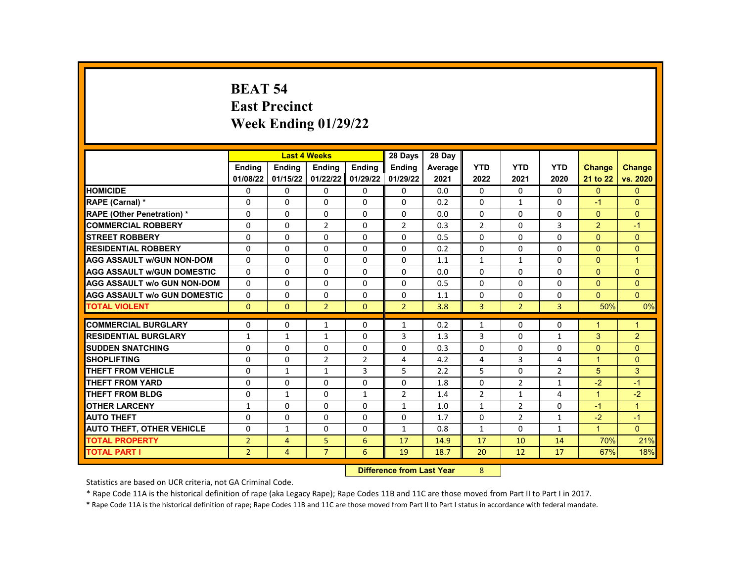# BEAT 54
# East Precinct
# Week Ending 01/29/22

| | Last 4 Weeks | | | | 28 Days | 28 Day | | | | | |
|---|---|---|---|---|---|---|---|---|---|---|---|
| | Ending 01/08/22 | Ending 01/15/22 | Ending 01/22/22 | Ending 01/29/22 | Ending 01/29/22 | Average 2021 | YTD 2022 | YTD 2021 | YTD 2020 | Change 21 to 22 | Change vs. 2020 |
| HOMICIDE | 0 | 0 | 0 | 0 | 0 | 0.0 | 0 | 0 | 0 | 0 | 0 |
| RAPE (Carnal) * | 0 | 0 | 0 | 0 | 0 | 0.2 | 0 | 1 | 0 | -1 | 0 |
| RAPE (Other Penetration) * | 0 | 0 | 0 | 0 | 0 | 0.0 | 0 | 0 | 0 | 0 | 0 |
| COMMERCIAL ROBBERY | 0 | 0 | 2 | 0 | 2 | 0.3 | 2 | 0 | 3 | 2 | -1 |
| STREET ROBBERY | 0 | 0 | 0 | 0 | 0 | 0.5 | 0 | 0 | 0 | 0 | 0 |
| RESIDENTIAL ROBBERY | 0 | 0 | 0 | 0 | 0 | 0.2 | 0 | 0 | 0 | 0 | 0 |
| AGG ASSAULT w/GUN NON-DOM | 0 | 0 | 0 | 0 | 0 | 1.1 | 1 | 1 | 0 | 0 | 1 |
| AGG ASSAULT w/GUN DOMESTIC | 0 | 0 | 0 | 0 | 0 | 0.0 | 0 | 0 | 0 | 0 | 0 |
| AGG ASSAULT w/o GUN NON-DOM | 0 | 0 | 0 | 0 | 0 | 0.5 | 0 | 0 | 0 | 0 | 0 |
| AGG ASSAULT w/o GUN DOMESTIC | 0 | 0 | 0 | 0 | 0 | 1.1 | 0 | 0 | 0 | 0 | 0 |
| TOTAL VIOLENT | 0 | 0 | 2 | 0 | 2 | 3.8 | 3 | 2 | 3 | 50% | 0% |
| COMMERCIAL BURGLARY | 0 | 0 | 1 | 0 | 1 | 0.2 | 1 | 0 | 0 | 1 | 1 |
| RESIDENTIAL BURGLARY | 1 | 1 | 1 | 0 | 3 | 1.3 | 3 | 0 | 1 | 3 | 2 |
| SUDDEN SNATCHING | 0 | 0 | 0 | 0 | 0 | 0.3 | 0 | 0 | 0 | 0 | 0 |
| SHOPLIFTING | 0 | 0 | 2 | 2 | 4 | 4.2 | 4 | 3 | 4 | 1 | 0 |
| THEFT FROM VEHICLE | 0 | 1 | 1 | 3 | 5 | 2.2 | 5 | 0 | 2 | 5 | 3 |
| THEFT FROM YARD | 0 | 0 | 0 | 0 | 0 | 1.8 | 0 | 2 | 1 | -2 | -1 |
| THEFT FROM BLDG | 0 | 1 | 0 | 1 | 2 | 1.4 | 2 | 1 | 4 | 1 | -2 |
| OTHER LARCENY | 1 | 0 | 0 | 0 | 1 | 1.0 | 1 | 2 | 0 | -1 | 1 |
| AUTO THEFT | 0 | 0 | 0 | 0 | 0 | 1.7 | 0 | 2 | 1 | -2 | -1 |
| AUTO THEFT, OTHER VEHICLE | 0 | 1 | 0 | 0 | 1 | 0.8 | 1 | 0 | 1 | 1 | 0 |
| TOTAL PROPERTY | 2 | 4 | 5 | 6 | 17 | 14.9 | 17 | 10 | 14 | 70% | 21% |
| TOTAL PART I | 2 | 4 | 7 | 6 | 19 | 18.7 | 20 | 12 | 17 | 67% | 18% |

**Difference from Last Year** 8

Statistics are based on UCR criteria, not GA Criminal Code.

* Rape Code 11A is the historical definition of rape (aka Legacy Rape); Rape Codes 11B and 11C are those moved from Part II to Part I in 2017.

* Rape Code 11A is the historical definition of rape; Rape Codes 11B and 11C are those moved from Part II to Part I status in accordance with federal mandate.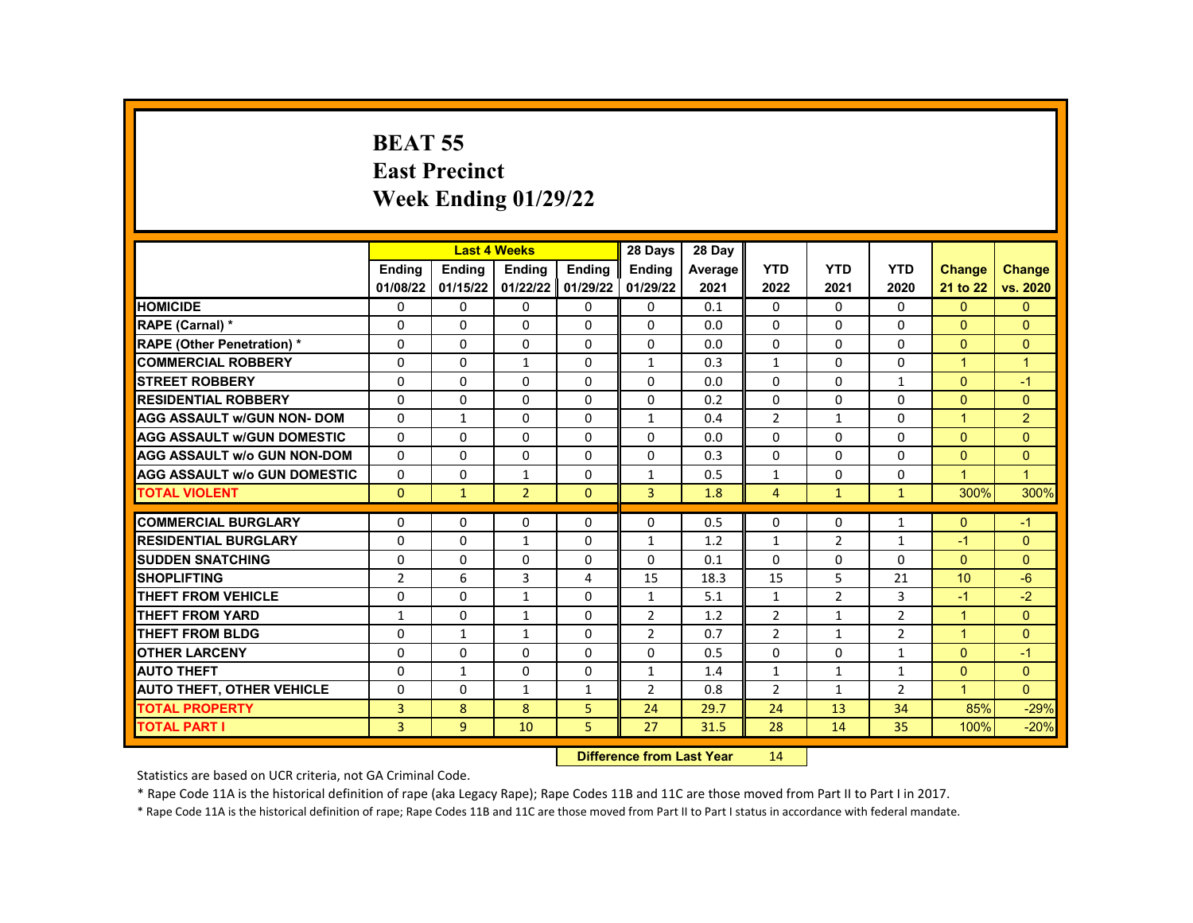# BEAT 55
# East Precinct
# Week Ending 01/29/22

| | Last 4 Weeks | | | | 28 Days | 28 Day | | | | | |
|---|---|---|---|---|---|---|---|---|---|---|---|
| | Ending 01/08/22 | Ending 01/15/22 | Ending 01/22/22 | Ending 01/29/22 | Ending 01/29/22 | Average 2021 | YTD 2022 | YTD 2021 | YTD 2020 | Change 21 to 22 | Change vs. 2020 |
| HOMICIDE | 0 | 0 | 0 | 0 | 0 | 0.1 | 0 | 0 | 0 | 0 | 0 |
| RAPE (Carnal) * | 0 | 0 | 0 | 0 | 0 | 0.0 | 0 | 0 | 0 | 0 | 0 |
| RAPE (Other Penetration) * | 0 | 0 | 0 | 0 | 0 | 0.0 | 0 | 0 | 0 | 0 | 0 |
| COMMERCIAL ROBBERY | 0 | 0 | 1 | 0 | 1 | 0.3 | 1 | 0 | 0 | 1 | 1 |
| STREET ROBBERY | 0 | 0 | 0 | 0 | 0 | 0.0 | 0 | 0 | 1 | 0 | -1 |
| RESIDENTIAL ROBBERY | 0 | 0 | 0 | 0 | 0 | 0.2 | 0 | 0 | 0 | 0 | 0 |
| AGG ASSAULT w/GUN NON- DOM | 0 | 1 | 0 | 0 | 1 | 0.4 | 2 | 1 | 0 | 1 | 2 |
| AGG ASSAULT w/GUN DOMESTIC | 0 | 0 | 0 | 0 | 0 | 0.0 | 0 | 0 | 0 | 0 | 0 |
| AGG ASSAULT w/o GUN NON-DOM | 0 | 0 | 0 | 0 | 0 | 0.3 | 0 | 0 | 0 | 0 | 0 |
| AGG ASSAULT w/o GUN DOMESTIC | 0 | 0 | 1 | 0 | 1 | 0.5 | 1 | 0 | 0 | 1 | 1 |
| TOTAL VIOLENT | 0 | 1 | 2 | 0 | 3 | 1.8 | 4 | 1 | 1 | 300% | 300% |
| COMMERCIAL BURGLARY | 0 | 0 | 0 | 0 | 0 | 0.5 | 0 | 0 | 1 | 0 | -1 |
| RESIDENTIAL BURGLARY | 0 | 0 | 1 | 0 | 1 | 1.2 | 1 | 2 | 1 | -1 | 0 |
| SUDDEN SNATCHING | 0 | 0 | 0 | 0 | 0 | 0.1 | 0 | 0 | 0 | 0 | 0 |
| SHOPLIFTING | 2 | 6 | 3 | 4 | 15 | 18.3 | 15 | 5 | 21 | 10 | -6 |
| THEFT FROM VEHICLE | 0 | 0 | 1 | 0 | 1 | 5.1 | 1 | 2 | 3 | -1 | -2 |
| THEFT FROM YARD | 1 | 0 | 1 | 0 | 2 | 1.2 | 2 | 1 | 2 | 1 | 0 |
| THEFT FROM BLDG | 0 | 1 | 1 | 0 | 2 | 0.7 | 2 | 1 | 2 | 1 | 0 |
| OTHER LARCENY | 0 | 0 | 0 | 0 | 0 | 0.5 | 0 | 0 | 1 | 0 | -1 |
| AUTO THEFT | 0 | 1 | 0 | 0 | 1 | 1.4 | 1 | 1 | 1 | 0 | 0 |
| AUTO THEFT, OTHER VEHICLE | 0 | 0 | 1 | 1 | 2 | 0.8 | 2 | 1 | 2 | 1 | 0 |
| TOTAL PROPERTY | 3 | 8 | 8 | 5 | 24 | 29.7 | 24 | 13 | 34 | 85% | -29% |
| TOTAL PART I | 3 | 9 | 10 | 5 | 27 | 31.5 | 28 | 14 | 35 | 100% | -20% |

**Difference from Last Year** 14

Statistics are based on UCR criteria, not GA Criminal Code.

* Rape Code 11A is the historical definition of rape (aka Legacy Rape); Rape Codes 11B and 11C are those moved from Part II to Part I in 2017.

* Rape Code 11A is the historical definition of rape; Rape Codes 11B and 11C are those moved from Part II to Part I status in accordance with federal mandate.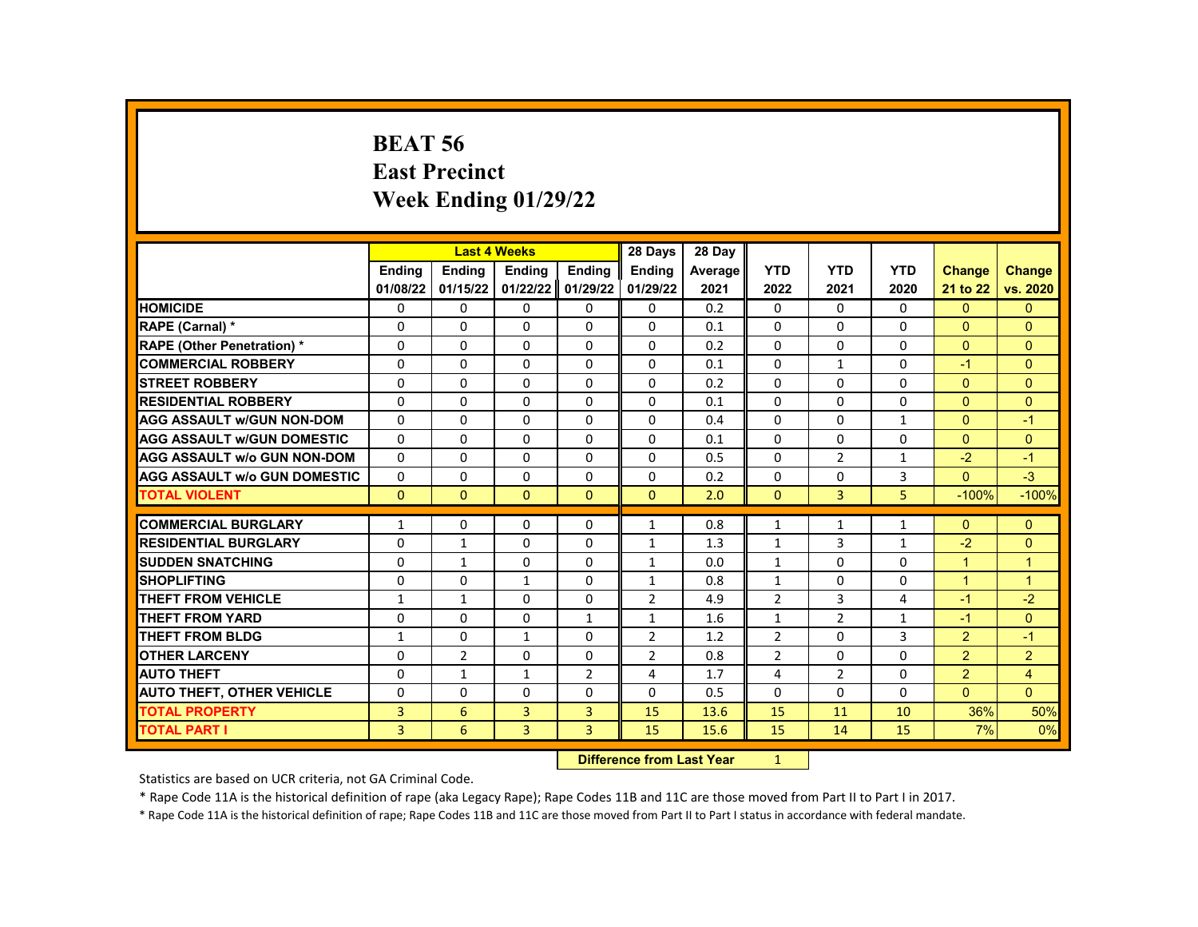# BEAT 56
# East Precinct
# Week Ending 01/29/22

| | Last 4 Weeks | | | | 28 Days | 28 Day | | | | | |
|---|---|---|---|---|---|---|---|---|---|---|---|
| | Ending 01/08/22 | Ending 01/15/22 | Ending 01/22/22 | Ending 01/29/22 | Ending 01/29/22 | Average 2021 | YTD 2022 | YTD 2021 | YTD 2020 | Change 21 to 22 | Change vs. 2020 |
| HOMICIDE | 0 | 0 | 0 | 0 | 0 | 0.2 | 0 | 0 | 0 | 0 | 0 |
| RAPE (Carnal) * | 0 | 0 | 0 | 0 | 0 | 0.1 | 0 | 0 | 0 | 0 | 0 |
| RAPE (Other Penetration) * | 0 | 0 | 0 | 0 | 0 | 0.2 | 0 | 0 | 0 | 0 | 0 |
| COMMERCIAL ROBBERY | 0 | 0 | 0 | 0 | 0 | 0.1 | 0 | 1 | 0 | -1 | 0 |
| STREET ROBBERY | 0 | 0 | 0 | 0 | 0 | 0.2 | 0 | 0 | 0 | 0 | 0 |
| RESIDENTIAL ROBBERY | 0 | 0 | 0 | 0 | 0 | 0.1 | 0 | 0 | 0 | 0 | 0 |
| AGG ASSAULT w/GUN NON-DOM | 0 | 0 | 0 | 0 | 0 | 0.4 | 0 | 0 | 1 | 0 | -1 |
| AGG ASSAULT w/GUN DOMESTIC | 0 | 0 | 0 | 0 | 0 | 0.1 | 0 | 0 | 0 | 0 | 0 |
| AGG ASSAULT w/o GUN NON-DOM | 0 | 0 | 0 | 0 | 0 | 0.5 | 0 | 2 | 1 | -2 | -1 |
| AGG ASSAULT w/o GUN DOMESTIC | 0 | 0 | 0 | 0 | 0 | 0.2 | 0 | 0 | 3 | 0 | -3 |
| TOTAL VIOLENT | 0 | 0 | 0 | 0 | 0 | 2.0 | 0 | 3 | 5 | -100% | -100% |
| COMMERCIAL BURGLARY | 1 | 0 | 0 | 0 | 1 | 0.8 | 1 | 1 | 1 | 0 | 0 |
| RESIDENTIAL BURGLARY | 0 | 1 | 0 | 0 | 1 | 1.3 | 1 | 3 | 1 | -2 | 0 |
| SUDDEN SNATCHING | 0 | 1 | 0 | 0 | 1 | 0.0 | 1 | 0 | 0 | 1 | 1 |
| SHOPLIFTING | 0 | 0 | 1 | 0 | 1 | 0.8 | 1 | 0 | 0 | 1 | 1 |
| THEFT FROM VEHICLE | 1 | 1 | 0 | 0 | 2 | 4.9 | 2 | 3 | 4 | -1 | -2 |
| THEFT FROM YARD | 0 | 0 | 0 | 1 | 1 | 1.6 | 1 | 2 | 1 | -1 | 0 |
| THEFT FROM BLDG | 1 | 0 | 1 | 0 | 2 | 1.2 | 2 | 0 | 3 | 2 | -1 |
| OTHER LARCENY | 0 | 2 | 0 | 0 | 2 | 0.8 | 2 | 0 | 0 | 2 | 2 |
| AUTO THEFT | 0 | 1 | 1 | 2 | 4 | 1.7 | 4 | 2 | 0 | 2 | 4 |
| AUTO THEFT, OTHER VEHICLE | 0 | 0 | 0 | 0 | 0 | 0.5 | 0 | 0 | 0 | 0 | 0 |
| TOTAL PROPERTY | 3 | 6 | 3 | 3 | 15 | 13.6 | 15 | 11 | 10 | 36% | 50% |
| TOTAL PART I | 3 | 6 | 3 | 3 | 15 | 15.6 | 15 | 14 | 15 | 7% | 0% |

**Difference from Last Year** 1

Statistics are based on UCR criteria, not GA Criminal Code.

* Rape Code 11A is the historical definition of rape (aka Legacy Rape); Rape Codes 11B and 11C are those moved from Part II to Part I in 2017.

* Rape Code 11A is the historical definition of rape; Rape Codes 11B and 11C are those moved from Part II to Part I status in accordance with federal mandate.